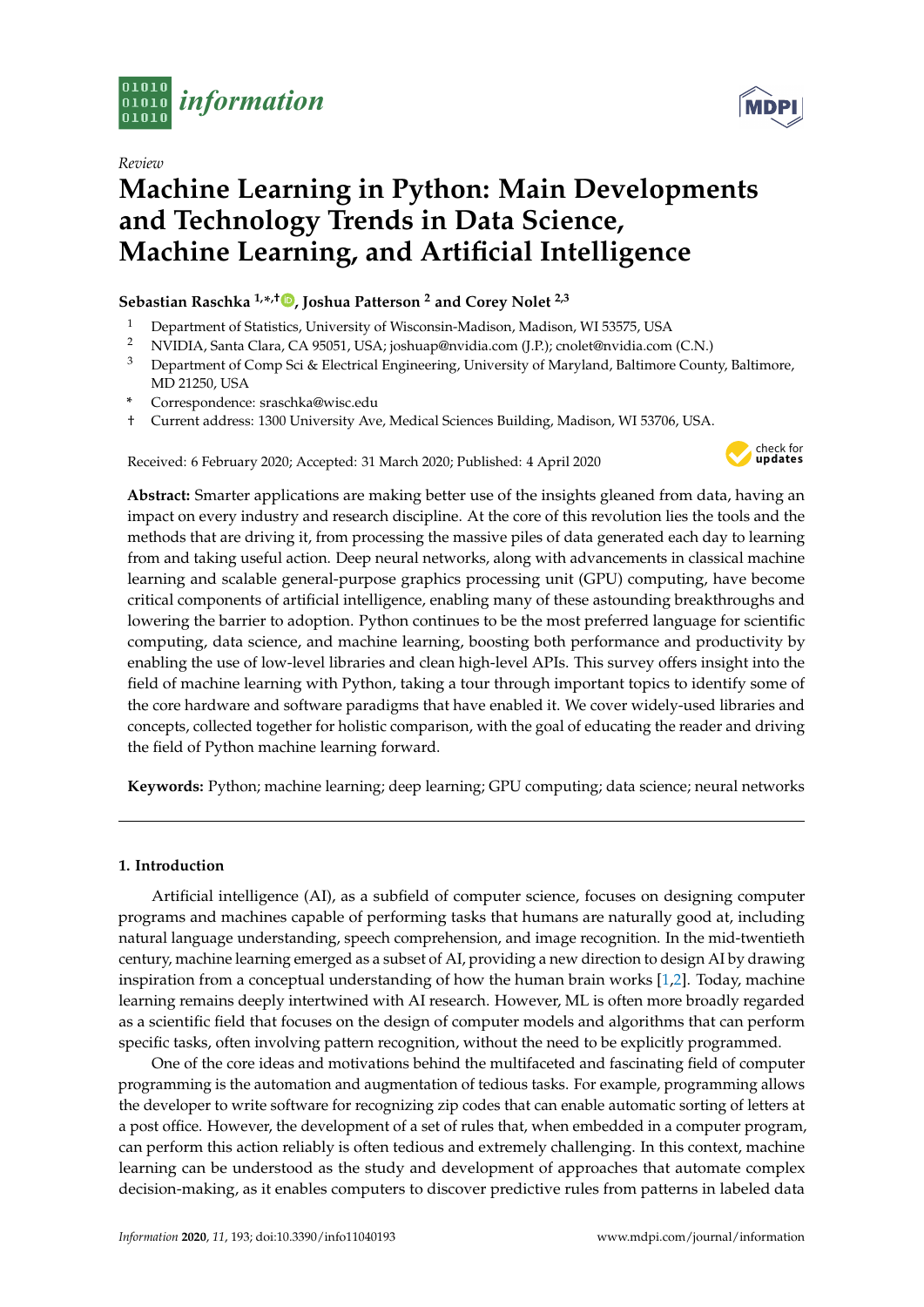*Review*

# Machine Learning in Python: Main Developments and Technology Trends in Data Science, Machine Learning, and Artificial Intelligence

**Sebastian Raschka [1,*,†], Joshua Patterson [2] and Corey Nolet [2,3]**

1 Department of Statistics, University of Wisconsin-Madison, Madison, WI 53575, USA
2 NVIDIA, Santa Clara, CA 95051, USA; joshuap@nvidia.com (J.P.); cnolet@nvidia.com (C.N.)
3 Department of Comp Sci & Electrical Engineering, University of Maryland, Baltimore County, Baltimore, MD 21250, USA
* Correspondence: sraschka@wisc.edu
† Current address: 1300 University Ave, Medical Sciences Building, Madison, WI 53706, USA.

Received: 6 February 2020; Accepted: 31 March 2020; Published: 4 April 2020

**Abstract:** Smarter applications are making better use of the insights gleaned from data, having an impact on every industry and research discipline. At the core of this revolution lies the tools and the methods that are driving it, from processing the massive piles of data generated each day to learning from and taking useful action. Deep neural networks, along with advancements in classical machine learning and scalable general-purpose graphics processing unit (GPU) computing, have become critical components of artificial intelligence, enabling many of these astounding breakthroughs and lowering the barrier to adoption. Python continues to be the most preferred language for scientific computing, data science, and machine learning, boosting both performance and productivity by enabling the use of low-level libraries and clean high-level APIs. This survey offers insight into the field of machine learning with Python, taking a tour through important topics to identify some of the core hardware and software paradigms that have enabled it. We cover widely-used libraries and concepts, collected together for holistic comparison, with the goal of educating the reader and driving the field of Python machine learning forward.

**Keywords:** Python; machine learning; deep learning; GPU computing; data science; neural networks

## 1. Introduction

Artificial intelligence (AI), as a subfield of computer science, focuses on designing computer programs and machines capable of performing tasks that humans are naturally good at, including natural language understanding, speech comprehension, and image recognition. In the mid-twentieth century, machine learning emerged as a subset of AI, providing a new direction to design AI by drawing inspiration from a conceptual understanding of how the human brain works [1,2]. Today, machine learning remains deeply intertwined with AI research. However, ML is often more broadly regarded as a scientific field that focuses on the design of computer models and algorithms that can perform specific tasks, often involving pattern recognition, without the need to be explicitly programmed.

One of the core ideas and motivations behind the multifaceted and fascinating field of computer programming is the automation and augmentation of tedious tasks. For example, programming allows the developer to write software for recognizing zip codes that can enable automatic sorting of letters at a post office. However, the development of a set of rules that, when embedded in a computer program, can perform this action reliably is often tedious and extremely challenging. In this context, machine learning can be understood as the study and development of approaches that automate complex decision-making, as it enables computers to discover predictive rules from patterns in labeled data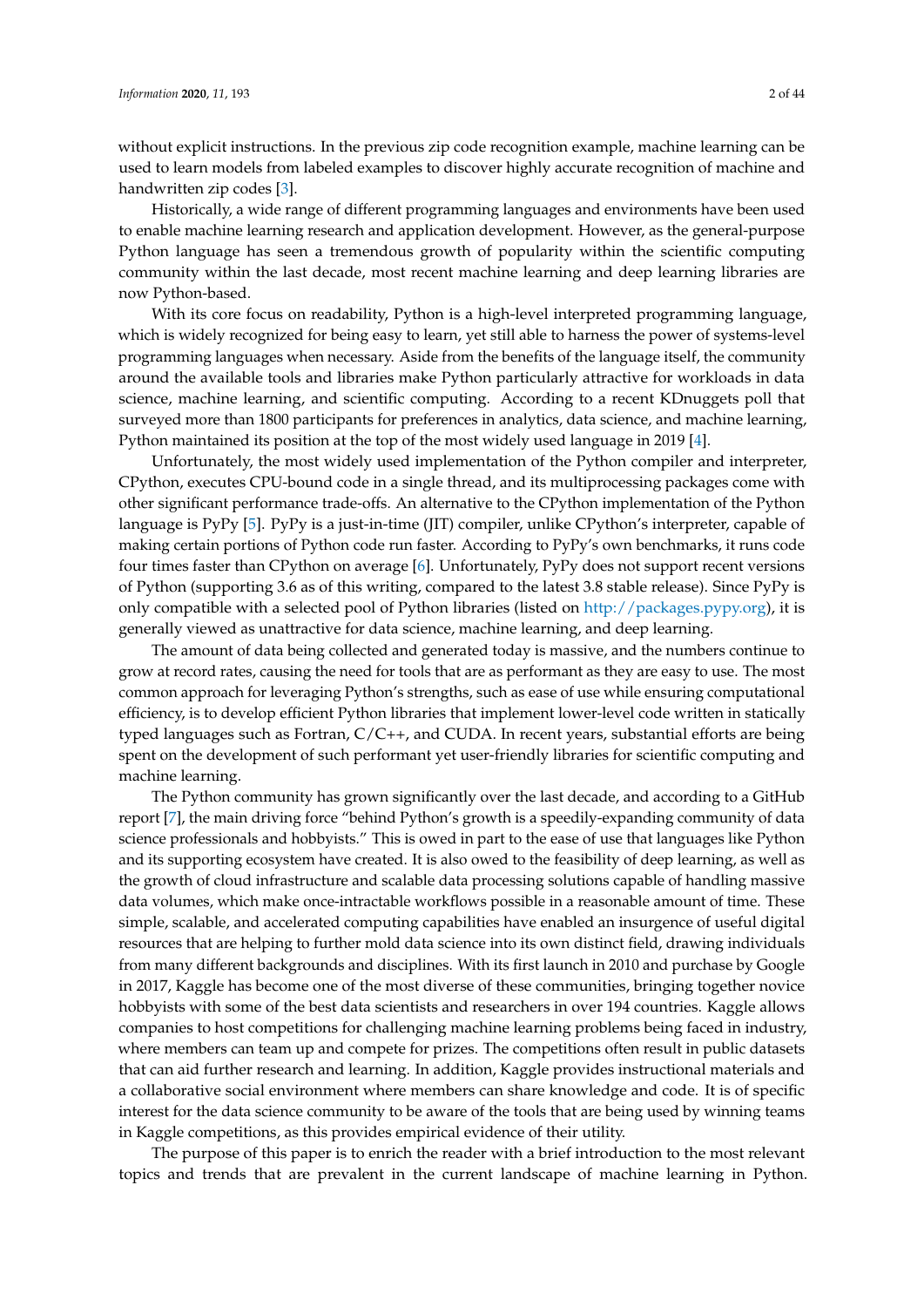without explicit instructions. In the previous zip code recognition example, machine learning can be used to learn models from labeled examples to discover highly accurate recognition of machine and handwritten zip codes [3].

Historically, a wide range of different programming languages and environments have been used to enable machine learning research and application development. However, as the general-purpose Python language has seen a tremendous growth of popularity within the scientific computing community within the last decade, most recent machine learning and deep learning libraries are now Python-based.

With its core focus on readability, Python is a high-level interpreted programming language, which is widely recognized for being easy to learn, yet still able to harness the power of systems-level programming languages when necessary. Aside from the benefits of the language itself, the community around the available tools and libraries make Python particularly attractive for workloads in data science, machine learning, and scientific computing. According to a recent KDnuggets poll that surveyed more than 1800 participants for preferences in analytics, data science, and machine learning, Python maintained its position at the top of the most widely used language in 2019 [4].

Unfortunately, the most widely used implementation of the Python compiler and interpreter, CPython, executes CPU-bound code in a single thread, and its multiprocessing packages come with other significant performance trade-offs. An alternative to the CPython implementation of the Python language is PyPy [5]. PyPy is a just-in-time (JIT) compiler, unlike CPython's interpreter, capable of making certain portions of Python code run faster. According to PyPy's own benchmarks, it runs code four times faster than CPython on average [6]. Unfortunately, PyPy does not support recent versions of Python (supporting 3.6 as of this writing, compared to the latest 3.8 stable release). Since PyPy is only compatible with a selected pool of Python libraries (listed on http://packages.pypy.org), it is generally viewed as unattractive for data science, machine learning, and deep learning.

The amount of data being collected and generated today is massive, and the numbers continue to grow at record rates, causing the need for tools that are as performant as they are easy to use. The most common approach for leveraging Python's strengths, such as ease of use while ensuring computational efficiency, is to develop efficient Python libraries that implement lower-level code written in statically typed languages such as Fortran, C/C++, and CUDA. In recent years, substantial efforts are being spent on the development of such performant yet user-friendly libraries for scientific computing and machine learning.

The Python community has grown significantly over the last decade, and according to a GitHub report [7], the main driving force "behind Python's growth is a speedily-expanding community of data science professionals and hobbyists." This is owed in part to the ease of use that languages like Python and its supporting ecosystem have created. It is also owed to the feasibility of deep learning, as well as the growth of cloud infrastructure and scalable data processing solutions capable of handling massive data volumes, which make once-intractable workflows possible in a reasonable amount of time. These simple, scalable, and accelerated computing capabilities have enabled an insurgence of useful digital resources that are helping to further mold data science into its own distinct field, drawing individuals from many different backgrounds and disciplines. With its first launch in 2010 and purchase by Google in 2017, Kaggle has become one of the most diverse of these communities, bringing together novice hobbyists with some of the best data scientists and researchers in over 194 countries. Kaggle allows companies to host competitions for challenging machine learning problems being faced in industry, where members can team up and compete for prizes. The competitions often result in public datasets that can aid further research and learning. In addition, Kaggle provides instructional materials and a collaborative social environment where members can share knowledge and code. It is of specific interest for the data science community to be aware of the tools that are being used by winning teams in Kaggle competitions, as this provides empirical evidence of their utility.

The purpose of this paper is to enrich the reader with a brief introduction to the most relevant topics and trends that are prevalent in the current landscape of machine learning in Python.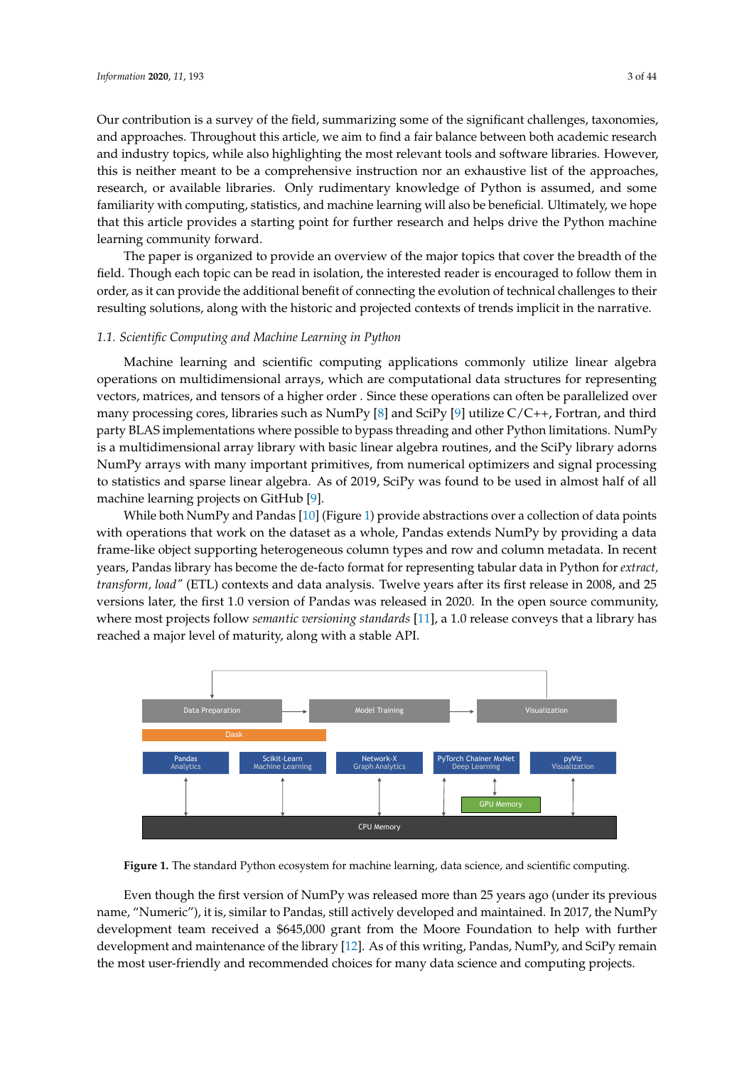Our contribution is a survey of the field, summarizing some of the significant challenges, taxonomies, and approaches. Throughout this article, we aim to find a fair balance between both academic research and industry topics, while also highlighting the most relevant tools and software libraries. However, this is neither meant to be a comprehensive instruction nor an exhaustive list of the approaches, research, or available libraries. Only rudimentary knowledge of Python is assumed, and some familiarity with computing, statistics, and machine learning will also be beneficial. Ultimately, we hope that this article provides a starting point for further research and helps drive the Python machine learning community forward.

The paper is organized to provide an overview of the major topics that cover the breadth of the field. Though each topic can be read in isolation, the interested reader is encouraged to follow them in order, as it can provide the additional benefit of connecting the evolution of technical challenges to their resulting solutions, along with the historic and projected contexts of trends implicit in the narrative.

### *1.1. Scientific Computing and Machine Learning in Python*

Machine learning and scientific computing applications commonly utilize linear algebra operations on multidimensional arrays, which are computational data structures for representing vectors, matrices, and tensors of a higher order . Since these operations can often be parallelized over many processing cores, libraries such as NumPy [8] and SciPy [9] utilize C/C++, Fortran, and third party BLAS implementations where possible to bypass threading and other Python limitations. NumPy is a multidimensional array library with basic linear algebra routines, and the SciPy library adorns NumPy arrays with many important primitives, from numerical optimizers and signal processing to statistics and sparse linear algebra. As of 2019, SciPy was found to be used in almost half of all machine learning projects on GitHub [9].

While both NumPy and Pandas [10] (Figure 1) provide abstractions over a collection of data points with operations that work on the dataset as a whole, Pandas extends NumPy by providing a data frame-like object supporting heterogeneous column types and row and column metadata. In recent years, Pandas library has become the de-facto format for representing tabular data in Python for *extract, transform, load"* (ETL) contexts and data analysis. Twelve years after its first release in 2008, and 25 versions later, the first 1.0 version of Pandas was released in 2020. In the open source community, where most projects follow *semantic versioning standards* [11], a 1.0 release conveys that a library has reached a major level of maturity, along with a stable API.

**Figure 1.** The standard Python ecosystem for machine learning, data science, and scientific computing.

Even though the first version of NumPy was released more than 25 years ago (under its previous name, "Numeric"), it is, similar to Pandas, still actively developed and maintained. In 2017, the NumPy development team received a $645,000 grant from the Moore Foundation to help with further development and maintenance of the library [12]. As of this writing, Pandas, NumPy, and SciPy remain the most user-friendly and recommended choices for many data science and computing projects.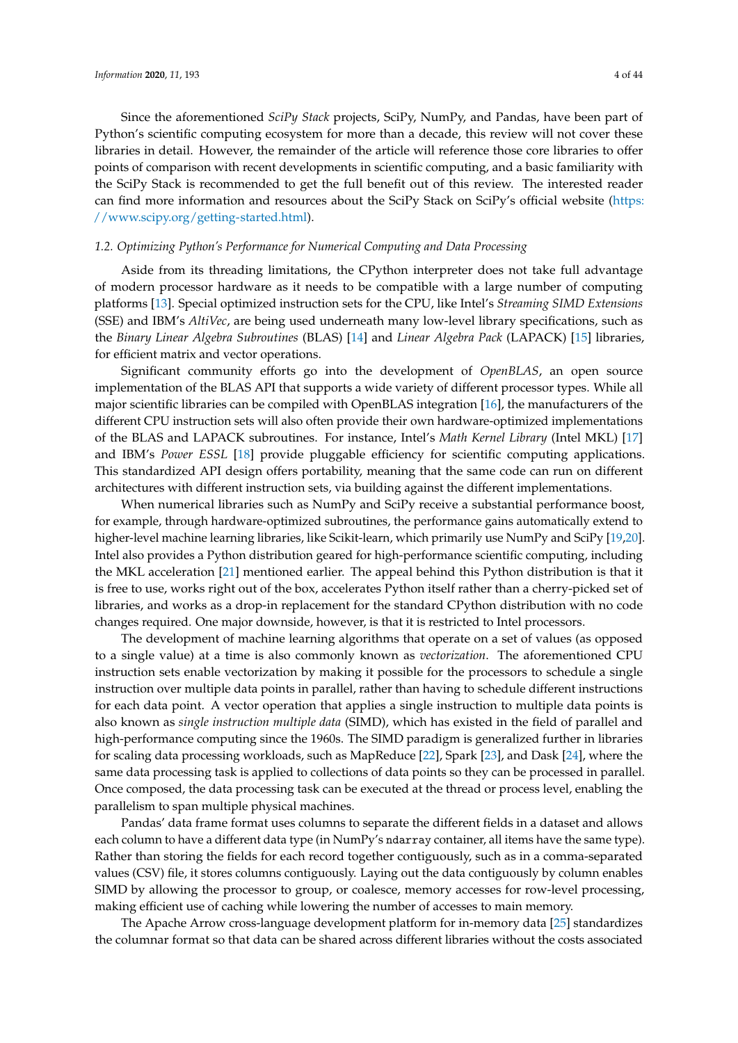Since the aforementioned *SciPy Stack* projects, SciPy, NumPy, and Pandas, have been part of Python's scientific computing ecosystem for more than a decade, this review will not cover these libraries in detail. However, the remainder of the article will reference those core libraries to offer points of comparison with recent developments in scientific computing, and a basic familiarity with the SciPy Stack is recommended to get the full benefit out of this review. The interested reader can find more information and resources about the SciPy Stack on SciPy's official website (https://www.scipy.org/getting-started.html).

### 1.2. Optimizing Python's Performance for Numerical Computing and Data Processing

Aside from its threading limitations, the CPython interpreter does not take full advantage of modern processor hardware as it needs to be compatible with a large number of computing platforms [13]. Special optimized instruction sets for the CPU, like Intel's *Streaming SIMD Extensions* (SSE) and IBM's *AltiVec*, are being used underneath many low-level library specifications, such as the *Binary Linear Algebra Subroutines* (BLAS) [14] and *Linear Algebra Pack* (LAPACK) [15] libraries, for efficient matrix and vector operations.

Significant community efforts go into the development of *OpenBLAS*, an open source implementation of the BLAS API that supports a wide variety of different processor types. While all major scientific libraries can be compiled with OpenBLAS integration [16], the manufacturers of the different CPU instruction sets will also often provide their own hardware-optimized implementations of the BLAS and LAPACK subroutines. For instance, Intel's *Math Kernel Library* (Intel MKL) [17] and IBM's *Power ESSL* [18] provide pluggable efficiency for scientific computing applications. This standardized API design offers portability, meaning that the same code can run on different architectures with different instruction sets, via building against the different implementations.

When numerical libraries such as NumPy and SciPy receive a substantial performance boost, for example, through hardware-optimized subroutines, the performance gains automatically extend to higher-level machine learning libraries, like Scikit-learn, which primarily use NumPy and SciPy [19,20]. Intel also provides a Python distribution geared for high-performance scientific computing, including the MKL acceleration [21] mentioned earlier. The appeal behind this Python distribution is that it is free to use, works right out of the box, accelerates Python itself rather than a cherry-picked set of libraries, and works as a drop-in replacement for the standard CPython distribution with no code changes required. One major downside, however, is that it is restricted to Intel processors.

The development of machine learning algorithms that operate on a set of values (as opposed to a single value) at a time is also commonly known as *vectorization*. The aforementioned CPU instruction sets enable vectorization by making it possible for the processors to schedule a single instruction over multiple data points in parallel, rather than having to schedule different instructions for each data point. A vector operation that applies a single instruction to multiple data points is also known as *single instruction multiple data* (SIMD), which has existed in the field of parallel and high-performance computing since the 1960s. The SIMD paradigm is generalized further in libraries for scaling data processing workloads, such as MapReduce [22], Spark [23], and Dask [24], where the same data processing task is applied to collections of data points so they can be processed in parallel. Once composed, the data processing task can be executed at the thread or process level, enabling the parallelism to span multiple physical machines.

Pandas' data frame format uses columns to separate the different fields in a dataset and allows each column to have a different data type (in NumPy's `ndarray` container, all items have the same type). Rather than storing the fields for each record together contiguously, such as in a comma-separated values (CSV) file, it stores columns contiguously. Laying out the data contiguously by column enables SIMD by allowing the processor to group, or coalesce, memory accesses for row-level processing, making efficient use of caching while lowering the number of accesses to main memory.

The Apache Arrow cross-language development platform for in-memory data [25] standardizes the columnar format so that data can be shared across different libraries without the costs associated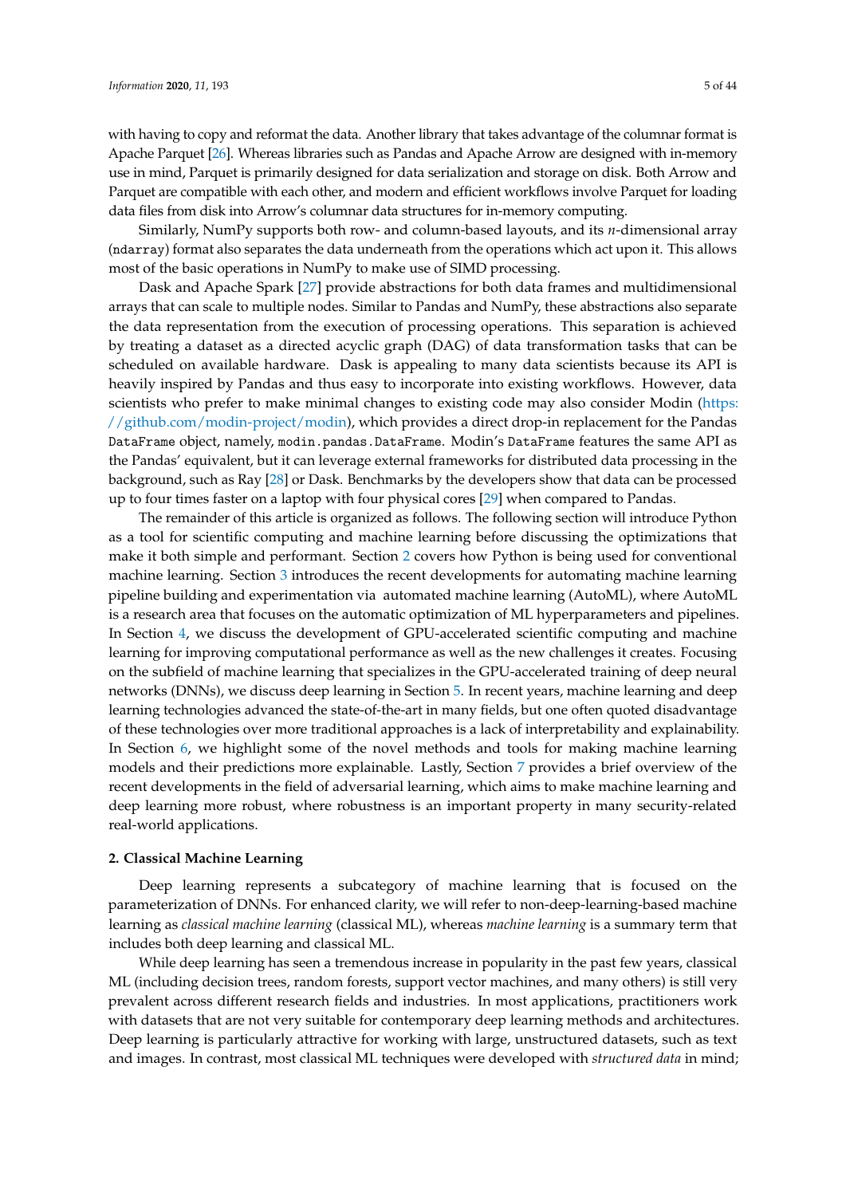with having to copy and reformat the data. Another library that takes advantage of the columnar format is Apache Parquet [26]. Whereas libraries such as Pandas and Apache Arrow are designed with in-memory use in mind, Parquet is primarily designed for data serialization and storage on disk. Both Arrow and Parquet are compatible with each other, and modern and efficient workflows involve Parquet for loading data files from disk into Arrow's columnar data structures for in-memory computing.

Similarly, NumPy supports both row- and column-based layouts, and its *n*-dimensional array (`ndarray`) format also separates the data underneath from the operations which act upon it. This allows most of the basic operations in NumPy to make use of SIMD processing.

Dask and Apache Spark [27] provide abstractions for both data frames and multidimensional arrays that can scale to multiple nodes. Similar to Pandas and NumPy, these abstractions also separate the data representation from the execution of processing operations. This separation is achieved by treating a dataset as a directed acyclic graph (DAG) of data transformation tasks that can be scheduled on available hardware. Dask is appealing to many data scientists because its API is heavily inspired by Pandas and thus easy to incorporate into existing workflows. However, data scientists who prefer to make minimal changes to existing code may also consider Modin (https://github.com/modin-project/modin), which provides a direct drop-in replacement for the Pandas `DataFrame` object, namely, `modin.pandas.DataFrame`. Modin's `DataFrame` features the same API as the Pandas' equivalent, but it can leverage external frameworks for distributed data processing in the background, such as Ray [28] or Dask. Benchmarks by the developers show that data can be processed up to four times faster on a laptop with four physical cores [29] when compared to Pandas.

The remainder of this article is organized as follows. The following section will introduce Python as a tool for scientific computing and machine learning before discussing the optimizations that make it both simple and performant. Section 2 covers how Python is being used for conventional machine learning. Section 3 introduces the recent developments for automating machine learning pipeline building and experimentation via automated machine learning (AutoML), where AutoML is a research area that focuses on the automatic optimization of ML hyperparameters and pipelines. In Section 4, we discuss the development of GPU-accelerated scientific computing and machine learning for improving computational performance as well as the new challenges it creates. Focusing on the subfield of machine learning that specializes in the GPU-accelerated training of deep neural networks (DNNs), we discuss deep learning in Section 5. In recent years, machine learning and deep learning technologies advanced the state-of-the-art in many fields, but one often quoted disadvantage of these technologies over more traditional approaches is a lack of interpretability and explainability. In Section 6, we highlight some of the novel methods and tools for making machine learning models and their predictions more explainable. Lastly, Section 7 provides a brief overview of the recent developments in the field of adversarial learning, which aims to make machine learning and deep learning more robust, where robustness is an important property in many security-related real-world applications.

## 2. Classical Machine Learning

Deep learning represents a subcategory of machine learning that is focused on the parameterization of DNNs. For enhanced clarity, we will refer to non-deep-learning-based machine learning as *classical machine learning* (classical ML), whereas *machine learning* is a summary term that includes both deep learning and classical ML.

While deep learning has seen a tremendous increase in popularity in the past few years, classical ML (including decision trees, random forests, support vector machines, and many others) is still very prevalent across different research fields and industries. In most applications, practitioners work with datasets that are not very suitable for contemporary deep learning methods and architectures. Deep learning is particularly attractive for working with large, unstructured datasets, such as text and images. In contrast, most classical ML techniques were developed with *structured data* in mind;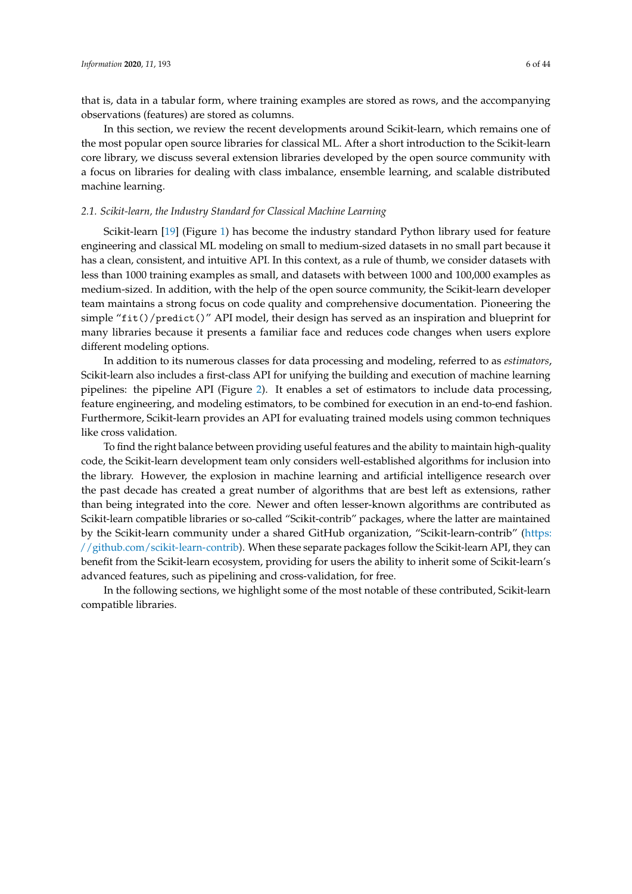that is, data in a tabular form, where training examples are stored as rows, and the accompanying observations (features) are stored as columns.

In this section, we review the recent developments around Scikit-learn, which remains one of the most popular open source libraries for classical ML. After a short introduction to the Scikit-learn core library, we discuss several extension libraries developed by the open source community with a focus on libraries for dealing with class imbalance, ensemble learning, and scalable distributed machine learning.

### 2.1. Scikit-learn, the Industry Standard for Classical Machine Learning

Scikit-learn [19] (Figure 1) has become the industry standard Python library used for feature engineering and classical ML modeling on small to medium-sized datasets in no small part because it has a clean, consistent, and intuitive API. In this context, as a rule of thumb, we consider datasets with less than 1000 training examples as small, and datasets with between 1000 and 100,000 examples as medium-sized. In addition, with the help of the open source community, the Scikit-learn developer team maintains a strong focus on code quality and comprehensive documentation. Pioneering the simple "`fit()/predict()`" API model, their design has served as an inspiration and blueprint for many libraries because it presents a familiar face and reduces code changes when users explore different modeling options.

In addition to its numerous classes for data processing and modeling, referred to as *estimators*, Scikit-learn also includes a first-class API for unifying the building and execution of machine learning pipelines: the pipeline API (Figure 2). It enables a set of estimators to include data processing, feature engineering, and modeling estimators, to be combined for execution in an end-to-end fashion. Furthermore, Scikit-learn provides an API for evaluating trained models using common techniques like cross validation.

To find the right balance between providing useful features and the ability to maintain high-quality code, the Scikit-learn development team only considers well-established algorithms for inclusion into the library. However, the explosion in machine learning and artificial intelligence research over the past decade has created a great number of algorithms that are best left as extensions, rather than being integrated into the core. Newer and often lesser-known algorithms are contributed as Scikit-learn compatible libraries or so-called "Scikit-contrib" packages, where the latter are maintained by the Scikit-learn community under a shared GitHub organization, "Scikit-learn-contrib" (https://github.com/scikit-learn-contrib). When these separate packages follow the Scikit-learn API, they can benefit from the Scikit-learn ecosystem, providing for users the ability to inherit some of Scikit-learn's advanced features, such as pipelining and cross-validation, for free.

In the following sections, we highlight some of the most notable of these contributed, Scikit-learn compatible libraries.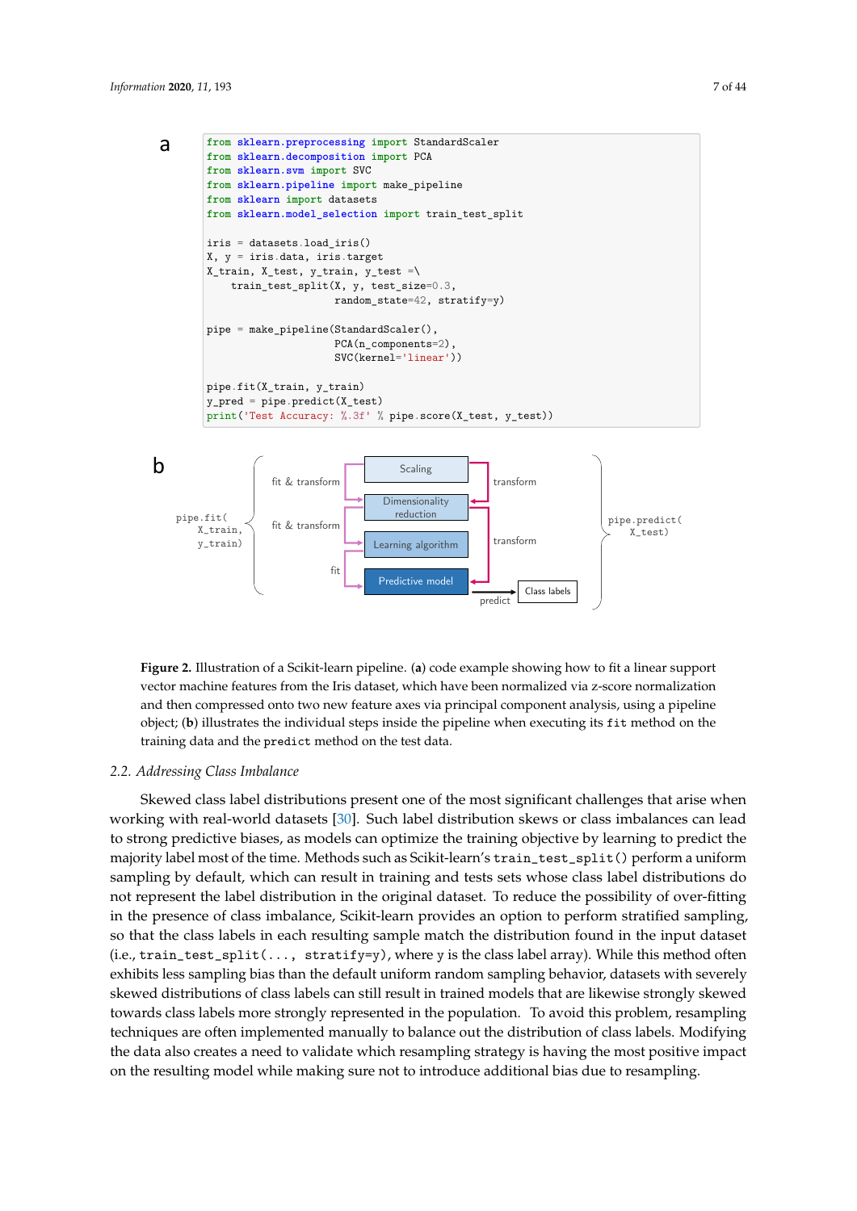a

```python
from sklearn.preprocessing import StandardScaler
from sklearn.decomposition import PCA
from sklearn.svm import SVC
from sklearn.pipeline import make_pipeline
from sklearn import datasets
from sklearn.model_selection import train_test_split

iris = datasets.load_iris()
X, y = iris.data, iris.target
X_train, X_test, y_train, y_test =\
    train_test_split(X, y, test_size=0.3,
                     random_state=42, stratify=y)

pipe = make_pipeline(StandardScaler(),
                     PCA(n_components=2),
                     SVC(kernel='linear'))

pipe.fit(X_train, y_train)
y_pred = pipe.predict(X_test)
print('Test Accuracy: %.3f' % pipe.score(X_test, y_test))
```

b

pipe.fit( X_train, y_train) — fit & transform → Scaling → transform; fit & transform → Dimensionality reduction → transform; fit → Learning algorithm → Predictive model → predict → Class labels — pipe.predict( X_test)

**Figure 2.** Illustration of a Scikit-learn pipeline. (**a**) code example showing how to fit a linear support vector machine features from the Iris dataset, which have been normalized via z-score normalization and then compressed onto two new feature axes via principal component analysis, using a pipeline object; (**b**) illustrates the individual steps inside the pipeline when executing its `fit` method on the training data and the `predict` method on the test data.

### 2.2. Addressing Class Imbalance

Skewed class label distributions present one of the most significant challenges that arise when working with real-world datasets [30]. Such label distribution skews or class imbalances can lead to strong predictive biases, as models can optimize the training objective by learning to predict the majority label most of the time. Methods such as Scikit-learn's `train_test_split()` perform a uniform sampling by default, which can result in training and tests sets whose class label distributions do not represent the label distribution in the original dataset. To reduce the possibility of over-fitting in the presence of class imbalance, Scikit-learn provides an option to perform stratified sampling, so that the class labels in each resulting sample match the distribution found in the input dataset (i.e., `train_test_split(..., stratify=y)`, where y is the class label array). While this method often exhibits less sampling bias than the default uniform random sampling behavior, datasets with severely skewed distributions of class labels can still result in trained models that are likewise strongly skewed towards class labels more strongly represented in the population. To avoid this problem, resampling techniques are often implemented manually to balance out the distribution of class labels. Modifying the data also creates a need to validate which resampling strategy is having the most positive impact on the resulting model while making sure not to introduce additional bias due to resampling.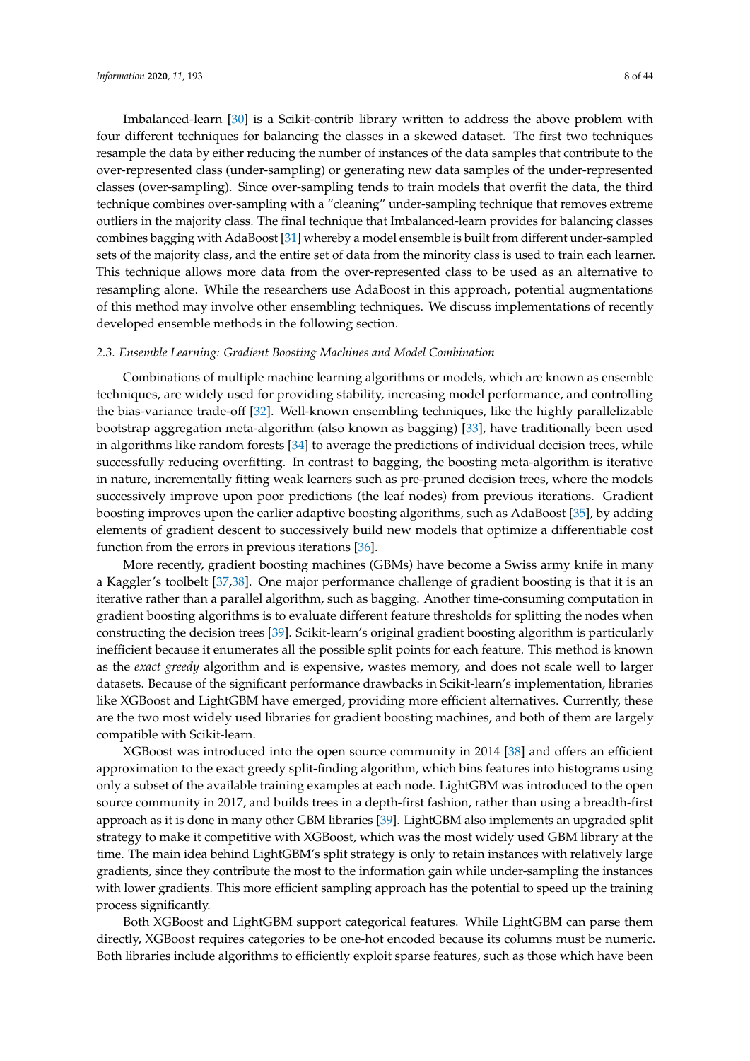Imbalanced-learn [30] is a Scikit-contrib library written to address the above problem with four different techniques for balancing the classes in a skewed dataset. The first two techniques resample the data by either reducing the number of instances of the data samples that contribute to the over-represented class (under-sampling) or generating new data samples of the under-represented classes (over-sampling). Since over-sampling tends to train models that overfit the data, the third technique combines over-sampling with a "cleaning" under-sampling technique that removes extreme outliers in the majority class. The final technique that Imbalanced-learn provides for balancing classes combines bagging with AdaBoost [31] whereby a model ensemble is built from different under-sampled sets of the majority class, and the entire set of data from the minority class is used to train each learner. This technique allows more data from the over-represented class to be used as an alternative to resampling alone. While the researchers use AdaBoost in this approach, potential augmentations of this method may involve other ensembling techniques. We discuss implementations of recently developed ensemble methods in the following section.

### *2.3. Ensemble Learning: Gradient Boosting Machines and Model Combination*

Combinations of multiple machine learning algorithms or models, which are known as ensemble techniques, are widely used for providing stability, increasing model performance, and controlling the bias-variance trade-off [32]. Well-known ensembling techniques, like the highly parallelizable bootstrap aggregation meta-algorithm (also known as bagging) [33], have traditionally been used in algorithms like random forests [34] to average the predictions of individual decision trees, while successfully reducing overfitting. In contrast to bagging, the boosting meta-algorithm is iterative in nature, incrementally fitting weak learners such as pre-pruned decision trees, where the models successively improve upon poor predictions (the leaf nodes) from previous iterations. Gradient boosting improves upon the earlier adaptive boosting algorithms, such as AdaBoost [35], by adding elements of gradient descent to successively build new models that optimize a differentiable cost function from the errors in previous iterations [36].

More recently, gradient boosting machines (GBMs) have become a Swiss army knife in many a Kaggler's toolbelt [37,38]. One major performance challenge of gradient boosting is that it is an iterative rather than a parallel algorithm, such as bagging. Another time-consuming computation in gradient boosting algorithms is to evaluate different feature thresholds for splitting the nodes when constructing the decision trees [39]. Scikit-learn's original gradient boosting algorithm is particularly inefficient because it enumerates all the possible split points for each feature. This method is known as the *exact greedy* algorithm and is expensive, wastes memory, and does not scale well to larger datasets. Because of the significant performance drawbacks in Scikit-learn's implementation, libraries like XGBoost and LightGBM have emerged, providing more efficient alternatives. Currently, these are the two most widely used libraries for gradient boosting machines, and both of them are largely compatible with Scikit-learn.

XGBoost was introduced into the open source community in 2014 [38] and offers an efficient approximation to the exact greedy split-finding algorithm, which bins features into histograms using only a subset of the available training examples at each node. LightGBM was introduced to the open source community in 2017, and builds trees in a depth-first fashion, rather than using a breadth-first approach as it is done in many other GBM libraries [39]. LightGBM also implements an upgraded split strategy to make it competitive with XGBoost, which was the most widely used GBM library at the time. The main idea behind LightGBM's split strategy is only to retain instances with relatively large gradients, since they contribute the most to the information gain while under-sampling the instances with lower gradients. This more efficient sampling approach has the potential to speed up the training process significantly.

Both XGBoost and LightGBM support categorical features. While LightGBM can parse them directly, XGBoost requires categories to be one-hot encoded because its columns must be numeric. Both libraries include algorithms to efficiently exploit sparse features, such as those which have been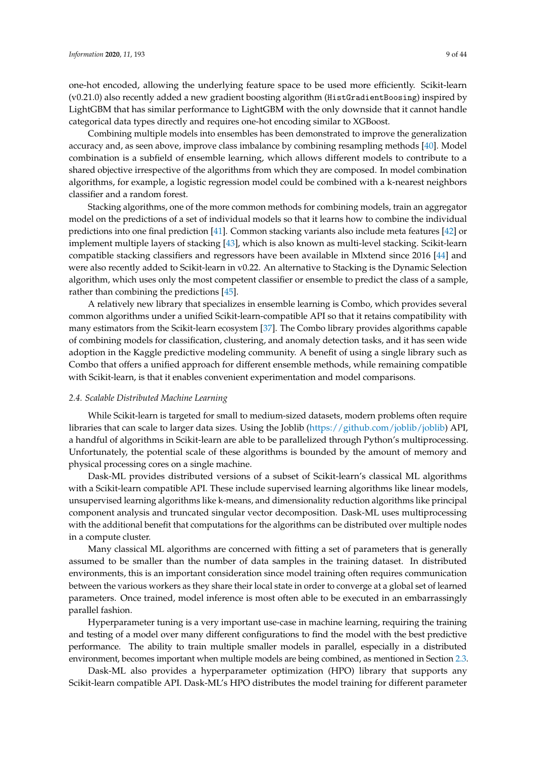one-hot encoded, allowing the underlying feature space to be used more efficiently. Scikit-learn (v0.21.0) also recently added a new gradient boosting algorithm (`HistGradientBoosing`) inspired by LightGBM that has similar performance to LightGBM with the only downside that it cannot handle categorical data types directly and requires one-hot encoding similar to XGBoost.

Combining multiple models into ensembles has been demonstrated to improve the generalization accuracy and, as seen above, improve class imbalance by combining resampling methods [40]. Model combination is a subfield of ensemble learning, which allows different models to contribute to a shared objective irrespective of the algorithms from which they are composed. In model combination algorithms, for example, a logistic regression model could be combined with a k-nearest neighbors classifier and a random forest.

Stacking algorithms, one of the more common methods for combining models, train an aggregator model on the predictions of a set of individual models so that it learns how to combine the individual predictions into one final prediction [41]. Common stacking variants also include meta features [42] or implement multiple layers of stacking [43], which is also known as multi-level stacking. Scikit-learn compatible stacking classifiers and regressors have been available in Mlxtend since 2016 [44] and were also recently added to Scikit-learn in v0.22. An alternative to Stacking is the Dynamic Selection algorithm, which uses only the most competent classifier or ensemble to predict the class of a sample, rather than combining the predictions [45].

A relatively new library that specializes in ensemble learning is Combo, which provides several common algorithms under a unified Scikit-learn-compatible API so that it retains compatibility with many estimators from the Scikit-learn ecosystem [37]. The Combo library provides algorithms capable of combining models for classification, clustering, and anomaly detection tasks, and it has seen wide adoption in the Kaggle predictive modeling community. A benefit of using a single library such as Combo that offers a unified approach for different ensemble methods, while remaining compatible with Scikit-learn, is that it enables convenient experimentation and model comparisons.

### *2.4. Scalable Distributed Machine Learning*

While Scikit-learn is targeted for small to medium-sized datasets, modern problems often require libraries that can scale to larger data sizes. Using the Joblib (https://github.com/joblib/joblib) API, a handful of algorithms in Scikit-learn are able to be parallelized through Python's multiprocessing. Unfortunately, the potential scale of these algorithms is bounded by the amount of memory and physical processing cores on a single machine.

Dask-ML provides distributed versions of a subset of Scikit-learn's classical ML algorithms with a Scikit-learn compatible API. These include supervised learning algorithms like linear models, unsupervised learning algorithms like k-means, and dimensionality reduction algorithms like principal component analysis and truncated singular vector decomposition. Dask-ML uses multiprocessing with the additional benefit that computations for the algorithms can be distributed over multiple nodes in a compute cluster.

Many classical ML algorithms are concerned with fitting a set of parameters that is generally assumed to be smaller than the number of data samples in the training dataset. In distributed environments, this is an important consideration since model training often requires communication between the various workers as they share their local state in order to converge at a global set of learned parameters. Once trained, model inference is most often able to be executed in an embarrassingly parallel fashion.

Hyperparameter tuning is a very important use-case in machine learning, requiring the training and testing of a model over many different configurations to find the model with the best predictive performance. The ability to train multiple smaller models in parallel, especially in a distributed environment, becomes important when multiple models are being combined, as mentioned in Section 2.3.

Dask-ML also provides a hyperparameter optimization (HPO) library that supports any Scikit-learn compatible API. Dask-ML's HPO distributes the model training for different parameter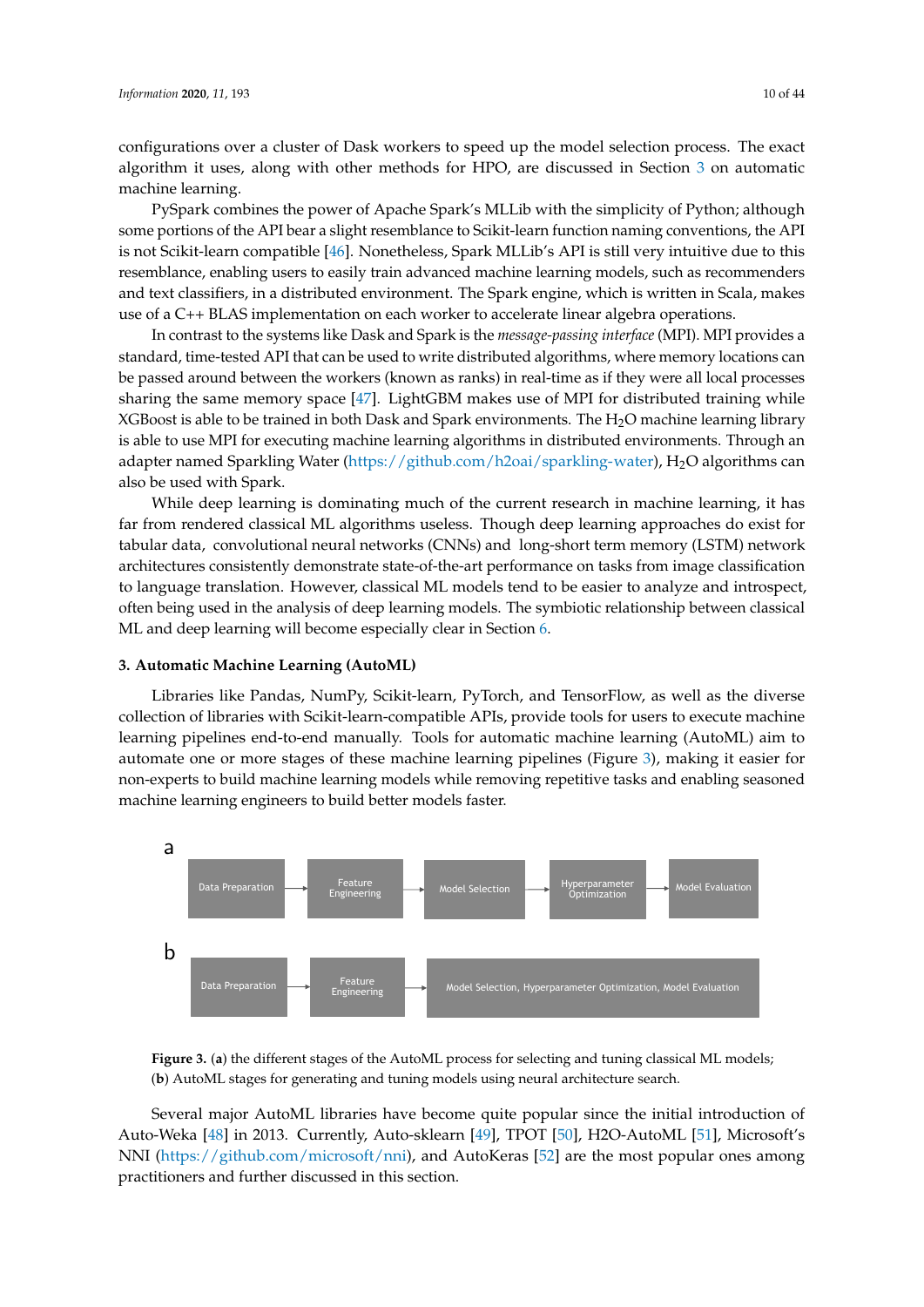configurations over a cluster of Dask workers to speed up the model selection process. The exact algorithm it uses, along with other methods for HPO, are discussed in Section 3 on automatic machine learning.

PySpark combines the power of Apache Spark's MLLib with the simplicity of Python; although some portions of the API bear a slight resemblance to Scikit-learn function naming conventions, the API is not Scikit-learn compatible [46]. Nonetheless, Spark MLLib's API is still very intuitive due to this resemblance, enabling users to easily train advanced machine learning models, such as recommenders and text classifiers, in a distributed environment. The Spark engine, which is written in Scala, makes use of a C++ BLAS implementation on each worker to accelerate linear algebra operations.

In contrast to the systems like Dask and Spark is the *message-passing interface* (MPI). MPI provides a standard, time-tested API that can be used to write distributed algorithms, where memory locations can be passed around between the workers (known as ranks) in real-time as if they were all local processes sharing the same memory space [47]. LightGBM makes use of MPI for distributed training while XGBoost is able to be trained in both Dask and Spark environments. The $H_2O$ machine learning library is able to use MPI for executing machine learning algorithms in distributed environments. Through an adapter named Sparkling Water (https://github.com/h2oai/sparkling-water), $H_2O$ algorithms can also be used with Spark.

While deep learning is dominating much of the current research in machine learning, it has far from rendered classical ML algorithms useless. Though deep learning approaches do exist for tabular data, convolutional neural networks (CNNs) and long-short term memory (LSTM) network architectures consistently demonstrate state-of-the-art performance on tasks from image classification to language translation. However, classical ML models tend to be easier to analyze and introspect, often being used in the analysis of deep learning models. The symbiotic relationship between classical ML and deep learning will become especially clear in Section 6.

## 3. Automatic Machine Learning (AutoML)

Libraries like Pandas, NumPy, Scikit-learn, PyTorch, and TensorFlow, as well as the diverse collection of libraries with Scikit-learn-compatible APIs, provide tools for users to execute machine learning pipelines end-to-end manually. Tools for automatic machine learning (AutoML) aim to automate one or more stages of these machine learning pipelines (Figure 3), making it easier for non-experts to build machine learning models while removing repetitive tasks and enabling seasoned machine learning engineers to build better models faster.

a

Data Preparation → Feature Engineering → Model Selection → Hyperparameter Optimization → Model Evaluation

b

Data Preparation → Feature Engineering → Model Selection, Hyperparameter Optimization, Model Evaluation

**Figure 3.** (**a**) the different stages of the AutoML process for selecting and tuning classical ML models; (**b**) AutoML stages for generating and tuning models using neural architecture search.

Several major AutoML libraries have become quite popular since the initial introduction of Auto-Weka [48] in 2013. Currently, Auto-sklearn [49], TPOT [50], H2O-AutoML [51], Microsoft's NNI (https://github.com/microsoft/nni), and AutoKeras [52] are the most popular ones among practitioners and further discussed in this section.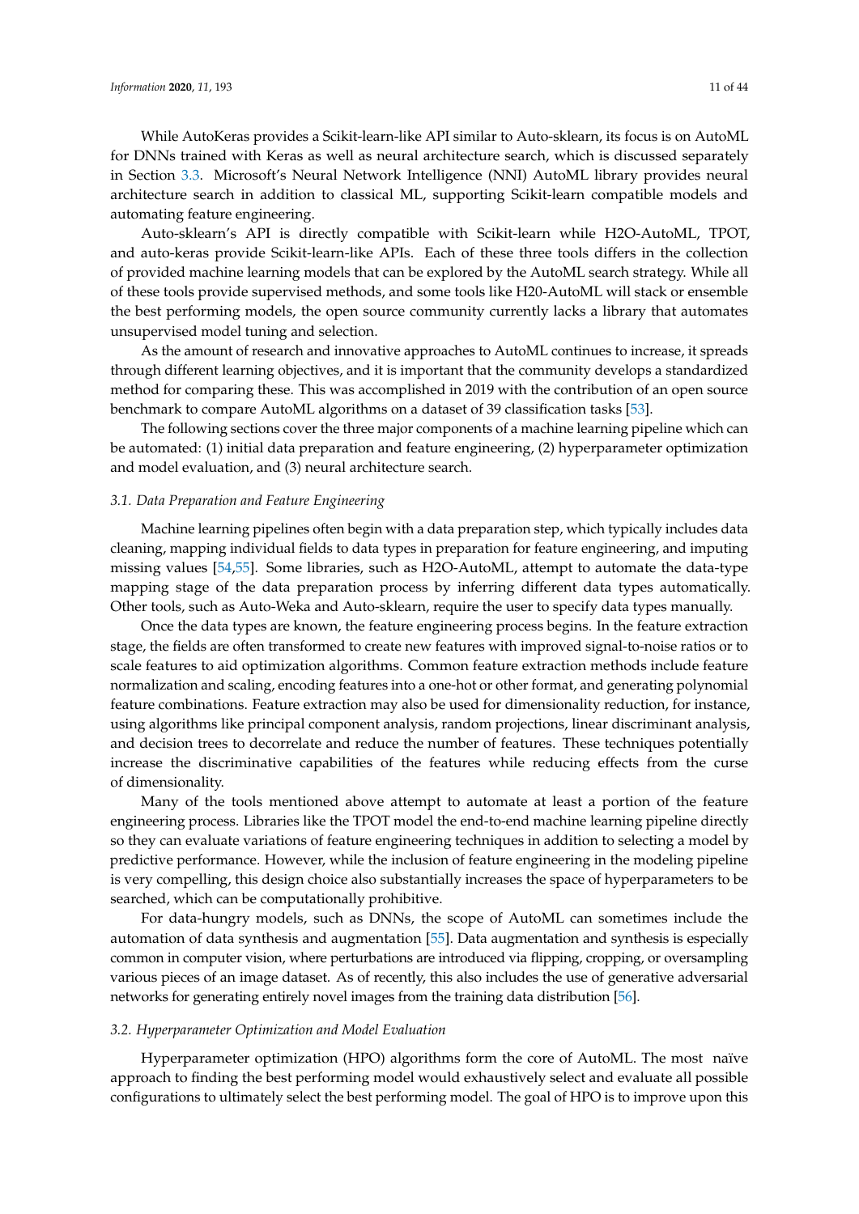While AutoKeras provides a Scikit-learn-like API similar to Auto-sklearn, its focus is on AutoML for DNNs trained with Keras as well as neural architecture search, which is discussed separately in Section 3.3. Microsoft's Neural Network Intelligence (NNI) AutoML library provides neural architecture search in addition to classical ML, supporting Scikit-learn compatible models and automating feature engineering.

Auto-sklearn's API is directly compatible with Scikit-learn while H2O-AutoML, TPOT, and auto-keras provide Scikit-learn-like APIs. Each of these three tools differs in the collection of provided machine learning models that can be explored by the AutoML search strategy. While all of these tools provide supervised methods, and some tools like H20-AutoML will stack or ensemble the best performing models, the open source community currently lacks a library that automates unsupervised model tuning and selection.

As the amount of research and innovative approaches to AutoML continues to increase, it spreads through different learning objectives, and it is important that the community develops a standardized method for comparing these. This was accomplished in 2019 with the contribution of an open source benchmark to compare AutoML algorithms on a dataset of 39 classification tasks [53].

The following sections cover the three major components of a machine learning pipeline which can be automated: (1) initial data preparation and feature engineering, (2) hyperparameter optimization and model evaluation, and (3) neural architecture search.

### 3.1. Data Preparation and Feature Engineering

Machine learning pipelines often begin with a data preparation step, which typically includes data cleaning, mapping individual fields to data types in preparation for feature engineering, and imputing missing values [54,55]. Some libraries, such as H2O-AutoML, attempt to automate the data-type mapping stage of the data preparation process by inferring different data types automatically. Other tools, such as Auto-Weka and Auto-sklearn, require the user to specify data types manually.

Once the data types are known, the feature engineering process begins. In the feature extraction stage, the fields are often transformed to create new features with improved signal-to-noise ratios or to scale features to aid optimization algorithms. Common feature extraction methods include feature normalization and scaling, encoding features into a one-hot or other format, and generating polynomial feature combinations. Feature extraction may also be used for dimensionality reduction, for instance, using algorithms like principal component analysis, random projections, linear discriminant analysis, and decision trees to decorrelate and reduce the number of features. These techniques potentially increase the discriminative capabilities of the features while reducing effects from the curse of dimensionality.

Many of the tools mentioned above attempt to automate at least a portion of the feature engineering process. Libraries like the TPOT model the end-to-end machine learning pipeline directly so they can evaluate variations of feature engineering techniques in addition to selecting a model by predictive performance. However, while the inclusion of feature engineering in the modeling pipeline is very compelling, this design choice also substantially increases the space of hyperparameters to be searched, which can be computationally prohibitive.

For data-hungry models, such as DNNs, the scope of AutoML can sometimes include the automation of data synthesis and augmentation [55]. Data augmentation and synthesis is especially common in computer vision, where perturbations are introduced via flipping, cropping, or oversampling various pieces of an image dataset. As of recently, this also includes the use of generative adversarial networks for generating entirely novel images from the training data distribution [56].

### 3.2. Hyperparameter Optimization and Model Evaluation

Hyperparameter optimization (HPO) algorithms form the core of AutoML. The most naïve approach to finding the best performing model would exhaustively select and evaluate all possible configurations to ultimately select the best performing model. The goal of HPO is to improve upon this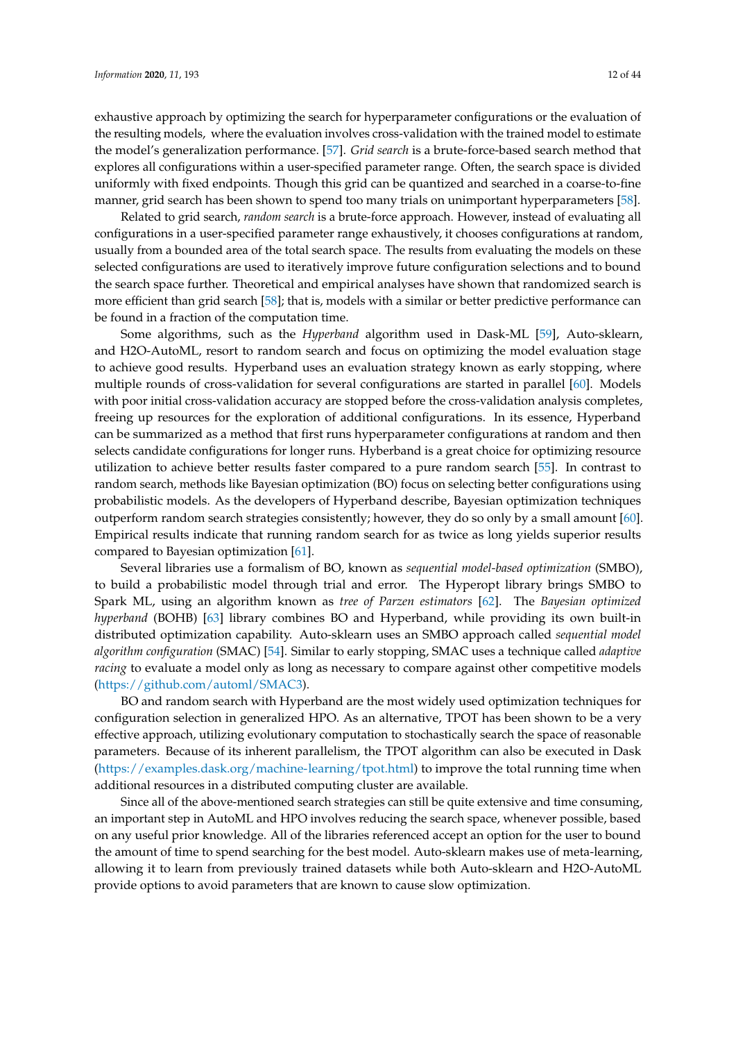exhaustive approach by optimizing the search for hyperparameter configurations or the evaluation of the resulting models, where the evaluation involves cross-validation with the trained model to estimate the model's generalization performance. [57]. *Grid search* is a brute-force-based search method that explores all configurations within a user-specified parameter range. Often, the search space is divided uniformly with fixed endpoints. Though this grid can be quantized and searched in a coarse-to-fine manner, grid search has been shown to spend too many trials on unimportant hyperparameters [58].

Related to grid search, *random search* is a brute-force approach. However, instead of evaluating all configurations in a user-specified parameter range exhaustively, it chooses configurations at random, usually from a bounded area of the total search space. The results from evaluating the models on these selected configurations are used to iteratively improve future configuration selections and to bound the search space further. Theoretical and empirical analyses have shown that randomized search is more efficient than grid search [58]; that is, models with a similar or better predictive performance can be found in a fraction of the computation time.

Some algorithms, such as the *Hyperband* algorithm used in Dask-ML [59], Auto-sklearn, and H2O-AutoML, resort to random search and focus on optimizing the model evaluation stage to achieve good results. Hyperband uses an evaluation strategy known as early stopping, where multiple rounds of cross-validation for several configurations are started in parallel [60]. Models with poor initial cross-validation accuracy are stopped before the cross-validation analysis completes, freeing up resources for the exploration of additional configurations. In its essence, Hyperband can be summarized as a method that first runs hyperparameter configurations at random and then selects candidate configurations for longer runs. Hyberband is a great choice for optimizing resource utilization to achieve better results faster compared to a pure random search [55]. In contrast to random search, methods like Bayesian optimization (BO) focus on selecting better configurations using probabilistic models. As the developers of Hyperband describe, Bayesian optimization techniques outperform random search strategies consistently; however, they do so only by a small amount [60]. Empirical results indicate that running random search for as twice as long yields superior results compared to Bayesian optimization [61].

Several libraries use a formalism of BO, known as *sequential model-based optimization* (SMBO), to build a probabilistic model through trial and error. The Hyperopt library brings SMBO to Spark ML, using an algorithm known as *tree of Parzen estimators* [62]. The *Bayesian optimized hyperband* (BOHB) [63] library combines BO and Hyperband, while providing its own built-in distributed optimization capability. Auto-sklearn uses an SMBO approach called *sequential model algorithm configuration* (SMAC) [54]. Similar to early stopping, SMAC uses a technique called *adaptive racing* to evaluate a model only as long as necessary to compare against other competitive models (https://github.com/automl/SMAC3).

BO and random search with Hyperband are the most widely used optimization techniques for configuration selection in generalized HPO. As an alternative, TPOT has been shown to be a very effective approach, utilizing evolutionary computation to stochastically search the space of reasonable parameters. Because of its inherent parallelism, the TPOT algorithm can also be executed in Dask (https://examples.dask.org/machine-learning/tpot.html) to improve the total running time when additional resources in a distributed computing cluster are available.

Since all of the above-mentioned search strategies can still be quite extensive and time consuming, an important step in AutoML and HPO involves reducing the search space, whenever possible, based on any useful prior knowledge. All of the libraries referenced accept an option for the user to bound the amount of time to spend searching for the best model. Auto-sklearn makes use of meta-learning, allowing it to learn from previously trained datasets while both Auto-sklearn and H2O-AutoML provide options to avoid parameters that are known to cause slow optimization.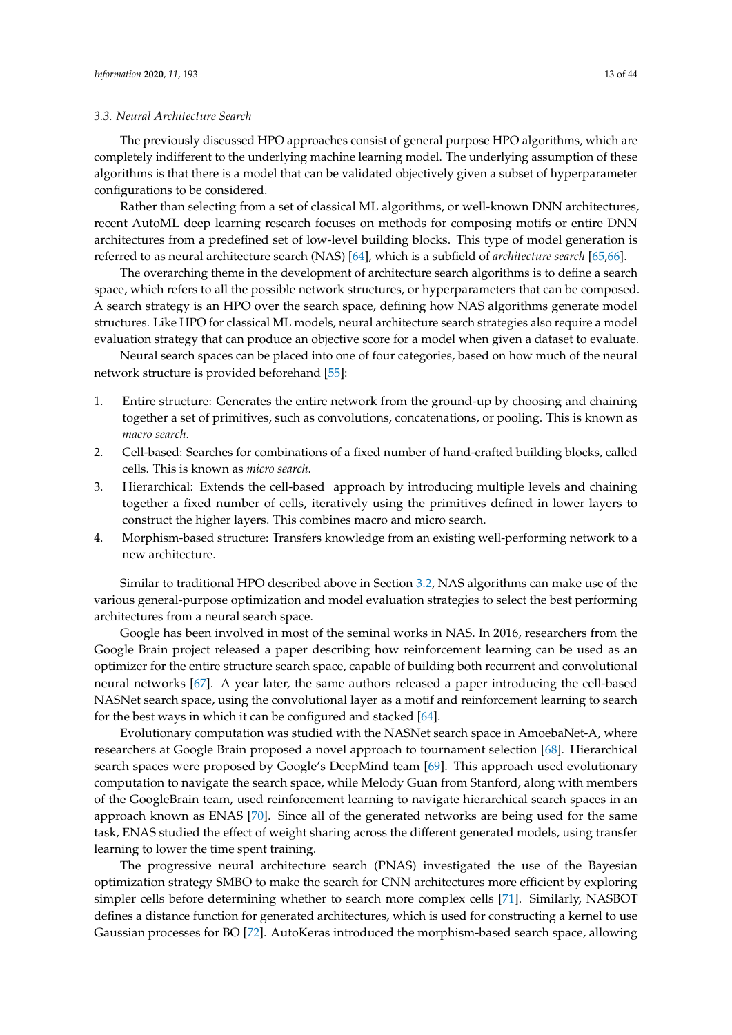### 3.3. Neural Architecture Search

The previously discussed HPO approaches consist of general purpose HPO algorithms, which are completely indifferent to the underlying machine learning model. The underlying assumption of these algorithms is that there is a model that can be validated objectively given a subset of hyperparameter configurations to be considered.

Rather than selecting from a set of classical ML algorithms, or well-known DNN architectures, recent AutoML deep learning research focuses on methods for composing motifs or entire DNN architectures from a predefined set of low-level building blocks. This type of model generation is referred to as neural architecture search (NAS) [64], which is a subfield of *architecture search* [65,66].

The overarching theme in the development of architecture search algorithms is to define a search space, which refers to all the possible network structures, or hyperparameters that can be composed. A search strategy is an HPO over the search space, defining how NAS algorithms generate model structures. Like HPO for classical ML models, neural architecture search strategies also require a model evaluation strategy that can produce an objective score for a model when given a dataset to evaluate.

Neural search spaces can be placed into one of four categories, based on how much of the neural network structure is provided beforehand [55]:

1. Entire structure: Generates the entire network from the ground-up by choosing and chaining together a set of primitives, such as convolutions, concatenations, or pooling. This is known as *macro search*.
2. Cell-based: Searches for combinations of a fixed number of hand-crafted building blocks, called cells. This is known as *micro search*.
3. Hierarchical: Extends the cell-based approach by introducing multiple levels and chaining together a fixed number of cells, iteratively using the primitives defined in lower layers to construct the higher layers. This combines macro and micro search.
4. Morphism-based structure: Transfers knowledge from an existing well-performing network to a new architecture.

Similar to traditional HPO described above in Section 3.2, NAS algorithms can make use of the various general-purpose optimization and model evaluation strategies to select the best performing architectures from a neural search space.

Google has been involved in most of the seminal works in NAS. In 2016, researchers from the Google Brain project released a paper describing how reinforcement learning can be used as an optimizer for the entire structure search space, capable of building both recurrent and convolutional neural networks [67]. A year later, the same authors released a paper introducing the cell-based NASNet search space, using the convolutional layer as a motif and reinforcement learning to search for the best ways in which it can be configured and stacked [64].

Evolutionary computation was studied with the NASNet search space in AmoebaNet-A, where researchers at Google Brain proposed a novel approach to tournament selection [68]. Hierarchical search spaces were proposed by Google's DeepMind team [69]. This approach used evolutionary computation to navigate the search space, while Melody Guan from Stanford, along with members of the GoogleBrain team, used reinforcement learning to navigate hierarchical search spaces in an approach known as ENAS [70]. Since all of the generated networks are being used for the same task, ENAS studied the effect of weight sharing across the different generated models, using transfer learning to lower the time spent training.

The progressive neural architecture search (PNAS) investigated the use of the Bayesian optimization strategy SMBO to make the search for CNN architectures more efficient by exploring simpler cells before determining whether to search more complex cells [71]. Similarly, NASBOT defines a distance function for generated architectures, which is used for constructing a kernel to use Gaussian processes for BO [72]. AutoKeras introduced the morphism-based search space, allowing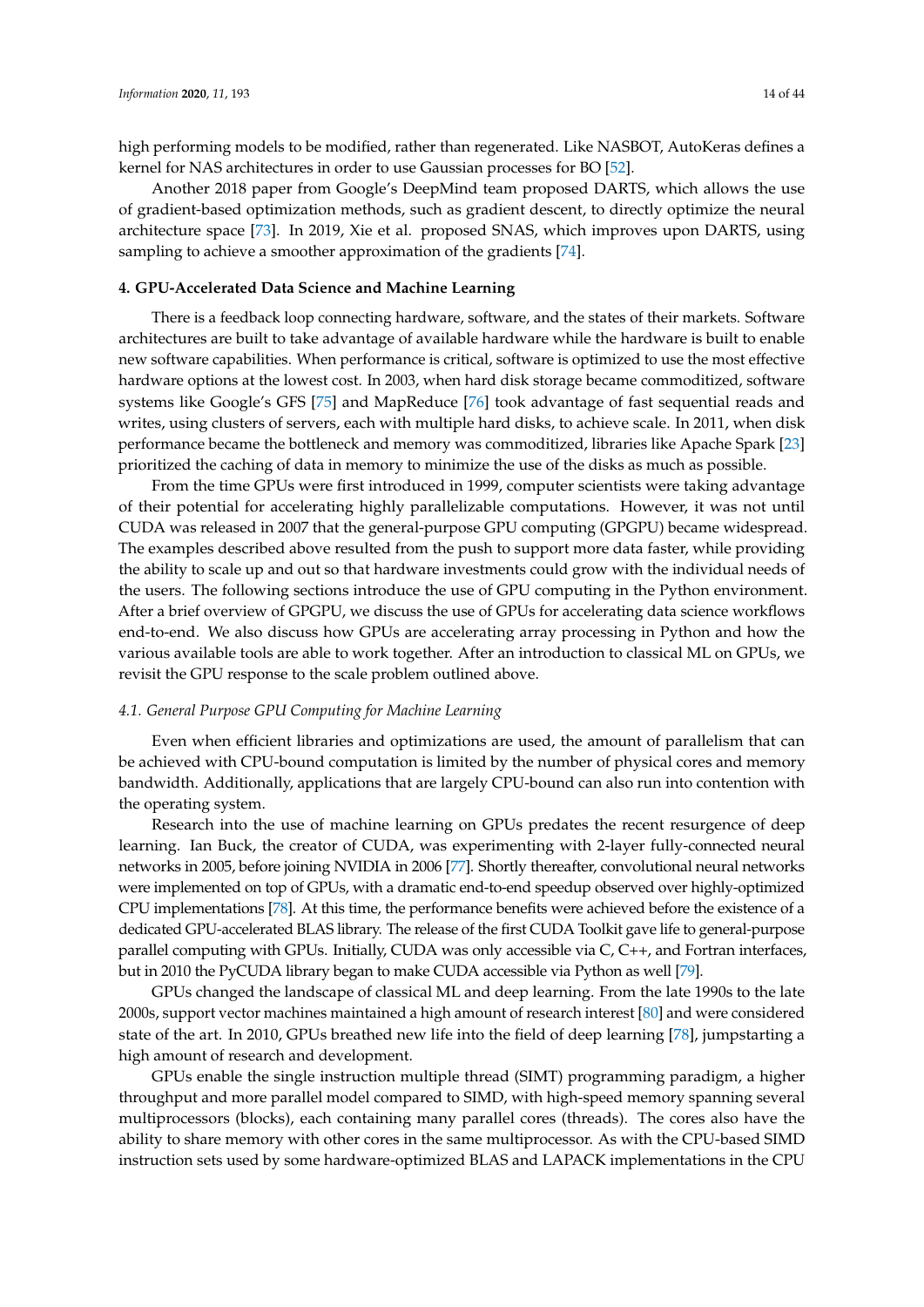high performing models to be modified, rather than regenerated. Like NASBOT, AutoKeras defines a kernel for NAS architectures in order to use Gaussian processes for BO [52].

Another 2018 paper from Google's DeepMind team proposed DARTS, which allows the use of gradient-based optimization methods, such as gradient descent, to directly optimize the neural architecture space [73]. In 2019, Xie et al. proposed SNAS, which improves upon DARTS, using sampling to achieve a smoother approximation of the gradients [74].

## 4. GPU-Accelerated Data Science and Machine Learning

There is a feedback loop connecting hardware, software, and the states of their markets. Software architectures are built to take advantage of available hardware while the hardware is built to enable new software capabilities. When performance is critical, software is optimized to use the most effective hardware options at the lowest cost. In 2003, when hard disk storage became commoditized, software systems like Google's GFS [75] and MapReduce [76] took advantage of fast sequential reads and writes, using clusters of servers, each with multiple hard disks, to achieve scale. In 2011, when disk performance became the bottleneck and memory was commoditized, libraries like Apache Spark [23] prioritized the caching of data in memory to minimize the use of the disks as much as possible.

From the time GPUs were first introduced in 1999, computer scientists were taking advantage of their potential for accelerating highly parallelizable computations. However, it was not until CUDA was released in 2007 that the general-purpose GPU computing (GPGPU) became widespread. The examples described above resulted from the push to support more data faster, while providing the ability to scale up and out so that hardware investments could grow with the individual needs of the users. The following sections introduce the use of GPU computing in the Python environment. After a brief overview of GPGPU, we discuss the use of GPUs for accelerating data science workflows end-to-end. We also discuss how GPUs are accelerating array processing in Python and how the various available tools are able to work together. After an introduction to classical ML on GPUs, we revisit the GPU response to the scale problem outlined above.

### *4.1. General Purpose GPU Computing for Machine Learning*

Even when efficient libraries and optimizations are used, the amount of parallelism that can be achieved with CPU-bound computation is limited by the number of physical cores and memory bandwidth. Additionally, applications that are largely CPU-bound can also run into contention with the operating system.

Research into the use of machine learning on GPUs predates the recent resurgence of deep learning. Ian Buck, the creator of CUDA, was experimenting with 2-layer fully-connected neural networks in 2005, before joining NVIDIA in 2006 [77]. Shortly thereafter, convolutional neural networks were implemented on top of GPUs, with a dramatic end-to-end speedup observed over highly-optimized CPU implementations [78]. At this time, the performance benefits were achieved before the existence of a dedicated GPU-accelerated BLAS library. The release of the first CUDA Toolkit gave life to general-purpose parallel computing with GPUs. Initially, CUDA was only accessible via C, C++, and Fortran interfaces, but in 2010 the PyCUDA library began to make CUDA accessible via Python as well [79].

GPUs changed the landscape of classical ML and deep learning. From the late 1990s to the late 2000s, support vector machines maintained a high amount of research interest [80] and were considered state of the art. In 2010, GPUs breathed new life into the field of deep learning [78], jumpstarting a high amount of research and development.

GPUs enable the single instruction multiple thread (SIMT) programming paradigm, a higher throughput and more parallel model compared to SIMD, with high-speed memory spanning several multiprocessors (blocks), each containing many parallel cores (threads). The cores also have the ability to share memory with other cores in the same multiprocessor. As with the CPU-based SIMD instruction sets used by some hardware-optimized BLAS and LAPACK implementations in the CPU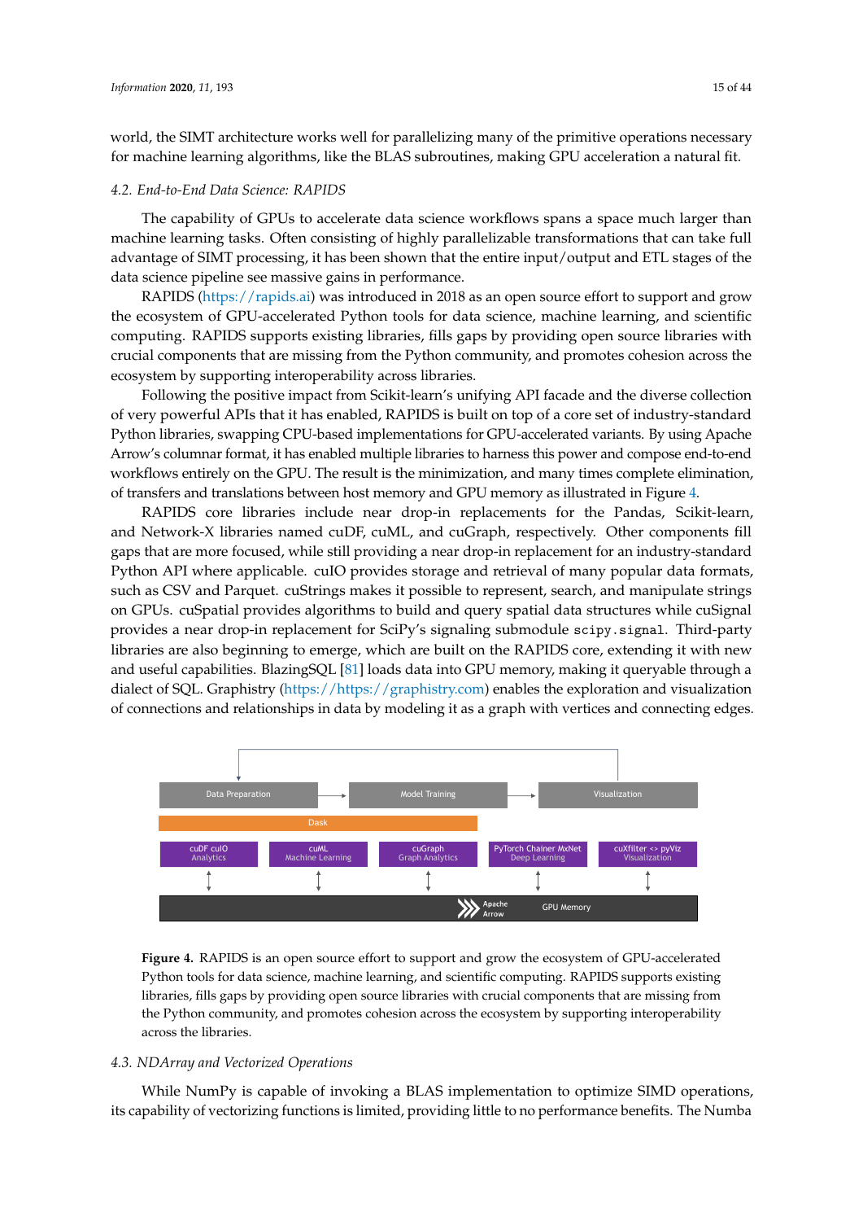world, the SIMT architecture works well for parallelizing many of the primitive operations necessary for machine learning algorithms, like the BLAS subroutines, making GPU acceleration a natural fit.

### 4.2. End-to-End Data Science: RAPIDS

The capability of GPUs to accelerate data science workflows spans a space much larger than machine learning tasks. Often consisting of highly parallelizable transformations that can take full advantage of SIMT processing, it has been shown that the entire input/output and ETL stages of the data science pipeline see massive gains in performance.

RAPIDS (https://rapids.ai) was introduced in 2018 as an open source effort to support and grow the ecosystem of GPU-accelerated Python tools for data science, machine learning, and scientific computing. RAPIDS supports existing libraries, fills gaps by providing open source libraries with crucial components that are missing from the Python community, and promotes cohesion across the ecosystem by supporting interoperability across libraries.

Following the positive impact from Scikit-learn's unifying API facade and the diverse collection of very powerful APIs that it has enabled, RAPIDS is built on top of a core set of industry-standard Python libraries, swapping CPU-based implementations for GPU-accelerated variants. By using Apache Arrow's columnar format, it has enabled multiple libraries to harness this power and compose end-to-end workflows entirely on the GPU. The result is the minimization, and many times complete elimination, of transfers and translations between host memory and GPU memory as illustrated in Figure 4.

RAPIDS core libraries include near drop-in replacements for the Pandas, Scikit-learn, and Network-X libraries named cuDF, cuML, and cuGraph, respectively. Other components fill gaps that are more focused, while still providing a near drop-in replacement for an industry-standard Python API where applicable. cuIO provides storage and retrieval of many popular data formats, such as CSV and Parquet. cuStrings makes it possible to represent, search, and manipulate strings on GPUs. cuSpatial provides algorithms to build and query spatial data structures while cuSignal provides a near drop-in replacement for SciPy's signaling submodule `scipy.signal`. Third-party libraries are also beginning to emerge, which are built on the RAPIDS core, extending it with new and useful capabilities. BlazingSQL [81] loads data into GPU memory, making it queryable through a dialect of SQL. Graphistry (https://https://graphistry.com) enables the exploration and visualization of connections and relationships in data by modeling it as a graph with vertices and connecting edges.

**Figure 4.** RAPIDS is an open source effort to support and grow the ecosystem of GPU-accelerated Python tools for data science, machine learning, and scientific computing. RAPIDS supports existing libraries, fills gaps by providing open source libraries with crucial components that are missing from the Python community, and promotes cohesion across the ecosystem by supporting interoperability across the libraries.

### 4.3. NDArray and Vectorized Operations

While NumPy is capable of invoking a BLAS implementation to optimize SIMD operations, its capability of vectorizing functions is limited, providing little to no performance benefits. The Numba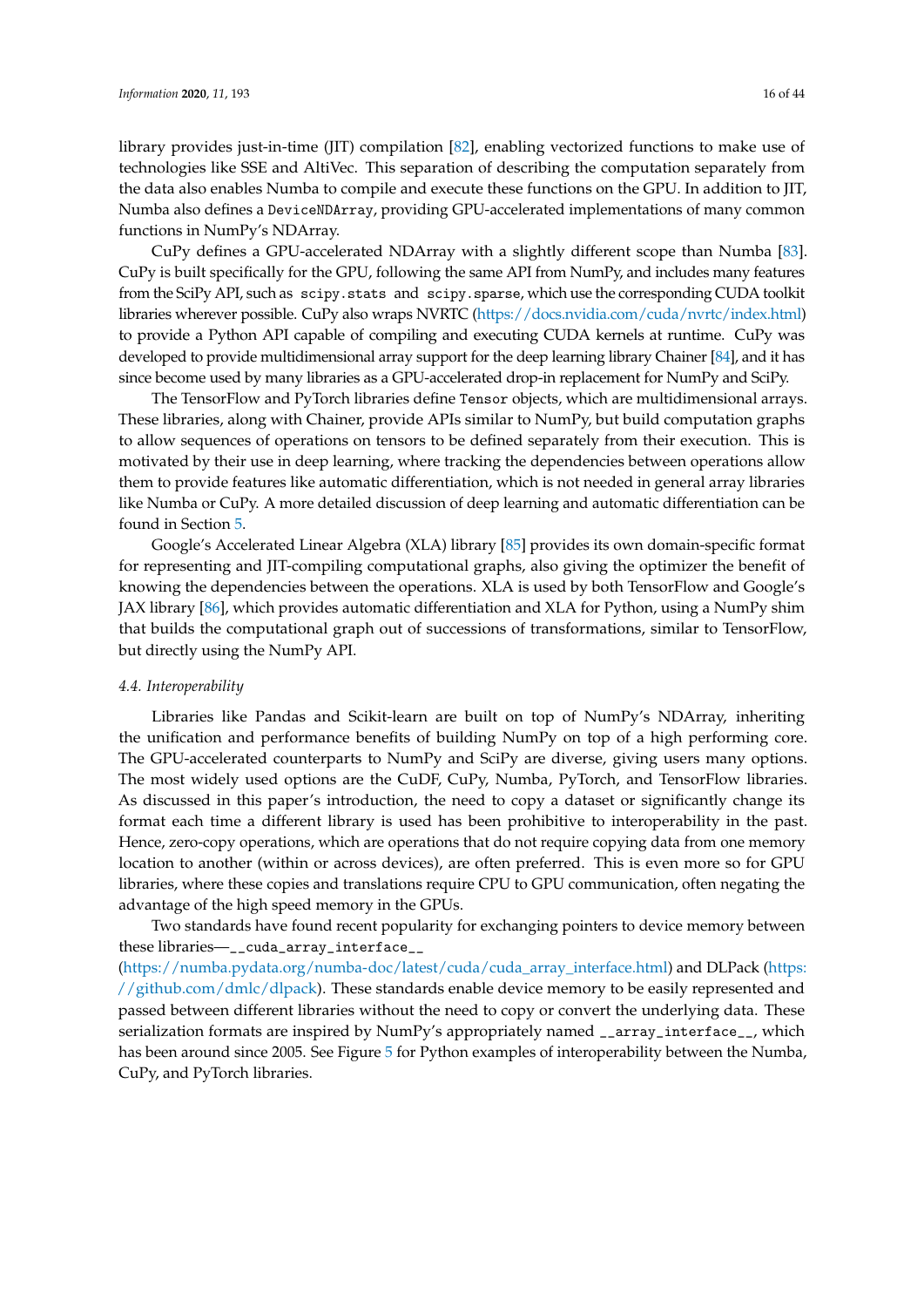library provides just-in-time (JIT) compilation [82], enabling vectorized functions to make use of technologies like SSE and AltiVec. This separation of describing the computation separately from the data also enables Numba to compile and execute these functions on the GPU. In addition to JIT, Numba also defines a `DeviceNDArray`, providing GPU-accelerated implementations of many common functions in NumPy's NDArray.

CuPy defines a GPU-accelerated NDArray with a slightly different scope than Numba [83]. CuPy is built specifically for the GPU, following the same API from NumPy, and includes many features from the SciPy API, such as `scipy.stats` and `scipy.sparse`, which use the corresponding CUDA toolkit libraries wherever possible. CuPy also wraps NVRTC (https://docs.nvidia.com/cuda/nvrtc/index.html) to provide a Python API capable of compiling and executing CUDA kernels at runtime. CuPy was developed to provide multidimensional array support for the deep learning library Chainer [84], and it has since become used by many libraries as a GPU-accelerated drop-in replacement for NumPy and SciPy.

The TensorFlow and PyTorch libraries define `Tensor` objects, which are multidimensional arrays. These libraries, along with Chainer, provide APIs similar to NumPy, but build computation graphs to allow sequences of operations on tensors to be defined separately from their execution. This is motivated by their use in deep learning, where tracking the dependencies between operations allow them to provide features like automatic differentiation, which is not needed in general array libraries like Numba or CuPy. A more detailed discussion of deep learning and automatic differentiation can be found in Section 5.

Google's Accelerated Linear Algebra (XLA) library [85] provides its own domain-specific format for representing and JIT-compiling computational graphs, also giving the optimizer the benefit of knowing the dependencies between the operations. XLA is used by both TensorFlow and Google's JAX library [86], which provides automatic differentiation and XLA for Python, using a NumPy shim that builds the computational graph out of successions of transformations, similar to TensorFlow, but directly using the NumPy API.

### *4.4. Interoperability*

Libraries like Pandas and Scikit-learn are built on top of NumPy's NDArray, inheriting the unification and performance benefits of building NumPy on top of a high performing core. The GPU-accelerated counterparts to NumPy and SciPy are diverse, giving users many options. The most widely used options are the CuDF, CuPy, Numba, PyTorch, and TensorFlow libraries. As discussed in this paper's introduction, the need to copy a dataset or significantly change its format each time a different library is used has been prohibitive to interoperability in the past. Hence, zero-copy operations, which are operations that do not require copying data from one memory location to another (within or across devices), are often preferred. This is even more so for GPU libraries, where these copies and translations require CPU to GPU communication, often negating the advantage of the high speed memory in the GPUs.

Two standards have found recent popularity for exchanging pointers to device memory between these libraries—`__cuda_array_interface__` (https://numba.pydata.org/numba-doc/latest/cuda/cuda_array_interface.html) and DLPack (https://github.com/dmlc/dlpack). These standards enable device memory to be easily represented and passed between different libraries without the need to copy or convert the underlying data. These serialization formats are inspired by NumPy's appropriately named `__array_interface__`, which has been around since 2005. See Figure 5 for Python examples of interoperability between the Numba, CuPy, and PyTorch libraries.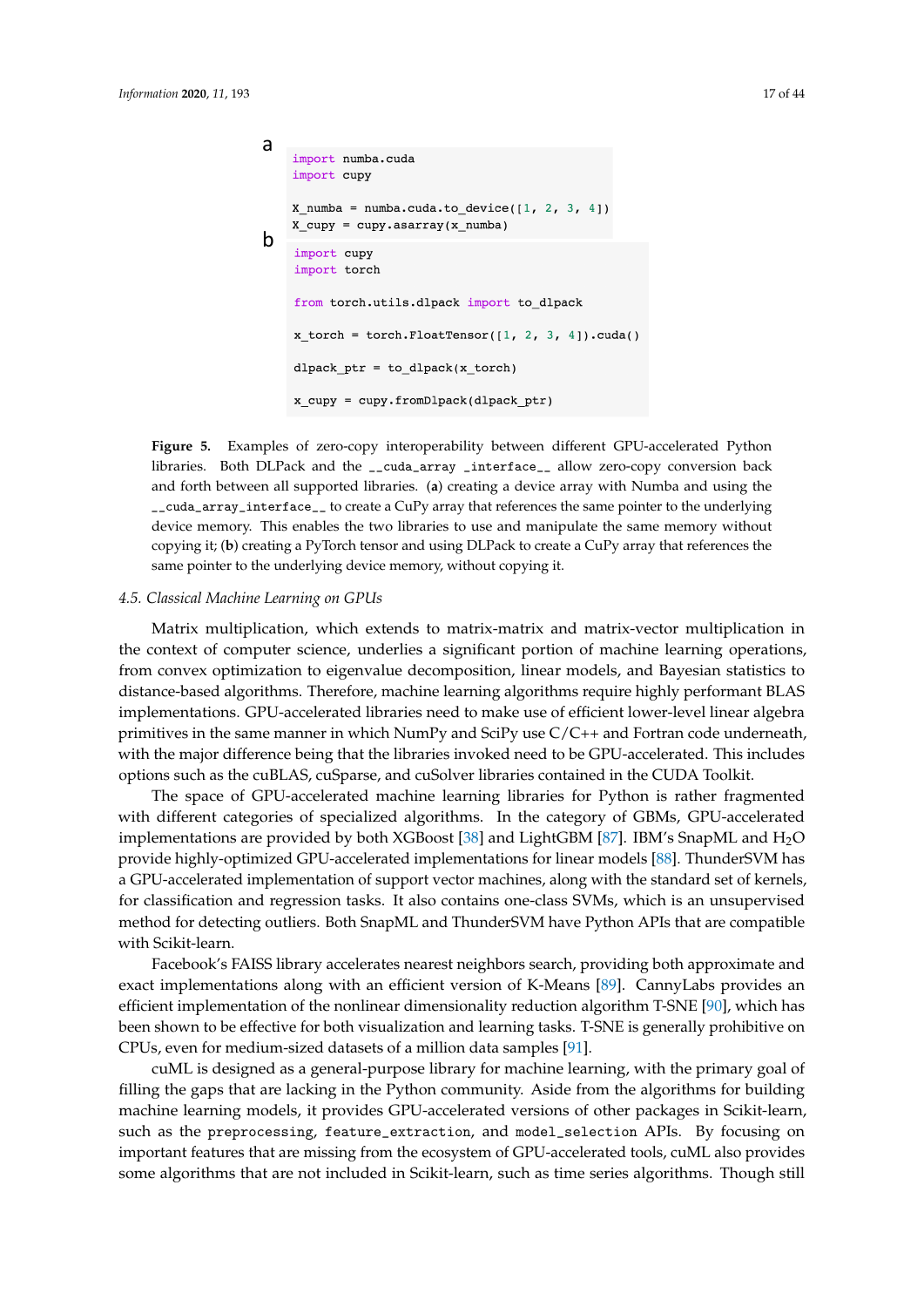a

```python
import numba.cuda
import cupy

X_numba = numba.cuda.to_device([1, 2, 3, 4])
X_cupy = cupy.asarray(x_numba)
```

b

```python
import cupy
import torch

from torch.utils.dlpack import to_dlpack

x_torch = torch.FloatTensor([1, 2, 3, 4]).cuda()

dlpack_ptr = to_dlpack(x_torch)

x_cupy = cupy.fromDlpack(dlpack_ptr)
```

**Figure 5.** Examples of zero-copy interoperability between different GPU-accelerated Python libraries. Both DLPack and the `__cuda_array _interface__` allow zero-copy conversion back and forth between all supported libraries. (**a**) creating a device array with Numba and using the `__cuda_array_interface__` to create a CuPy array that references the same pointer to the underlying device memory. This enables the two libraries to use and manipulate the same memory without copying it; (**b**) creating a PyTorch tensor and using DLPack to create a CuPy array that references the same pointer to the underlying device memory, without copying it.

### *4.5. Classical Machine Learning on GPUs*

Matrix multiplication, which extends to matrix-matrix and matrix-vector multiplication in the context of computer science, underlies a significant portion of machine learning operations, from convex optimization to eigenvalue decomposition, linear models, and Bayesian statistics to distance-based algorithms. Therefore, machine learning algorithms require highly performant BLAS implementations. GPU-accelerated libraries need to make use of efficient lower-level linear algebra primitives in the same manner in which NumPy and SciPy use C/C++ and Fortran code underneath, with the major difference being that the libraries invoked need to be GPU-accelerated. This includes options such as the cuBLAS, cuSparse, and cuSolver libraries contained in the CUDA Toolkit.

The space of GPU-accelerated machine learning libraries for Python is rather fragmented with different categories of specialized algorithms. In the category of GBMs, GPU-accelerated implementations are provided by both XGBoost [38] and LightGBM [87]. IBM's SnapML and $H_2O$ provide highly-optimized GPU-accelerated implementations for linear models [88]. ThunderSVM has a GPU-accelerated implementation of support vector machines, along with the standard set of kernels, for classification and regression tasks. It also contains one-class SVMs, which is an unsupervised method for detecting outliers. Both SnapML and ThunderSVM have Python APIs that are compatible with Scikit-learn.

Facebook's FAISS library accelerates nearest neighbors search, providing both approximate and exact implementations along with an efficient version of K-Means [89]. CannyLabs provides an efficient implementation of the nonlinear dimensionality reduction algorithm T-SNE [90], which has been shown to be effective for both visualization and learning tasks. T-SNE is generally prohibitive on CPUs, even for medium-sized datasets of a million data samples [91].

cuML is designed as a general-purpose library for machine learning, with the primary goal of filling the gaps that are lacking in the Python community. Aside from the algorithms for building machine learning models, it provides GPU-accelerated versions of other packages in Scikit-learn, such as the `preprocessing`, `feature_extraction`, and `model_selection` APIs. By focusing on important features that are missing from the ecosystem of GPU-accelerated tools, cuML also provides some algorithms that are not included in Scikit-learn, such as time series algorithms. Though still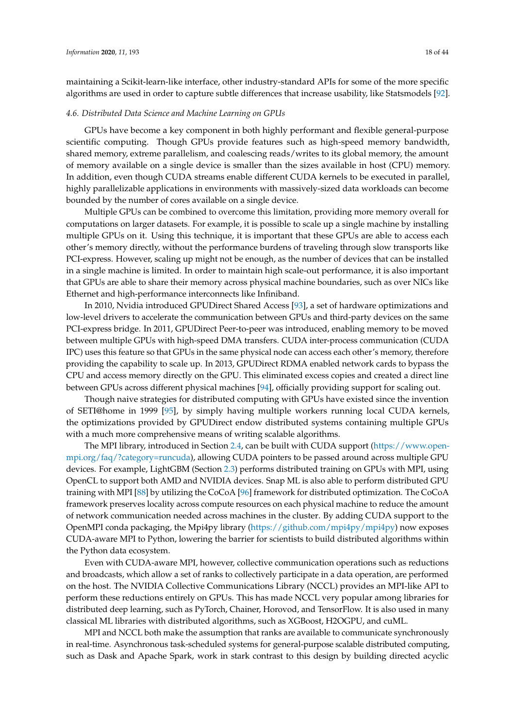maintaining a Scikit-learn-like interface, other industry-standard APIs for some of the more specific algorithms are used in order to capture subtle differences that increase usability, like Statsmodels [92].

### *4.6. Distributed Data Science and Machine Learning on GPUs*

GPUs have become a key component in both highly performant and flexible general-purpose scientific computing. Though GPUs provide features such as high-speed memory bandwidth, shared memory, extreme parallelism, and coalescing reads/writes to its global memory, the amount of memory available on a single device is smaller than the sizes available in host (CPU) memory. In addition, even though CUDA streams enable different CUDA kernels to be executed in parallel, highly parallelizable applications in environments with massively-sized data workloads can become bounded by the number of cores available on a single device.

Multiple GPUs can be combined to overcome this limitation, providing more memory overall for computations on larger datasets. For example, it is possible to scale up a single machine by installing multiple GPUs on it. Using this technique, it is important that these GPUs are able to access each other's memory directly, without the performance burdens of traveling through slow transports like PCI-express. However, scaling up might not be enough, as the number of devices that can be installed in a single machine is limited. In order to maintain high scale-out performance, it is also important that GPUs are able to share their memory across physical machine boundaries, such as over NICs like Ethernet and high-performance interconnects like Infiniband.

In 2010, Nvidia introduced GPUDirect Shared Access [93], a set of hardware optimizations and low-level drivers to accelerate the communication between GPUs and third-party devices on the same PCI-express bridge. In 2011, GPUDirect Peer-to-peer was introduced, enabling memory to be moved between multiple GPUs with high-speed DMA transfers. CUDA inter-process communication (CUDA IPC) uses this feature so that GPUs in the same physical node can access each other's memory, therefore providing the capability to scale up. In 2013, GPUDirect RDMA enabled network cards to bypass the CPU and access memory directly on the GPU. This eliminated excess copies and created a direct line between GPUs across different physical machines [94], officially providing support for scaling out.

Though naive strategies for distributed computing with GPUs have existed since the invention of SETI@home in 1999 [95], by simply having multiple workers running local CUDA kernels, the optimizations provided by GPUDirect endow distributed systems containing multiple GPUs with a much more comprehensive means of writing scalable algorithms.

The MPI library, introduced in Section 2.4, can be built with CUDA support (https://www.open-mpi.org/faq/?category=runcuda), allowing CUDA pointers to be passed around across multiple GPU devices. For example, LightGBM (Section 2.3) performs distributed training on GPUs with MPI, using OpenCL to support both AMD and NVIDIA devices. Snap ML is also able to perform distributed GPU training with MPI [88] by utilizing the CoCoA [96] framework for distributed optimization. The CoCoA framework preserves locality across compute resources on each physical machine to reduce the amount of network communication needed across machines in the cluster. By adding CUDA support to the OpenMPI conda packaging, the Mpi4py library (https://github.com/mpi4py/mpi4py) now exposes CUDA-aware MPI to Python, lowering the barrier for scientists to build distributed algorithms within the Python data ecosystem.

Even with CUDA-aware MPI, however, collective communication operations such as reductions and broadcasts, which allow a set of ranks to collectively participate in a data operation, are performed on the host. The NVIDIA Collective Communications Library (NCCL) provides an MPI-like API to perform these reductions entirely on GPUs. This has made NCCL very popular among libraries for distributed deep learning, such as PyTorch, Chainer, Horovod, and TensorFlow. It is also used in many classical ML libraries with distributed algorithms, such as XGBoost, H2OGPU, and cuML.

MPI and NCCL both make the assumption that ranks are available to communicate synchronously in real-time. Asynchronous task-scheduled systems for general-purpose scalable distributed computing, such as Dask and Apache Spark, work in stark contrast to this design by building directed acyclic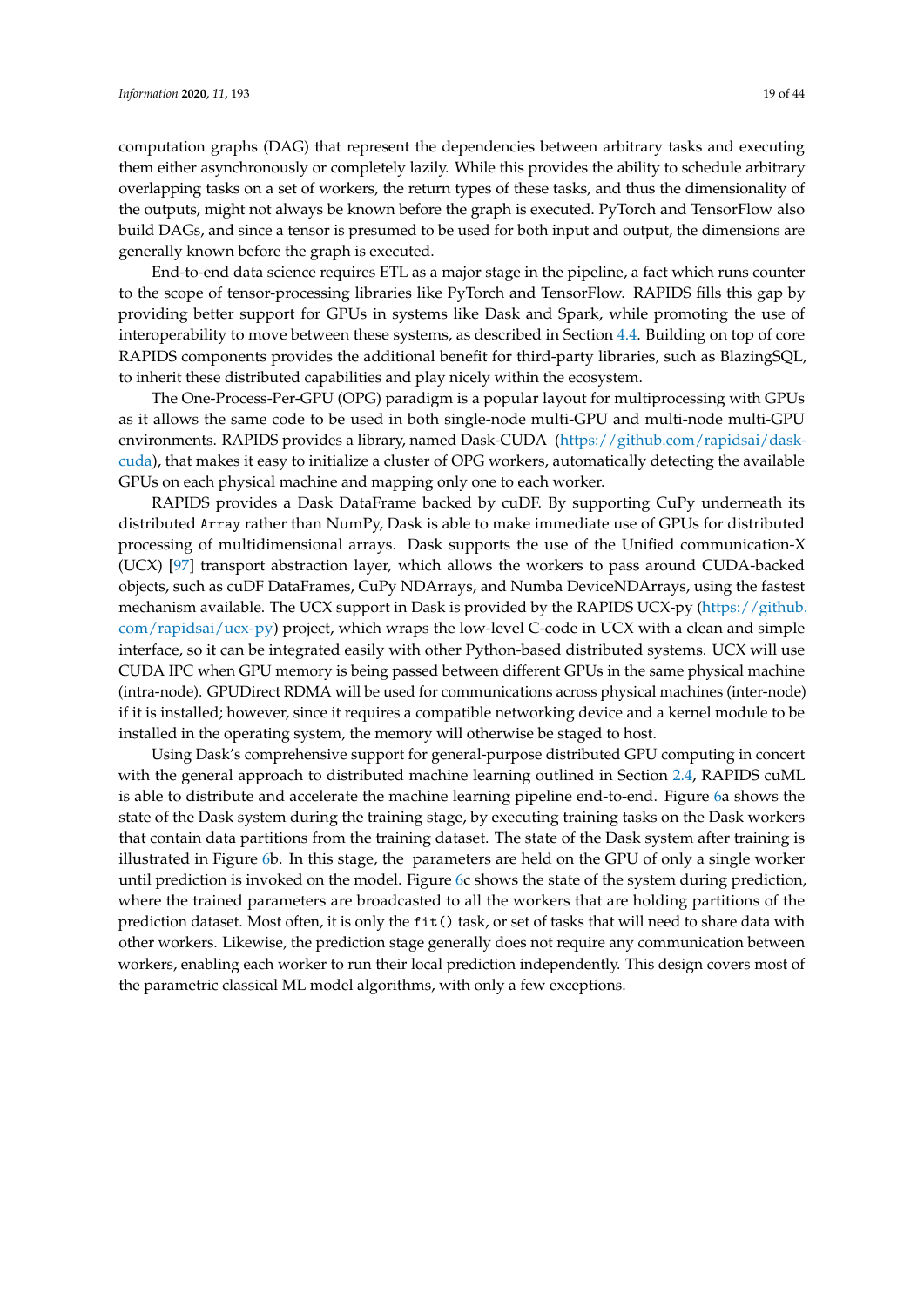computation graphs (DAG) that represent the dependencies between arbitrary tasks and executing them either asynchronously or completely lazily. While this provides the ability to schedule arbitrary overlapping tasks on a set of workers, the return types of these tasks, and thus the dimensionality of the outputs, might not always be known before the graph is executed. PyTorch and TensorFlow also build DAGs, and since a tensor is presumed to be used for both input and output, the dimensions are generally known before the graph is executed.

End-to-end data science requires ETL as a major stage in the pipeline, a fact which runs counter to the scope of tensor-processing libraries like PyTorch and TensorFlow. RAPIDS fills this gap by providing better support for GPUs in systems like Dask and Spark, while promoting the use of interoperability to move between these systems, as described in Section 4.4. Building on top of core RAPIDS components provides the additional benefit for third-party libraries, such as BlazingSQL, to inherit these distributed capabilities and play nicely within the ecosystem.

The One-Process-Per-GPU (OPG) paradigm is a popular layout for multiprocessing with GPUs as it allows the same code to be used in both single-node multi-GPU and multi-node multi-GPU environments. RAPIDS provides a library, named Dask-CUDA (https://github.com/rapidsai/dask-cuda), that makes it easy to initialize a cluster of OPG workers, automatically detecting the available GPUs on each physical machine and mapping only one to each worker.

RAPIDS provides a Dask DataFrame backed by cuDF. By supporting CuPy underneath its distributed `Array` rather than NumPy, Dask is able to make immediate use of GPUs for distributed processing of multidimensional arrays. Dask supports the use of the Unified Communication-X (UCX) [97] transport abstraction layer, which allows the workers to pass around CUDA-backed objects, such as cuDF DataFrames, CuPy NDArrays, and Numba DeviceNDArrays, using the fastest mechanism available. The UCX support in Dask is provided by the RAPIDS UCX-py (https://github.com/rapidsai/ucx-py) project, which wraps the low-level C-code in UCX with a clean and simple interface, so it can be integrated easily with other Python-based distributed systems. UCX will use CUDA IPC when GPU memory is being passed between different GPUs in the same physical machine (intra-node). GPUDirect RDMA will be used for communications across physical machines (inter-node) if it is installed; however, since it requires a compatible networking device and a kernel module to be installed in the operating system, the memory will otherwise be staged to host.

Using Dask's comprehensive support for general-purpose distributed GPU computing in concert with the general approach to distributed machine learning outlined in Section 2.4, RAPIDS cuML is able to distribute and accelerate the machine learning pipeline end-to-end. Figure 6a shows the state of the Dask system during the training stage, by executing training tasks on the Dask workers that contain data partitions from the training dataset. The state of the Dask system after training is illustrated in Figure 6b. In this stage, the parameters are held on the GPU of only a single worker until prediction is invoked on the model. Figure 6c shows the state of the system during prediction, where the trained parameters are broadcasted to all the workers that are holding partitions of the prediction dataset. Most often, it is only the `fit()` task, or set of tasks that will need to share data with other workers. Likewise, the prediction stage generally does not require any communication between workers, enabling each worker to run their local prediction independently. This design covers most of the parametric classical ML model algorithms, with only a few exceptions.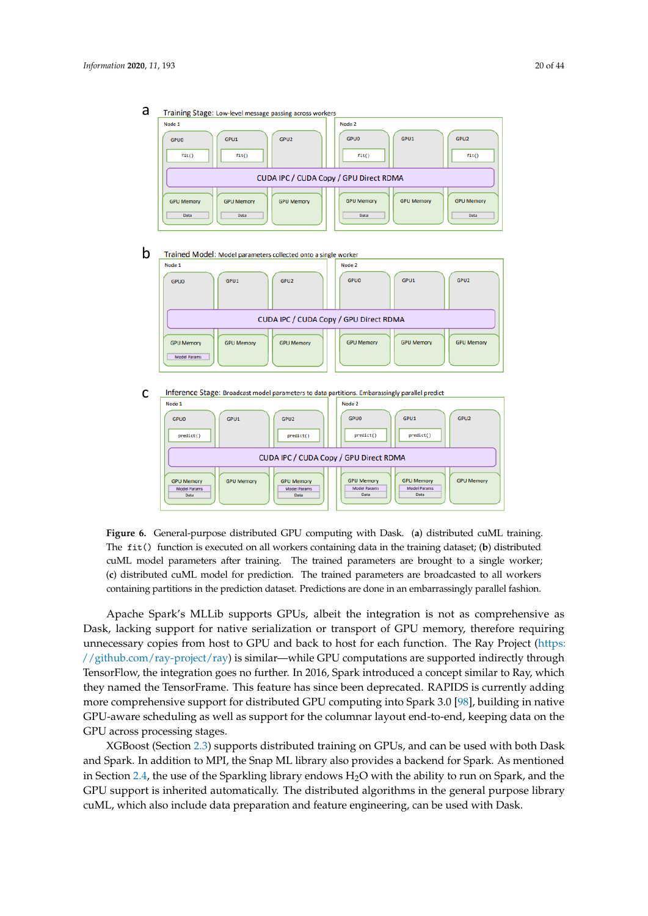**Figure 6.** General-purpose distributed GPU computing with Dask. (**a**) distributed cuML training. The `fit()` function is executed on all workers containing data in the training dataset; (**b**) distributed cuML model parameters after training. The trained parameters are brought to a single worker; (**c**) distributed cuML model for prediction. The trained parameters are broadcasted to all workers containing partitions in the prediction dataset. Predictions are done in an embarrassingly parallel fashion.

Apache Spark's MLLib supports GPUs, albeit the integration is not as comprehensive as Dask, lacking support for native serialization or transport of GPU memory, therefore requiring unnecessary copies from host to GPU and back to host for each function. The Ray Project (https://github.com/ray-project/ray) is similar—while GPU computations are supported indirectly through TensorFlow, the integration goes no further. In 2016, Spark introduced a concept similar to Ray, which they named the TensorFrame. This feature has since been deprecated. RAPIDS is currently adding more comprehensive support for distributed GPU computing into Spark 3.0 [98], building in native GPU-aware scheduling as well as support for the columnar layout end-to-end, keeping data on the GPU across processing stages.

XGBoost (Section 2.3) supports distributed training on GPUs, and can be used with both Dask and Spark. In addition to MPI, the Snap ML library also provides a backend for Spark. As mentioned in Section 2.4, the use of the Sparkling library endows $H_2O$ with the ability to run on Spark, and the GPU support is inherited automatically. The distributed algorithms in the general purpose library cuML, which also include data preparation and feature engineering, can be used with Dask.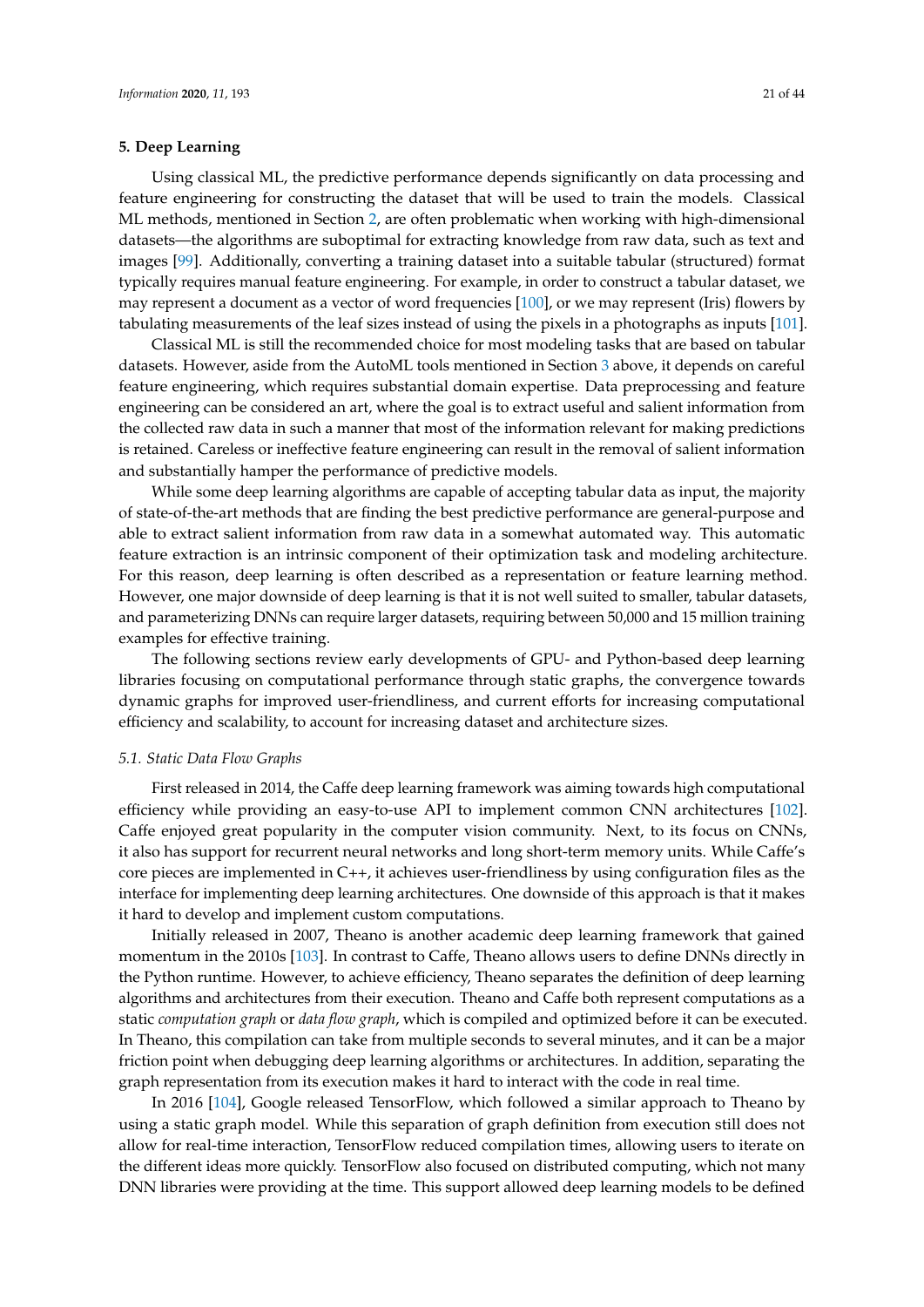## 5. Deep Learning

Using classical ML, the predictive performance depends significantly on data processing and feature engineering for constructing the dataset that will be used to train the models. Classical ML methods, mentioned in Section 2, are often problematic when working with high-dimensional datasets—the algorithms are suboptimal for extracting knowledge from raw data, such as text and images [99]. Additionally, converting a training dataset into a suitable tabular (structured) format typically requires manual feature engineering. For example, in order to construct a tabular dataset, we may represent a document as a vector of word frequencies [100], or we may represent (Iris) flowers by tabulating measurements of the leaf sizes instead of using the pixels in a photographs as inputs [101].

Classical ML is still the recommended choice for most modeling tasks that are based on tabular datasets. However, aside from the AutoML tools mentioned in Section 3 above, it depends on careful feature engineering, which requires substantial domain expertise. Data preprocessing and feature engineering can be considered an art, where the goal is to extract useful and salient information from the collected raw data in such a manner that most of the information relevant for making predictions is retained. Careless or ineffective feature engineering can result in the removal of salient information and substantially hamper the performance of predictive models.

While some deep learning algorithms are capable of accepting tabular data as input, the majority of state-of-the-art methods that are finding the best predictive performance are general-purpose and able to extract salient information from raw data in a somewhat automated way. This automatic feature extraction is an intrinsic component of their optimization task and modeling architecture. For this reason, deep learning is often described as a representation or feature learning method. However, one major downside of deep learning is that it is not well suited to smaller, tabular datasets, and parameterizing DNNs can require larger datasets, requiring between 50,000 and 15 million training examples for effective training.

The following sections review early developments of GPU- and Python-based deep learning libraries focusing on computational performance through static graphs, the convergence towards dynamic graphs for improved user-friendliness, and current efforts for increasing computational efficiency and scalability, to account for increasing dataset and architecture sizes.

### 5.1. Static Data Flow Graphs

First released in 2014, the Caffe deep learning framework was aiming towards high computational efficiency while providing an easy-to-use API to implement common CNN architectures [102]. Caffe enjoyed great popularity in the computer vision community. Next, to its focus on CNNs, it also has support for recurrent neural networks and long short-term memory units. While Caffe's core pieces are implemented in C++, it achieves user-friendliness by using configuration files as the interface for implementing deep learning architectures. One downside of this approach is that it makes it hard to develop and implement custom computations.

Initially released in 2007, Theano is another academic deep learning framework that gained momentum in the 2010s [103]. In contrast to Caffe, Theano allows users to define DNNs directly in the Python runtime. However, to achieve efficiency, Theano separates the definition of deep learning algorithms and architectures from their execution. Theano and Caffe both represent computations as a static *computation graph* or *data flow graph*, which is compiled and optimized before it can be executed. In Theano, this compilation can take from multiple seconds to several minutes, and it can be a major friction point when debugging deep learning algorithms or architectures. In addition, separating the graph representation from its execution makes it hard to interact with the code in real time.

In 2016 [104], Google released TensorFlow, which followed a similar approach to Theano by using a static graph model. While this separation of graph definition from execution still does not allow for real-time interaction, TensorFlow reduced compilation times, allowing users to iterate on the different ideas more quickly. TensorFlow also focused on distributed computing, which not many DNN libraries were providing at the time. This support allowed deep learning models to be defined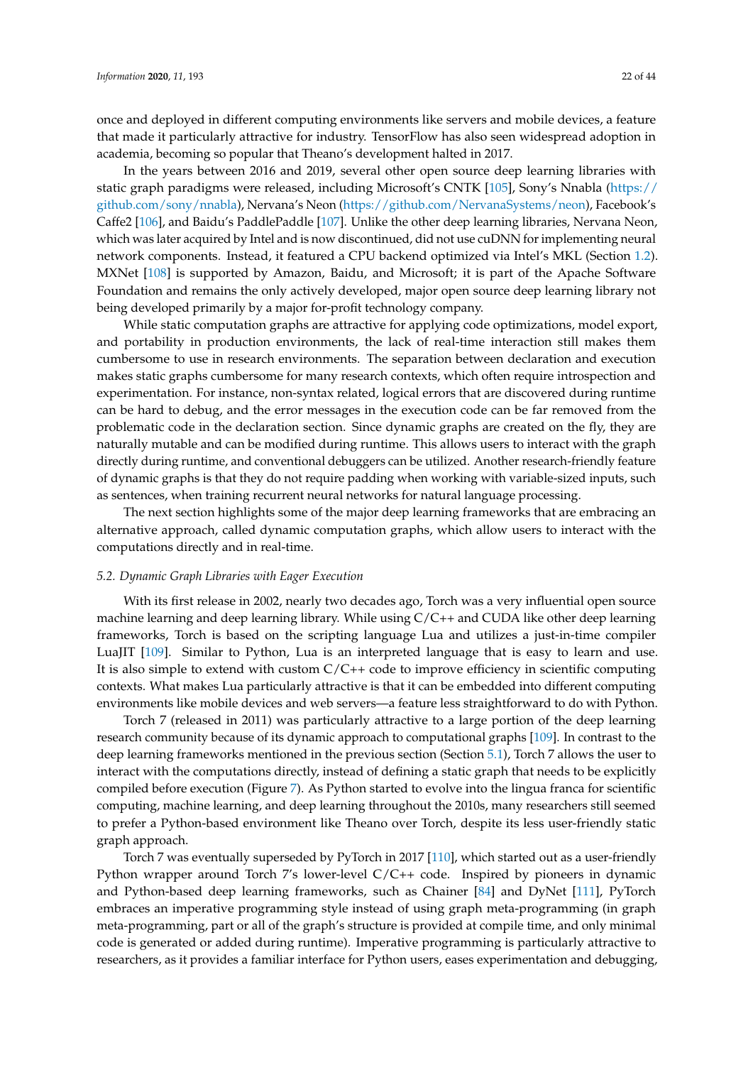once and deployed in different computing environments like servers and mobile devices, a feature that made it particularly attractive for industry. TensorFlow has also seen widespread adoption in academia, becoming so popular that Theano's development halted in 2017.

In the years between 2016 and 2019, several other open source deep learning libraries with static graph paradigms were released, including Microsoft's CNTK [105], Sony's Nnabla (https://github.com/sony/nnabla), Nervana's Neon (https://github.com/NervanaSystems/neon), Facebook's Caffe2 [106], and Baidu's PaddlePaddle [107]. Unlike the other deep learning libraries, Nervana Neon, which was later acquired by Intel and is now discontinued, did not use cuDNN for implementing neural network components. Instead, it featured a CPU backend optimized via Intel's MKL (Section 1.2). MXNet [108] is supported by Amazon, Baidu, and Microsoft; it is part of the Apache Software Foundation and remains the only actively developed, major open source deep learning library not being developed primarily by a major for-profit technology company.

While static computation graphs are attractive for applying code optimizations, model export, and portability in production environments, the lack of real-time interaction still makes them cumbersome to use in research environments. The separation between declaration and execution makes static graphs cumbersome for many research contexts, which often require introspection and experimentation. For instance, non-syntax related, logical errors that are discovered during runtime can be hard to debug, and the error messages in the execution code can be far removed from the problematic code in the declaration section. Since dynamic graphs are created on the fly, they are naturally mutable and can be modified during runtime. This allows users to interact with the graph directly during runtime, and conventional debuggers can be utilized. Another research-friendly feature of dynamic graphs is that they do not require padding when working with variable-sized inputs, such as sentences, when training recurrent neural networks for natural language processing.

The next section highlights some of the major deep learning frameworks that are embracing an alternative approach, called dynamic computation graphs, which allow users to interact with the computations directly and in real-time.

### 5.2. Dynamic Graph Libraries with Eager Execution

With its first release in 2002, nearly two decades ago, Torch was a very influential open source machine learning and deep learning library. While using C/C++ and CUDA like other deep learning frameworks, Torch is based on the scripting language Lua and utilizes a just-in-time compiler LuaJIT [109]. Similar to Python, Lua is an interpreted language that is easy to learn and use. It is also simple to extend with custom C/C++ code to improve efficiency in scientific computing contexts. What makes Lua particularly attractive is that it can be embedded into different computing environments like mobile devices and web servers—a feature less straightforward to do with Python.

Torch 7 (released in 2011) was particularly attractive to a large portion of the deep learning research community because of its dynamic approach to computational graphs [109]. In contrast to the deep learning frameworks mentioned in the previous section (Section 5.1), Torch 7 allows the user to interact with the computations directly, instead of defining a static graph that needs to be explicitly compiled before execution (Figure 7). As Python started to evolve into the lingua franca for scientific computing, machine learning, and deep learning throughout the 2010s, many researchers still seemed to prefer a Python-based environment like Theano over Torch, despite its less user-friendly static graph approach.

Torch 7 was eventually superseded by PyTorch in 2017 [110], which started out as a user-friendly Python wrapper around Torch 7's lower-level C/C++ code. Inspired by pioneers in dynamic and Python-based deep learning frameworks, such as Chainer [84] and DyNet [111], PyTorch embraces an imperative programming style instead of using graph meta-programming (in graph meta-programming, part or all of the graph's structure is provided at compile time, and only minimal code is generated or added during runtime). Imperative programming is particularly attractive to researchers, as it provides a familiar interface for Python users, eases experimentation and debugging,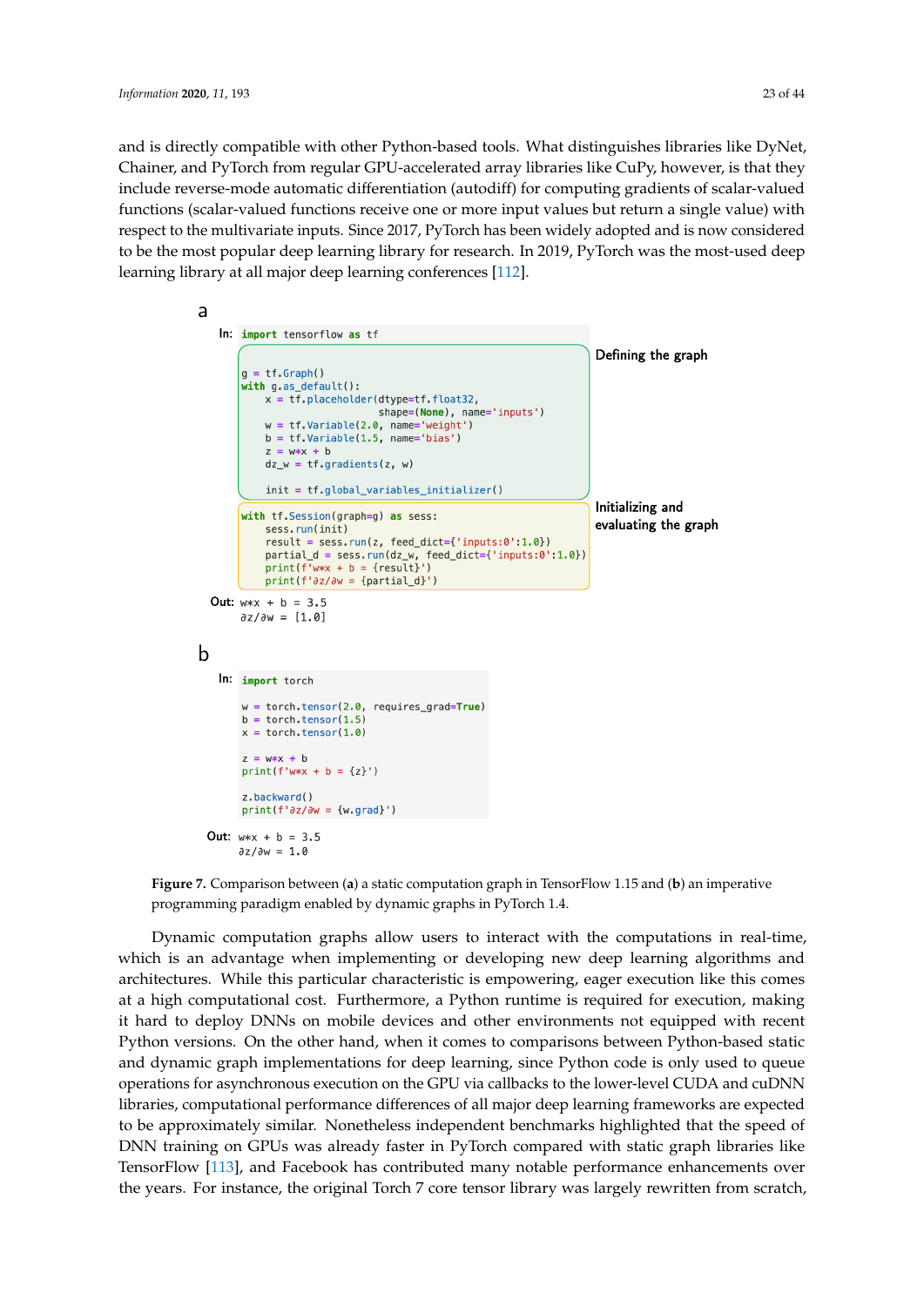and is directly compatible with other Python-based tools. What distinguishes libraries like DyNet, Chainer, and PyTorch from regular GPU-accelerated array libraries like CuPy, however, is that they include reverse-mode automatic differentiation (autodiff) for computing gradients of scalar-valued functions (scalar-valued functions receive one or more input values but return a single value) with respect to the multivariate inputs. Since 2017, PyTorch has been widely adopted and is now considered to be the most popular deep learning library for research. In 2019, PyTorch was the most-used deep learning library at all major deep learning conferences [112].

a

In:
```python
import tensorflow as tf

# Defining the graph
g = tf.Graph()
with g.as_default():
    x = tf.placeholder(dtype=tf.float32,
                       shape=(None), name='inputs')
    w = tf.Variable(2.0, name='weight')
    b = tf.Variable(1.5, name='bias')
    z = w*x + b
    dz_w = tf.gradients(z, w)

    init = tf.global_variables_initializer()

# Initializing and evaluating the graph
with tf.Session(graph=g) as sess:
    sess.run(init)
    result = sess.run(z, feed_dict={'inputs:0':1.0})
    partial_d = sess.run(dz_w, feed_dict={'inputs:0':1.0})
    print(f'w*x + b = {result}')
    print(f'∂z/∂w = {partial_d}')
```

Out:
```
w*x + b = 3.5
∂z/∂w = [1.0]
```

b

In:
```python
import torch

w = torch.tensor(2.0, requires_grad=True)
b = torch.tensor(1.5)
x = torch.tensor(1.0)

z = w*x + b
print(f'w*x + b = {z}')

z.backward()
print(f'∂z/∂w = {w.grad}')
```

Out:
```
w*x + b = 3.5
∂z/∂w = 1.0
```

**Figure 7.** Comparison between (**a**) a static computation graph in TensorFlow 1.15 and (**b**) an imperative programming paradigm enabled by dynamic graphs in PyTorch 1.4.

Dynamic computation graphs allow users to interact with the computations in real-time, which is an advantage when implementing or developing new deep learning algorithms and architectures. While this particular characteristic is empowering, eager execution like this comes at a high computational cost. Furthermore, a Python runtime is required for execution, making it hard to deploy DNNs on mobile devices and other environments not equipped with recent Python versions. On the other hand, when it comes to comparisons between Python-based static and dynamic graph implementations for deep learning, since Python code is only used to queue operations for asynchronous execution on the GPU via callbacks to the lower-level CUDA and cuDNN libraries, computational performance differences of all major deep learning frameworks are expected to be approximately similar. Nonetheless independent benchmarks highlighted that the speed of DNN training on GPUs was already faster in PyTorch compared with static graph libraries like TensorFlow [113], and Facebook has contributed many notable performance enhancements over the years. For instance, the original Torch 7 core tensor library was largely rewritten from scratch,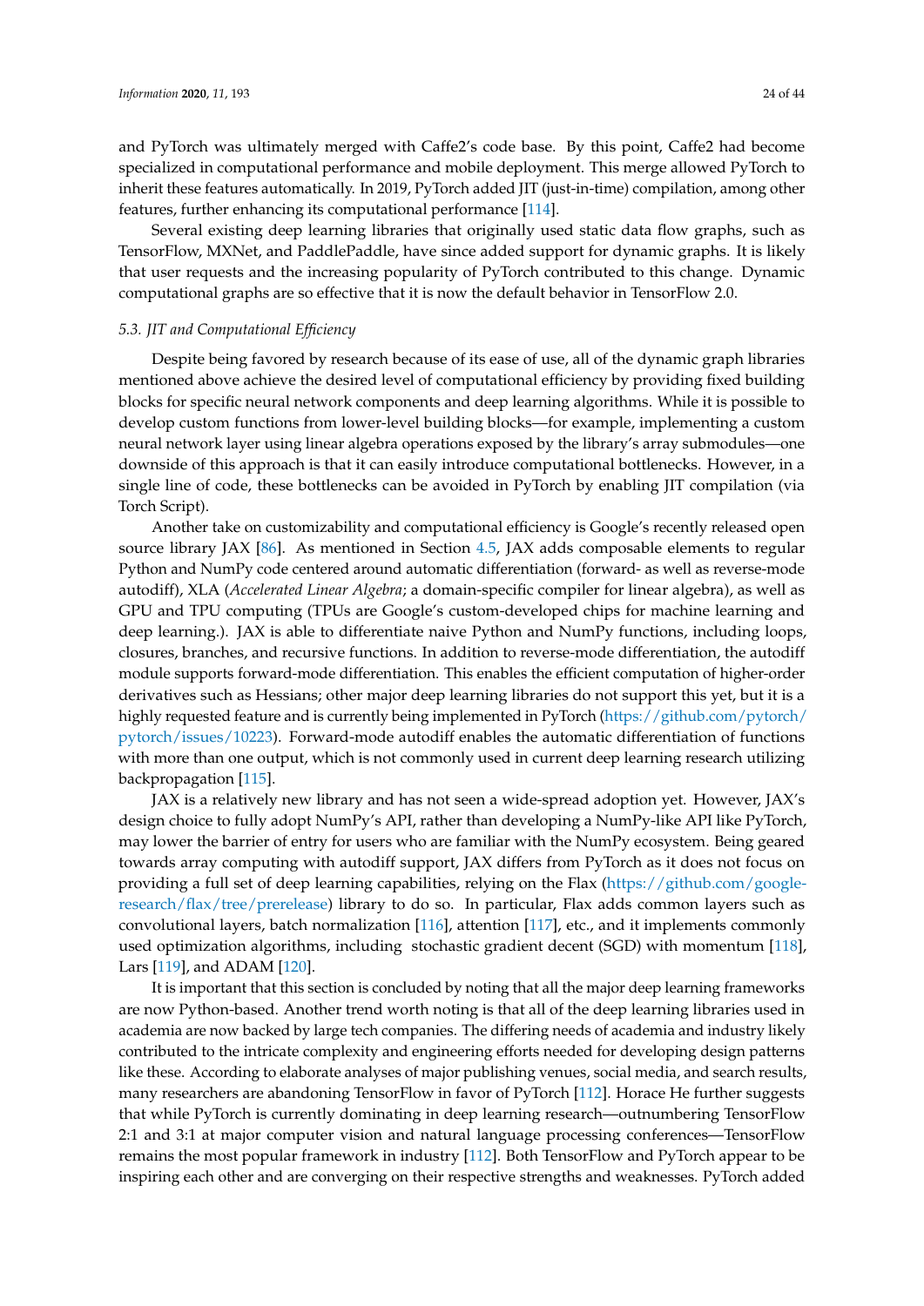and PyTorch was ultimately merged with Caffe2's code base. By this point, Caffe2 had become specialized in computational performance and mobile deployment. This merge allowed PyTorch to inherit these features automatically. In 2019, PyTorch added JIT (just-in-time) compilation, among other features, further enhancing its computational performance [114].

Several existing deep learning libraries that originally used static data flow graphs, such as TensorFlow, MXNet, and PaddlePaddle, have since added support for dynamic graphs. It is likely that user requests and the increasing popularity of PyTorch contributed to this change. Dynamic computational graphs are so effective that it is now the default behavior in TensorFlow 2.0.

### 5.3. JIT and Computational Efficiency

Despite being favored by research because of its ease of use, all of the dynamic graph libraries mentioned above achieve the desired level of computational efficiency by providing fixed building blocks for specific neural network components and deep learning algorithms. While it is possible to develop custom functions from lower-level building blocks—for example, implementing a custom neural network layer using linear algebra operations exposed by the library's array submodules—one downside of this approach is that it can easily introduce computational bottlenecks. However, in a single line of code, these bottlenecks can be avoided in PyTorch by enabling JIT compilation (via Torch Script).

Another take on customizability and computational efficiency is Google's recently released open source library JAX [86]. As mentioned in Section 4.5, JAX adds composable elements to regular Python and NumPy code centered around automatic differentiation (forward- as well as reverse-mode autodiff), XLA (*Accelerated Linear Algebra*; a domain-specific compiler for linear algebra), as well as GPU and TPU computing (TPUs are Google's custom-developed chips for machine learning and deep learning.). JAX is able to differentiate naive Python and NumPy functions, including loops, closures, branches, and recursive functions. In addition to reverse-mode differentiation, the autodiff module supports forward-mode differentiation. This enables the efficient computation of higher-order derivatives such as Hessians; other major deep learning libraries do not support this yet, but it is a highly requested feature and is currently being implemented in PyTorch (https://github.com/pytorch/pytorch/issues/10223). Forward-mode autodiff enables the automatic differentiation of functions with more than one output, which is not commonly used in current deep learning research utilizing backpropagation [115].

JAX is a relatively new library and has not seen a wide-spread adoption yet. However, JAX's design choice to fully adopt NumPy's API, rather than developing a NumPy-like API like PyTorch, may lower the barrier of entry for users who are familiar with the NumPy ecosystem. Being geared towards array computing with autodiff support, JAX differs from PyTorch as it does not focus on providing a full set of deep learning capabilities, relying on the Flax (https://github.com/google-research/flax/tree/prerelease) library to do so. In particular, Flax adds common layers such as convolutional layers, batch normalization [116], attention [117], etc., and it implements commonly used optimization algorithms, including stochastic gradient decent (SGD) with momentum [118], Lars [119], and ADAM [120].

It is important that this section is concluded by noting that all the major deep learning frameworks are now Python-based. Another trend worth noting is that all of the deep learning libraries used in academia are now backed by large tech companies. The differing needs of academia and industry likely contributed to the intricate complexity and engineering efforts needed for developing design patterns like these. According to elaborate analyses of major publishing venues, social media, and search results, many researchers are abandoning TensorFlow in favor of PyTorch [112]. Horace He further suggests that while PyTorch is currently dominating in deep learning research—outnumbering TensorFlow 2:1 and 3:1 at major computer vision and natural language processing conferences—TensorFlow remains the most popular framework in industry [112]. Both TensorFlow and PyTorch appear to be inspiring each other and are converging on their respective strengths and weaknesses. PyTorch added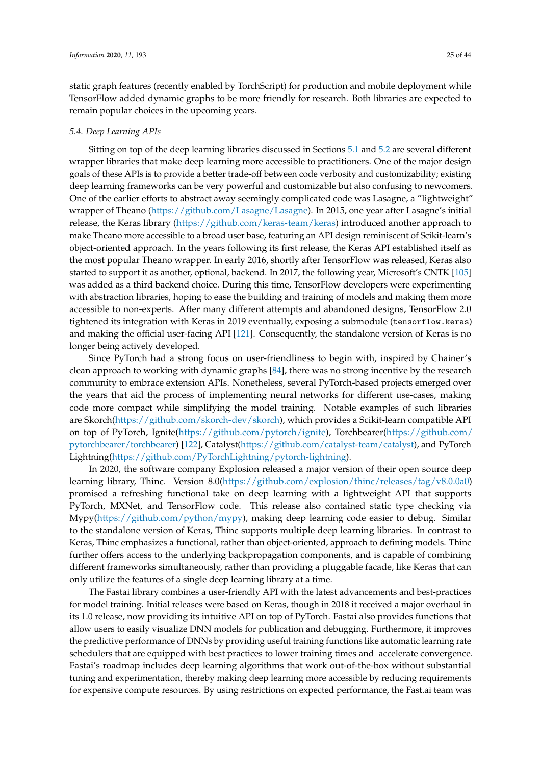static graph features (recently enabled by TorchScript) for production and mobile deployment while TensorFlow added dynamic graphs to be more friendly for research. Both libraries are expected to remain popular choices in the upcoming years.

### 5.4. Deep Learning APIs

Sitting on top of the deep learning libraries discussed in Sections 5.1 and 5.2 are several different wrapper libraries that make deep learning more accessible to practitioners. One of the major design goals of these APIs is to provide a better trade-off between code verbosity and customizability; existing deep learning frameworks can be very powerful and customizable but also confusing to newcomers. One of the earlier efforts to abstract away seemingly complicated code was Lasagne, a "lightweight" wrapper of Theano (https://github.com/Lasagne/Lasagne). In 2015, one year after Lasagne's initial release, the Keras library (https://github.com/keras-team/keras) introduced another approach to make Theano more accessible to a broad user base, featuring an API design reminiscent of Scikit-learn's object-oriented approach. In the years following its first release, the Keras API established itself as the most popular Theano wrapper. In early 2016, shortly after TensorFlow was released, Keras also started to support it as another, optional, backend. In 2017, the following year, Microsoft's CNTK [105] was added as a third backend choice. During this time, TensorFlow developers were experimenting with abstraction libraries, hoping to ease the building and training of models and making them more accessible to non-experts. After many different attempts and abandoned designs, TensorFlow 2.0 tightened its integration with Keras in 2019 eventually, exposing a submodule (`tensorflow.keras`) and making the official user-facing API [121]. Consequently, the standalone version of Keras is no longer being actively developed.

Since PyTorch had a strong focus on user-friendliness to begin with, inspired by Chainer's clean approach to working with dynamic graphs [84], there was no strong incentive by the research community to embrace extension APIs. Nonetheless, several PyTorch-based projects emerged over the years that aid the process of implementing neural networks for different use-cases, making code more compact while simplifying the model training. Notable examples of such libraries are Skorch(https://github.com/skorch-dev/skorch), which provides a Scikit-learn compatible API on top of PyTorch, Ignite(https://github.com/pytorch/ignite), Torchbearer(https://github.com/pytorchbearer/torchbearer) [122], Catalyst(https://github.com/catalyst-team/catalyst), and PyTorch Lightning(https://github.com/PyTorchLightning/pytorch-lightning).

In 2020, the software company Explosion released a major version of their open source deep learning library, Thinc. Version 8.0(https://github.com/explosion/thinc/releases/tag/v8.0.0a0) promised a refreshing functional take on deep learning with a lightweight API that supports PyTorch, MXNet, and TensorFlow code. This release also contained static type checking via Mypy(https://github.com/python/mypy), making deep learning code easier to debug. Similar to the standalone version of Keras, Thinc supports multiple deep learning libraries. In contrast to Keras, Thinc emphasizes a functional, rather than object-oriented, approach to defining models. Thinc further offers access to the underlying backpropagation components, and is capable of combining different frameworks simultaneously, rather than providing a pluggable facade, like Keras that can only utilize the features of a single deep learning library at a time.

The Fastai library combines a user-friendly API with the latest advancements and best-practices for model training. Initial releases were based on Keras, though in 2018 it received a major overhaul in its 1.0 release, now providing its intuitive API on top of PyTorch. Fastai also provides functions that allow users to easily visualize DNN models for publication and debugging. Furthermore, it improves the predictive performance of DNNs by providing useful training functions like automatic learning rate schedulers that are equipped with best practices to lower training times and accelerate convergence. Fastai's roadmap includes deep learning algorithms that work out-of-the-box without substantial tuning and experimentation, thereby making deep learning more accessible by reducing requirements for expensive compute resources. By using restrictions on expected performance, the Fast.ai team was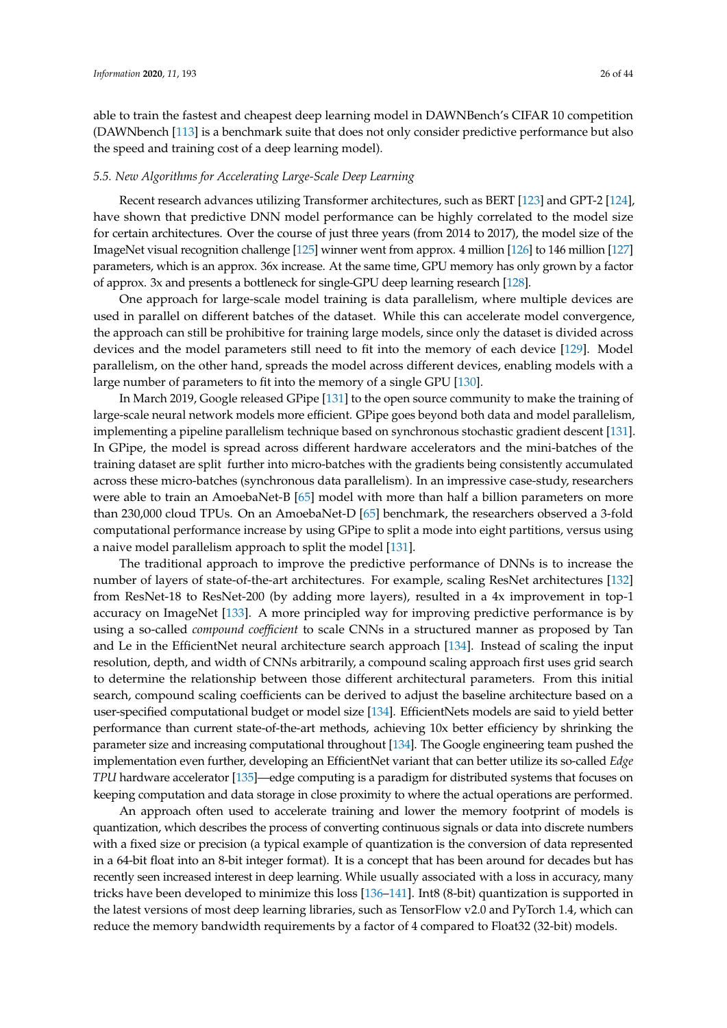able to train the fastest and cheapest deep learning model in DAWNBench's CIFAR 10 competition (DAWNbench [113] is a benchmark suite that does not only consider predictive performance but also the speed and training cost of a deep learning model).

### 5.5. New Algorithms for Accelerating Large-Scale Deep Learning

Recent research advances utilizing Transformer architectures, such as BERT [123] and GPT-2 [124], have shown that predictive DNN model performance can be highly correlated to the model size for certain architectures. Over the course of just three years (from 2014 to 2017), the model size of the ImageNet visual recognition challenge [125] winner went from approx. 4 million [126] to 146 million [127] parameters, which is an approx. 36x increase. At the same time, GPU memory has only grown by a factor of approx. 3x and presents a bottleneck for single-GPU deep learning research [128].

One approach for large-scale model training is data parallelism, where multiple devices are used in parallel on different batches of the dataset. While this can accelerate model convergence, the approach can still be prohibitive for training large models, since only the dataset is divided across devices and the model parameters still need to fit into the memory of each device [129]. Model parallelism, on the other hand, spreads the model across different devices, enabling models with a large number of parameters to fit into the memory of a single GPU [130].

In March 2019, Google released GPipe [131] to the open source community to make the training of large-scale neural network models more efficient. GPipe goes beyond both data and model parallelism, implementing a pipeline parallelism technique based on synchronous stochastic gradient descent [131]. In GPipe, the model is spread across different hardware accelerators and the mini-batches of the training dataset are split further into micro-batches with the gradients being consistently accumulated across these micro-batches (synchronous data parallelism). In an impressive case-study, researchers were able to train an AmoebaNet-B [65] model with more than half a billion parameters on more than 230,000 cloud TPUs. On an AmoebaNet-D [65] benchmark, the researchers observed a 3-fold computational performance increase by using GPipe to split a mode into eight partitions, versus using a naive model parallelism approach to split the model [131].

The traditional approach to improve the predictive performance of DNNs is to increase the number of layers of state-of-the-art architectures. For example, scaling ResNet architectures [132] from ResNet-18 to ResNet-200 (by adding more layers), resulted in a 4x improvement in top-1 accuracy on ImageNet [133]. A more principled way for improving predictive performance is by using a so-called *compound coefficient* to scale CNNs in a structured manner as proposed by Tan and Le in the EfficientNet neural architecture search approach [134]. Instead of scaling the input resolution, depth, and width of CNNs arbitrarily, a compound scaling approach first uses grid search to determine the relationship between those different architectural parameters. From this initial search, compound scaling coefficients can be derived to adjust the baseline architecture based on a user-specified computational budget or model size [134]. EfficientNets models are said to yield better performance than current state-of-the-art methods, achieving 10x better efficiency by shrinking the parameter size and increasing computational throughout [134]. The Google engineering team pushed the implementation even further, developing an EfficientNet variant that can better utilize its so-called *Edge TPU* hardware accelerator [135]—edge computing is a paradigm for distributed systems that focuses on keeping computation and data storage in close proximity to where the actual operations are performed.

An approach often used to accelerate training and lower the memory footprint of models is quantization, which describes the process of converting continuous signals or data into discrete numbers with a fixed size or precision (a typical example of quantization is the conversion of data represented in a 64-bit float into an 8-bit integer format). It is a concept that has been around for decades but has recently seen increased interest in deep learning. While usually associated with a loss in accuracy, many tricks have been developed to minimize this loss [136–141]. Int8 (8-bit) quantization is supported in the latest versions of most deep learning libraries, such as TensorFlow v2.0 and PyTorch 1.4, which can reduce the memory bandwidth requirements by a factor of 4 compared to Float32 (32-bit) models.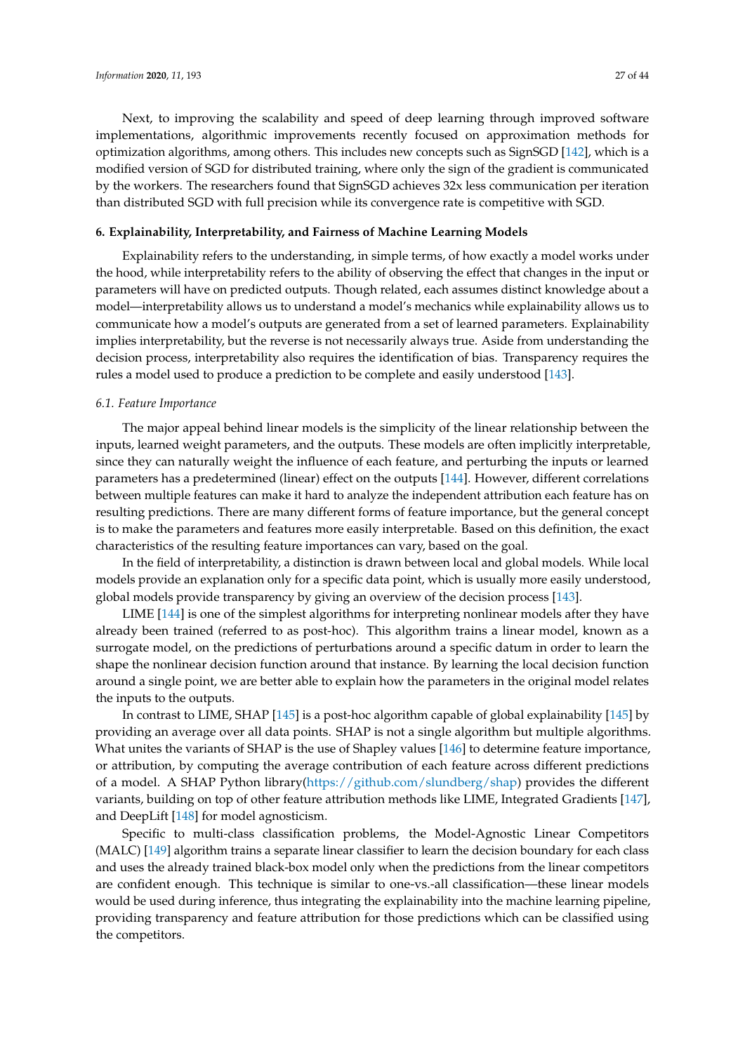Next, to improving the scalability and speed of deep learning through improved software implementations, algorithmic improvements recently focused on approximation methods for optimization algorithms, among others. This includes new concepts such as SignSGD [142], which is a modified version of SGD for distributed training, where only the sign of the gradient is communicated by the workers. The researchers found that SignSGD achieves 32x less communication per iteration than distributed SGD with full precision while its convergence rate is competitive with SGD.

## 6. Explainability, Interpretability, and Fairness of Machine Learning Models

Explainability refers to the understanding, in simple terms, of how exactly a model works under the hood, while interpretability refers to the ability of observing the effect that changes in the input or parameters will have on predicted outputs. Though related, each assumes distinct knowledge about a model—interpretability allows us to understand a model's mechanics while explainability allows us to communicate how a model's outputs are generated from a set of learned parameters. Explainability implies interpretability, but the reverse is not necessarily always true. Aside from understanding the decision process, interpretability also requires the identification of bias. Transparency requires the rules a model used to produce a prediction to be complete and easily understood [143].

### *6.1. Feature Importance*

The major appeal behind linear models is the simplicity of the linear relationship between the inputs, learned weight parameters, and the outputs. These models are often implicitly interpretable, since they can naturally weight the influence of each feature, and perturbing the inputs or learned parameters has a predetermined (linear) effect on the outputs [144]. However, different correlations between multiple features can make it hard to analyze the independent attribution each feature has on resulting predictions. There are many different forms of feature importance, but the general concept is to make the parameters and features more easily interpretable. Based on this definition, the exact characteristics of the resulting feature importances can vary, based on the goal.

In the field of interpretability, a distinction is drawn between local and global models. While local models provide an explanation only for a specific data point, which is usually more easily understood, global models provide transparency by giving an overview of the decision process [143].

LIME [144] is one of the simplest algorithms for interpreting nonlinear models after they have already been trained (referred to as post-hoc). This algorithm trains a linear model, known as a surrogate model, on the predictions of perturbations around a specific datum in order to learn the shape the nonlinear decision function around that instance. By learning the local decision function around a single point, we are better able to explain how the parameters in the original model relates the inputs to the outputs.

In contrast to LIME, SHAP [145] is a post-hoc algorithm capable of global explainability [145] by providing an average over all data points. SHAP is not a single algorithm but multiple algorithms. What unites the variants of SHAP is the use of Shapley values [146] to determine feature importance, or attribution, by computing the average contribution of each feature across different predictions of a model. A SHAP Python library(https://github.com/slundberg/shap) provides the different variants, building on top of other feature attribution methods like LIME, Integrated Gradients [147], and DeepLift [148] for model agnosticism.

Specific to multi-class classification problems, the Model-Agnostic Linear Competitors (MALC) [149] algorithm trains a separate linear classifier to learn the decision boundary for each class and uses the already trained black-box model only when the predictions from the linear competitors are confident enough. This technique is similar to one-vs.-all classification—these linear models would be used during inference, thus integrating the explainability into the machine learning pipeline, providing transparency and feature attribution for those predictions which can be classified using the competitors.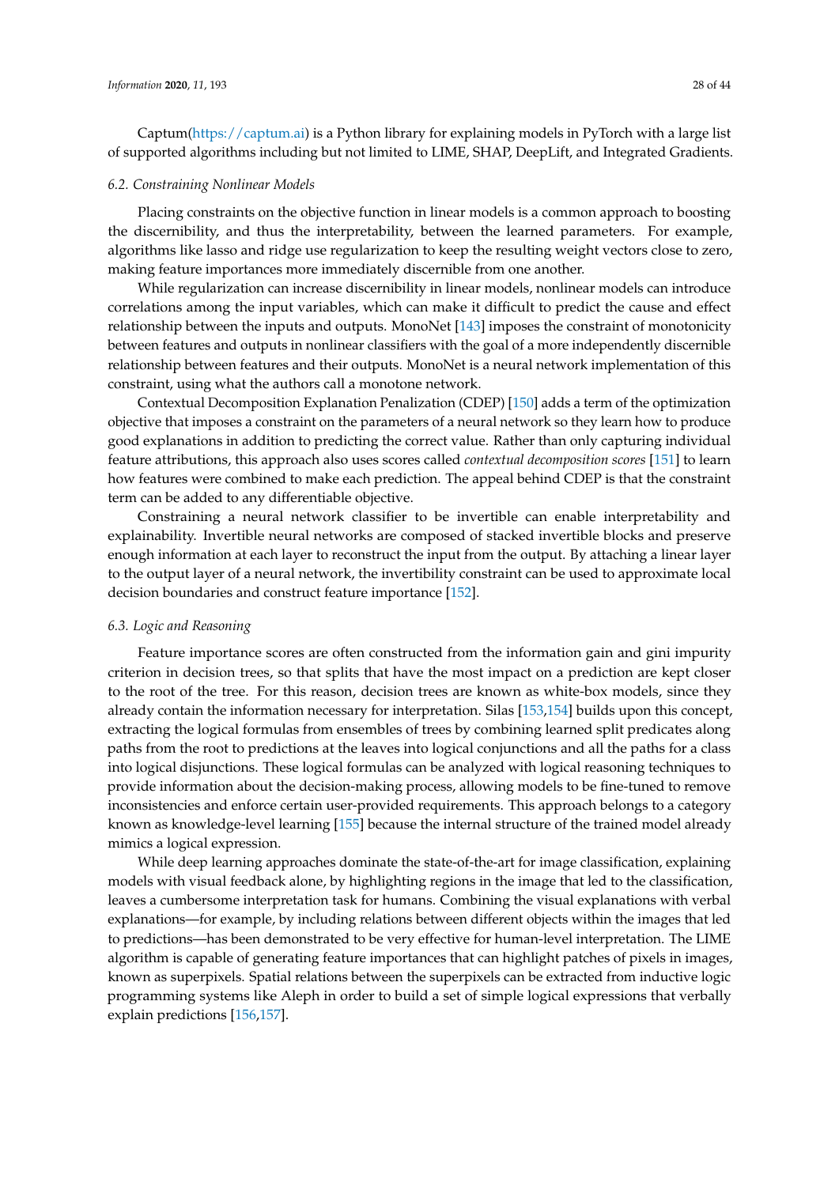Captum(https://captum.ai) is a Python library for explaining models in PyTorch with a large list of supported algorithms including but not limited to LIME, SHAP, DeepLift, and Integrated Gradients.

### 6.2. Constraining Nonlinear Models

Placing constraints on the objective function in linear models is a common approach to boosting the discernibility, and thus the interpretability, between the learned parameters. For example, algorithms like lasso and ridge use regularization to keep the resulting weight vectors close to zero, making feature importances more immediately discernible from one another.

While regularization can increase discernibility in linear models, nonlinear models can introduce correlations among the input variables, which can make it difficult to predict the cause and effect relationship between the inputs and outputs. MonoNet [143] imposes the constraint of monotonicity between features and outputs in nonlinear classifiers with the goal of a more independently discernible relationship between features and their outputs. MonoNet is a neural network implementation of this constraint, using what the authors call a monotone network.

Contextual Decomposition Explanation Penalization (CDEP) [150] adds a term of the optimization objective that imposes a constraint on the parameters of a neural network so they learn how to produce good explanations in addition to predicting the correct value. Rather than only capturing individual feature attributions, this approach also uses scores called *contextual decomposition scores* [151] to learn how features were combined to make each prediction. The appeal behind CDEP is that the constraint term can be added to any differentiable objective.

Constraining a neural network classifier to be invertible can enable interpretability and explainability. Invertible neural networks are composed of stacked invertible blocks and preserve enough information at each layer to reconstruct the input from the output. By attaching a linear layer to the output layer of a neural network, the invertibility constraint can be used to approximate local decision boundaries and construct feature importance [152].

### 6.3. Logic and Reasoning

Feature importance scores are often constructed from the information gain and gini impurity criterion in decision trees, so that splits that have the most impact on a prediction are kept closer to the root of the tree. For this reason, decision trees are known as white-box models, since they already contain the information necessary for interpretation. Silas [153,154] builds upon this concept, extracting the logical formulas from ensembles of trees by combining learned split predicates along paths from the root to predictions at the leaves into logical conjunctions and all the paths for a class into logical disjunctions. These logical formulas can be analyzed with logical reasoning techniques to provide information about the decision-making process, allowing models to be fine-tuned to remove inconsistencies and enforce certain user-provided requirements. This approach belongs to a category known as knowledge-level learning [155] because the internal structure of the trained model already mimics a logical expression.

While deep learning approaches dominate the state-of-the-art for image classification, explaining models with visual feedback alone, by highlighting regions in the image that led to the classification, leaves a cumbersome interpretation task for humans. Combining the visual explanations with verbal explanations—for example, by including relations between different objects within the images that led to predictions—has been demonstrated to be very effective for human-level interpretation. The LIME algorithm is capable of generating feature importances that can highlight patches of pixels in images, known as superpixels. Spatial relations between the superpixels can be extracted from inductive logic programming systems like Aleph in order to build a set of simple logical expressions that verbally explain predictions [156,157].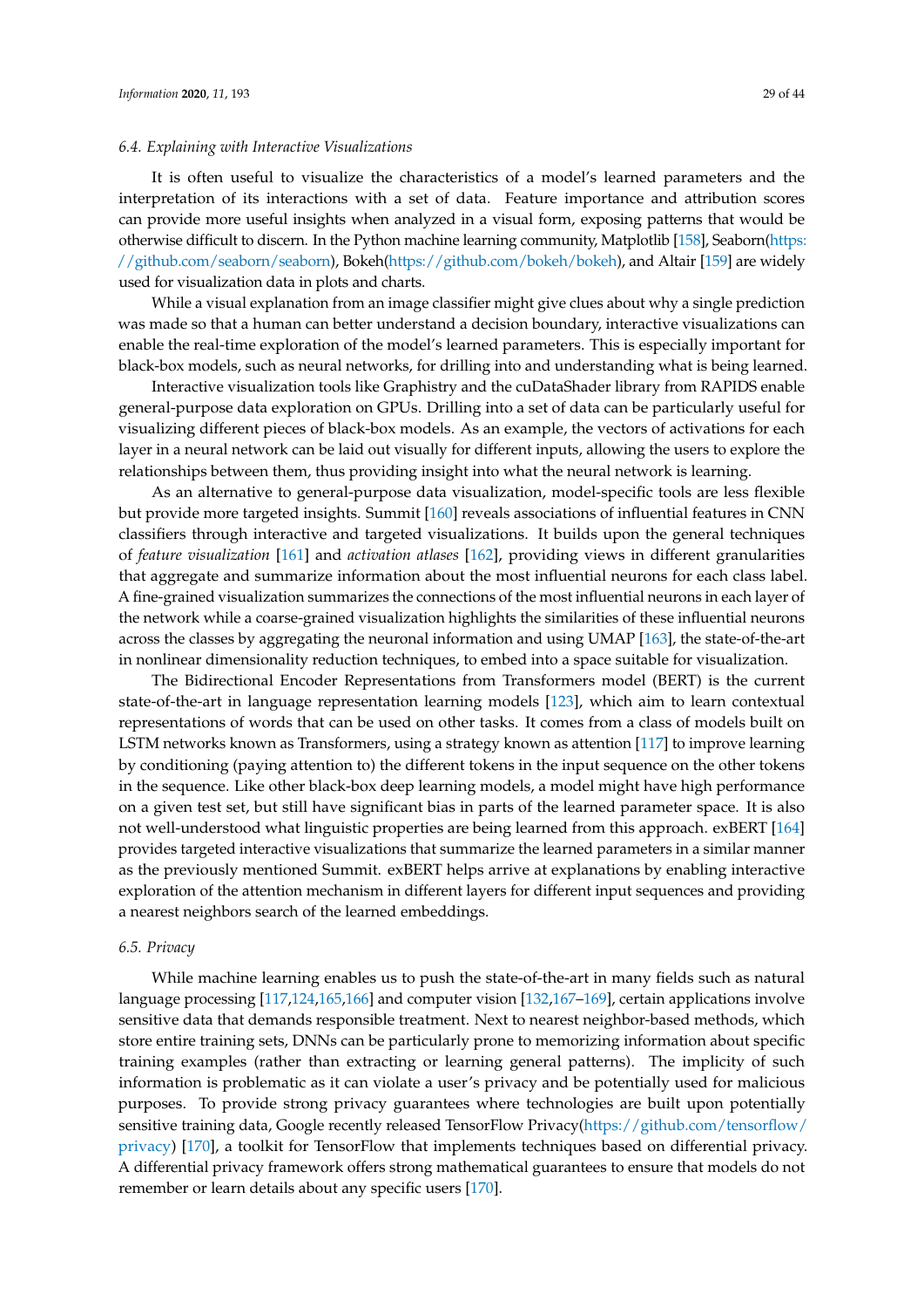### 6.4. Explaining with Interactive Visualizations

It is often useful to visualize the characteristics of a model's learned parameters and the interpretation of its interactions with a set of data. Feature importance and attribution scores can provide more useful insights when analyzed in a visual form, exposing patterns that would be otherwise difficult to discern. In the Python machine learning community, Matplotlib [158], Seaborn(https://github.com/seaborn/seaborn), Bokeh(https://github.com/bokeh/bokeh), and Altair [159] are widely used for visualization data in plots and charts.

While a visual explanation from an image classifier might give clues about why a single prediction was made so that a human can better understand a decision boundary, interactive visualizations can enable the real-time exploration of the model's learned parameters. This is especially important for black-box models, such as neural networks, for drilling into and understanding what is being learned.

Interactive visualization tools like Graphistry and the cuDataShader library from RAPIDS enable general-purpose data exploration on GPUs. Drilling into a set of data can be particularly useful for visualizing different pieces of black-box models. As an example, the vectors of activations for each layer in a neural network can be laid out visually for different inputs, allowing the users to explore the relationships between them, thus providing insight into what the neural network is learning.

As an alternative to general-purpose data visualization, model-specific tools are less flexible but provide more targeted insights. Summit [160] reveals associations of influential features in CNN classifiers through interactive and targeted visualizations. It builds upon the general techniques of *feature visualization* [161] and *activation atlases* [162], providing views in different granularities that aggregate and summarize information about the most influential neurons for each class label. A fine-grained visualization summarizes the connections of the most influential neurons in each layer of the network while a coarse-grained visualization highlights the similarities of these influential neurons across the classes by aggregating the neuronal information and using UMAP [163], the state-of-the-art in nonlinear dimensionality reduction techniques, to embed into a space suitable for visualization.

The Bidirectional Encoder Representations from Transformers model (BERT) is the current state-of-the-art in language representation learning models [123], which aim to learn contextual representations of words that can be used on other tasks. It comes from a class of models built on LSTM networks known as Transformers, using a strategy known as attention [117] to improve learning by conditioning (paying attention to) the different tokens in the input sequence on the other tokens in the sequence. Like other black-box deep learning models, a model might have high performance on a given test set, but still have significant bias in parts of the learned parameter space. It is also not well-understood what linguistic properties are being learned from this approach. exBERT [164] provides targeted interactive visualizations that summarize the learned parameters in a similar manner as the previously mentioned Summit. exBERT helps arrive at explanations by enabling interactive exploration of the attention mechanism in different layers for different input sequences and providing a nearest neighbors search of the learned embeddings.

### 6.5. Privacy

While machine learning enables us to push the state-of-the-art in many fields such as natural language processing [117,124,165,166] and computer vision [132,167–169], certain applications involve sensitive data that demands responsible treatment. Next to nearest neighbor-based methods, which store entire training sets, DNNs can be particularly prone to memorizing information about specific training examples (rather than extracting or learning general patterns). The implicity of such information is problematic as it can violate a user's privacy and be potentially used for malicious purposes. To provide strong privacy guarantees where technologies are built upon potentially sensitive training data, Google recently released TensorFlow Privacy(https://github.com/tensorflow/privacy) [170], a toolkit for TensorFlow that implements techniques based on differential privacy. A differential privacy framework offers strong mathematical guarantees to ensure that models do not remember or learn details about any specific users [170].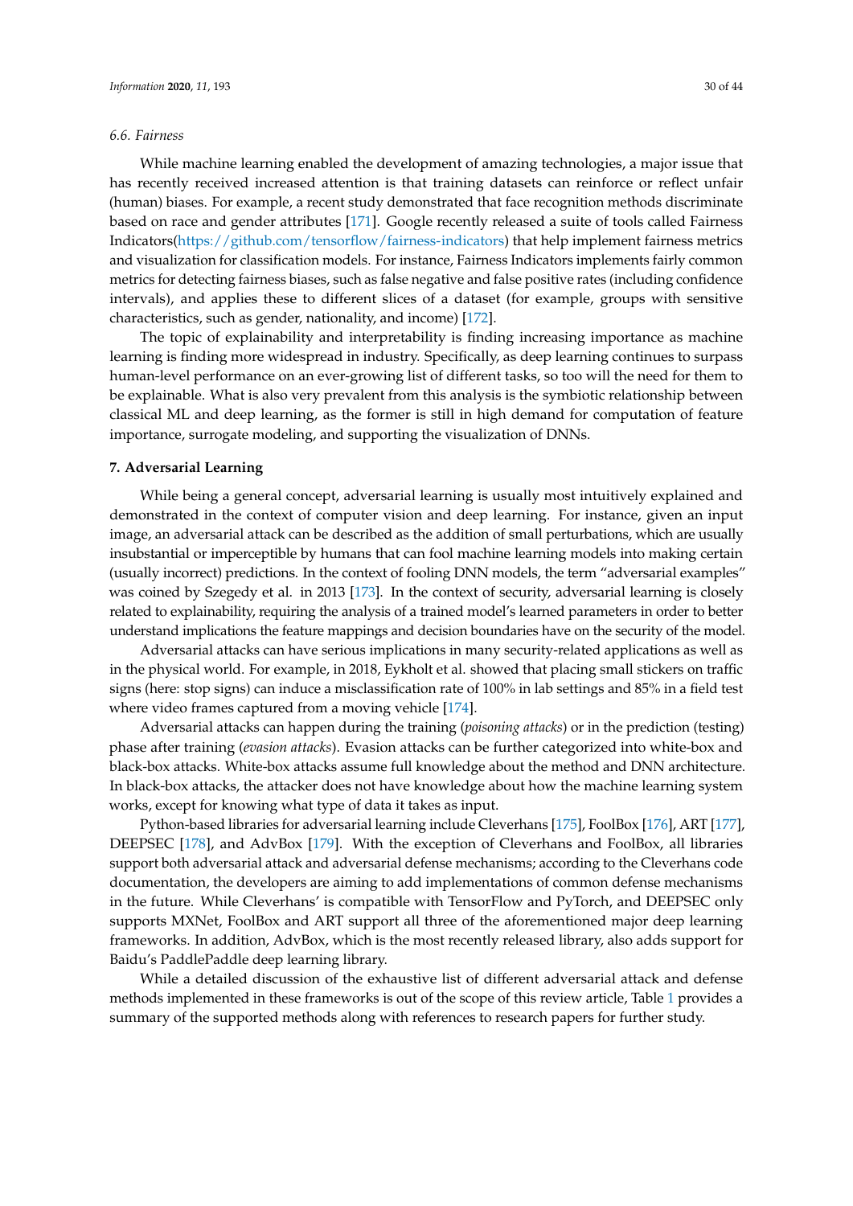### 6.6. Fairness

While machine learning enabled the development of amazing technologies, a major issue that has recently received increased attention is that training datasets can reinforce or reflect unfair (human) biases. For example, a recent study demonstrated that face recognition methods discriminate based on race and gender attributes [171]. Google recently released a suite of tools called Fairness Indicators(https://github.com/tensorflow/fairness-indicators) that help implement fairness metrics and visualization for classification models. For instance, Fairness Indicators implements fairly common metrics for detecting fairness biases, such as false negative and false positive rates (including confidence intervals), and applies these to different slices of a dataset (for example, groups with sensitive characteristics, such as gender, nationality, and income) [172].

The topic of explainability and interpretability is finding increasing importance as machine learning is finding more widespread in industry. Specifically, as deep learning continues to surpass human-level performance on an ever-growing list of different tasks, so too will the need for them to be explainable. What is also very prevalent from this analysis is the symbiotic relationship between classical ML and deep learning, as the former is still in high demand for computation of feature importance, surrogate modeling, and supporting the visualization of DNNs.

## 7. Adversarial Learning

While being a general concept, adversarial learning is usually most intuitively explained and demonstrated in the context of computer vision and deep learning. For instance, given an input image, an adversarial attack can be described as the addition of small perturbations, which are usually insubstantial or imperceptible by humans that can fool machine learning models into making certain (usually incorrect) predictions. In the context of fooling DNN models, the term "adversarial examples" was coined by Szegedy et al. in 2013 [173]. In the context of security, adversarial learning is closely related to explainability, requiring the analysis of a trained model's learned parameters in order to better understand implications the feature mappings and decision boundaries have on the security of the model.

Adversarial attacks can have serious implications in many security-related applications as well as in the physical world. For example, in 2018, Eykholt et al. showed that placing small stickers on traffic signs (here: stop signs) can induce a misclassification rate of 100% in lab settings and 85% in a field test where video frames captured from a moving vehicle [174].

Adversarial attacks can happen during the training (*poisoning attacks*) or in the prediction (testing) phase after training (*evasion attacks*). Evasion attacks can be further categorized into white-box and black-box attacks. White-box attacks assume full knowledge about the method and DNN architecture. In black-box attacks, the attacker does not have knowledge about how the machine learning system works, except for knowing what type of data it takes as input.

Python-based libraries for adversarial learning include Cleverhans [175], FoolBox [176], ART [177], DEEPSEC [178], and AdvBox [179]. With the exception of Cleverhans and FoolBox, all libraries support both adversarial attack and adversarial defense mechanisms; according to the Cleverhans code documentation, the developers are aiming to add implementations of common defense mechanisms in the future. While Cleverhans' is compatible with TensorFlow and PyTorch, and DEEPSEC only supports MXNet, FoolBox and ART support all three of the aforementioned major deep learning frameworks. In addition, AdvBox, which is the most recently released library, also adds support for Baidu's PaddlePaddle deep learning library.

While a detailed discussion of the exhaustive list of different adversarial attack and defense methods implemented in these frameworks is out of the scope of this review article, Table 1 provides a summary of the supported methods along with references to research papers for further study.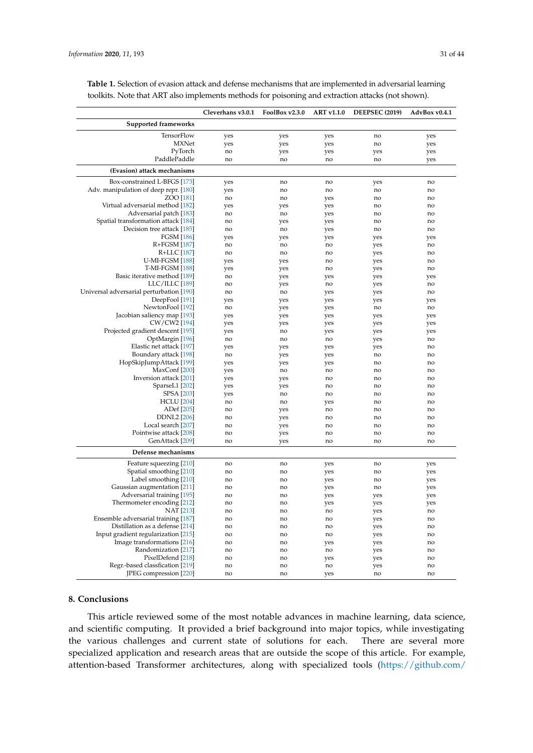**Table 1.** Selection of evasion attack and defense mechanisms that are implemented in adversarial learning toolkits. Note that ART also implements methods for poisoning and extraction attacks (not shown).

| | Cleverhans v3.0.1 | FoolBox v2.3.0 | ART v1.1.0 | DEEPSEC (2019) | AdvBox v0.4.1 |
|---|---|---|---|---|---|
| **Supported frameworks** | | | | | |
| TensorFlow | yes | yes | yes | no | yes |
| MXNet | yes | yes | yes | no | yes |
| PyTorch | no | yes | yes | yes | yes |
| PaddlePaddle | no | no | no | no | yes |
| **(Evasion) attack mechanisms** | | | | | |
| Box-constrained L-BFGS [173] | yes | no | no | yes | no |
| Adv. manipulation of deep repr. [180] | yes | no | no | no | no |
| ZOO [181] | no | no | yes | no | no |
| Virtual adversarial method [182] | yes | yes | yes | no | no |
| Adversarial patch [183] | no | no | yes | no | no |
| Spatial transformation attack [184] | no | yes | yes | no | no |
| Decision tree attack [185] | no | no | yes | no | no |
| FGSM [186] | yes | yes | yes | yes | yes |
| R+FGSM [187] | no | no | no | yes | no |
| R+LLC [187] | no | no | no | yes | no |
| U-MI-FGSM [188] | yes | yes | no | yes | no |
| T-MI-FGSM [188] | yes | yes | no | yes | no |
| Basic iterative method [189] | no | yes | yes | yes | yes |
| LLC/ILLC [189] | no | yes | no | yes | no |
| Universal adversarial perturbation [190] | no | no | yes | yes | no |
| DeepFool [191] | yes | yes | yes | yes | yes |
| NewtonFool [192] | no | yes | yes | no | no |
| Jacobian saliency map [193] | yes | yes | yes | yes | yes |
| CW/CW2 [194] | yes | yes | yes | yes | yes |
| Projected gradient descent [195] | yes | no | yes | yes | yes |
| OptMargin [196] | no | no | no | yes | no |
| Elastic net attack [197] | yes | yes | yes | yes | no |
| Boundary attack [198] | no | yes | yes | no | no |
| HopSkipJumpAttack [199] | yes | yes | yes | no | no |
| MaxConf [200] | yes | no | no | no | no |
| Inversion attack [201] | yes | yes | no | no | no |
| SparseL1 [202] | yes | yes | no | no | no |
| SPSA [203] | yes | no | no | no | no |
| HCLU [204] | no | no | yes | no | no |
| ADef [205] | no | yes | no | no | no |
| DDNL2 [206] | no | yes | no | no | no |
| Local search [207] | no | yes | no | no | no |
| Pointwise attack [208] | no | yes | no | no | no |
| GenAttack [209] | no | yes | no | no | no |
| **Defense mechanisms** | | | | | |
| Feature squeezing [210] | no | no | yes | no | yes |
| Spatial smoothing [210] | no | no | yes | no | yes |
| Label smoothing [210] | no | no | yes | no | yes |
| Gaussian augmentation [211] | no | no | yes | no | yes |
| Adversarial training [195] | no | no | yes | yes | yes |
| Thermometer encoding [212] | no | no | yes | yes | yes |
| NAT [213] | no | no | no | yes | no |
| Ensemble adversarial training [187] | no | no | no | yes | no |
| Distillation as a defense [214] | no | no | no | yes | no |
| Input gradient regularization [215] | no | no | no | yes | no |
| Image transformations [216] | no | no | yes | yes | no |
| Randomization [217] | no | no | no | yes | no |
| PixelDefend [218] | no | no | yes | yes | no |
| Regr.-based classfication [219] | no | no | no | yes | no |
| JPEG compression [220] | no | no | yes | no | no |

## 8. Conclusions

This article reviewed some of the most notable advances in machine learning, data science, and scientific computing. It provided a brief background into major topics, while investigating the various challenges and current state of solutions for each. There are several more specialized application and research areas that are outside the scope of this article. For example, attention-based Transformer architectures, along with specialized tools (https://github.com/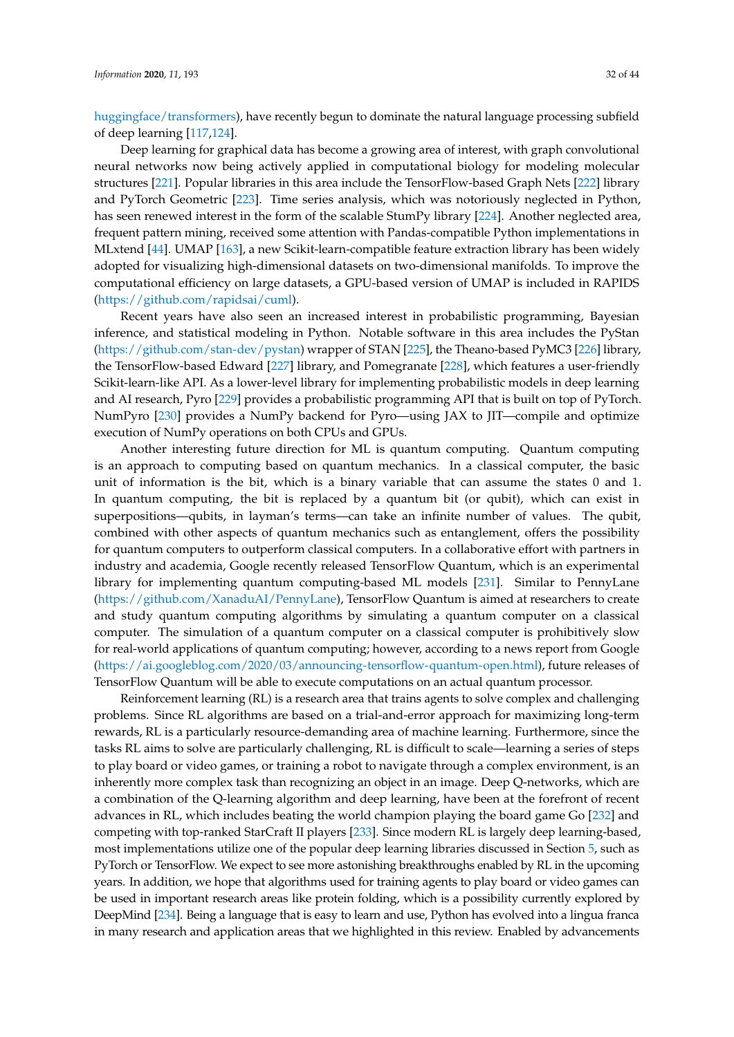huggingface/transformers), have recently begun to dominate the natural language processing subfield of deep learning [117,124].

Deep learning for graphical data has become a growing area of interest, with graph convolutional neural networks now being actively applied in computational biology for modeling molecular structures [221]. Popular libraries in this area include the TensorFlow-based Graph Nets [222] library and PyTorch Geometric [223]. Time series analysis, which was notoriously neglected in Python, has seen renewed interest in the form of the scalable StumPy library [224]. Another neglected area, frequent pattern mining, received some attention with Pandas-compatible Python implementations in MLxtend [44]. UMAP [163], a new Scikit-learn-compatible feature extraction library has been widely adopted for visualizing high-dimensional datasets on two-dimensional manifolds. To improve the computational efficiency on large datasets, a GPU-based version of UMAP is included in RAPIDS (https://github.com/rapidsai/cuml).

Recent years have also seen an increased interest in probabilistic programming, Bayesian inference, and statistical modeling in Python. Notable software in this area includes the PyStan (https://github.com/stan-dev/pystan) wrapper of STAN [225], the Theano-based PyMC3 [226] library, the TensorFlow-based Edward [227] library, and Pomegranate [228], which features a user-friendly Scikit-learn-like API. As a lower-level library for implementing probabilistic models in deep learning and AI research, Pyro [229] provides a probabilistic programming API that is built on top of PyTorch. NumPyro [230] provides a NumPy backend for Pyro—using JAX to JIT—compile and optimize execution of NumPy operations on both CPUs and GPUs.

Another interesting future direction for ML is quantum computing. Quantum computing is an approach to computing based on quantum mechanics. In a classical computer, the basic unit of information is the bit, which is a binary variable that can assume the states 0 and 1. In quantum computing, the bit is replaced by a quantum bit (or qubit), which can exist in superpositions—qubits, in layman's terms—can take an infinite number of values. The qubit, combined with other aspects of quantum mechanics such as entanglement, offers the possibility for quantum computers to outperform classical computers. In a collaborative effort with partners in industry and academia, Google recently released TensorFlow Quantum, which is an experimental library for implementing quantum computing-based ML models [231]. Similar to PennyLane (https://github.com/XanaduAI/PennyLane), TensorFlow Quantum is aimed at researchers to create and study quantum computing algorithms by simulating a quantum computer on a classical computer. The simulation of a quantum computer on a classical computer is prohibitively slow for real-world applications of quantum computing; however, according to a news report from Google (https://ai.googleblog.com/2020/03/announcing-tensorflow-quantum-open.html), future releases of TensorFlow Quantum will be able to execute computations on an actual quantum processor.

Reinforcement learning (RL) is a research area that trains agents to solve complex and challenging problems. Since RL algorithms are based on a trial-and-error approach for maximizing long-term rewards, RL is a particularly resource-demanding area of machine learning. Furthermore, since the tasks RL aims to solve are particularly challenging, RL is difficult to scale—learning a series of steps to play board or video games, or training a robot to navigate through a complex environment, is an inherently more complex task than recognizing an object in an image. Deep Q-networks, which are a combination of the Q-learning algorithm and deep learning, have been at the forefront of recent advances in RL, which includes beating the world champion playing the board game Go [232] and competing with top-ranked StarCraft II players [233]. Since modern RL is largely deep learning-based, most implementations utilize one of the popular deep learning libraries discussed in Section 5, such as PyTorch or TensorFlow. We expect to see more astonishing breakthroughs enabled by RL in the upcoming years. In addition, we hope that algorithms used for training agents to play board or video games can be used in important research areas like protein folding, which is a possibility currently explored by DeepMind [234]. Being a language that is easy to learn and use, Python has evolved into a lingua franca in many research and application areas that we highlighted in this review. Enabled by advancements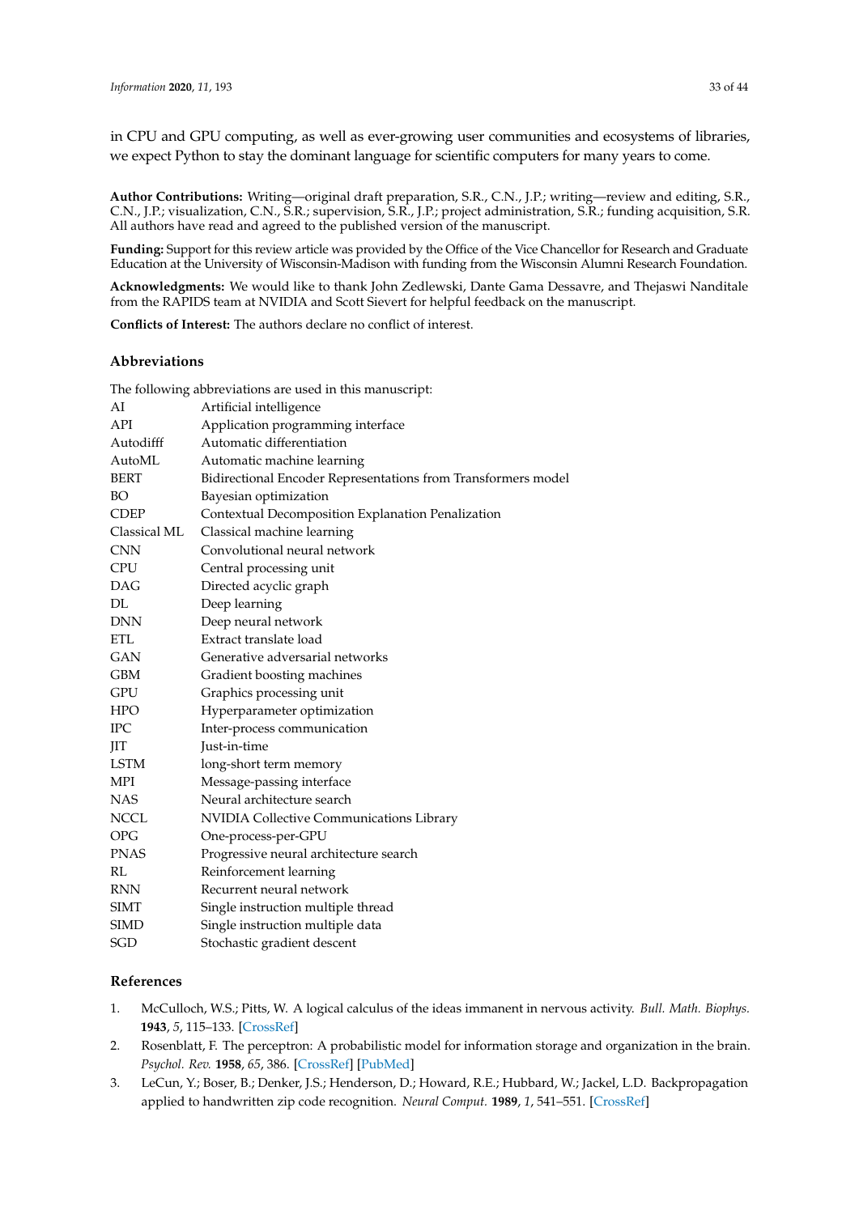in CPU and GPU computing, as well as ever-growing user communities and ecosystems of libraries, we expect Python to stay the dominant language for scientific computers for many years to come.

**Author Contributions:** Writing—original draft preparation, S.R., C.N., J.P.; writing—review and editing, S.R., C.N., J.P.; visualization, C.N., S.R.; supervision, S.R., J.P.; project administration, S.R.; funding acquisition, S.R. All authors have read and agreed to the published version of the manuscript.

**Funding:** Support for this review article was provided by the Office of the Vice Chancellor for Research and Graduate Education at the University of Wisconsin-Madison with funding from the Wisconsin Alumni Research Foundation.

**Acknowledgments:** We would like to thank John Zedlewski, Dante Gama Dessavre, and Thejaswi Nanditale from the RAPIDS team at NVIDIA and Scott Sievert for helpful feedback on the manuscript.

**Conflicts of Interest:** The authors declare no conflict of interest.

## Abbreviations

The following abbreviations are used in this manuscript:

| | |
|---|---|
| AI | Artificial intelligence |
| API | Application programming interface |
| Autodifff | Automatic differentiation |
| AutoML | Automatic machine learning |
| BERT | Bidirectional Encoder Representations from Transformers model |
| BO | Bayesian optimization |
| CDEP | Contextual Decomposition Explanation Penalization |
| Classical ML | Classical machine learning |
| CNN | Convolutional neural network |
| CPU | Central processing unit |
| DAG | Directed acyclic graph |
| DL | Deep learning |
| DNN | Deep neural network |
| ETL | Extract translate load |
| GAN | Generative adversarial networks |
| GBM | Gradient boosting machines |
| GPU | Graphics processing unit |
| HPO | Hyperparameter optimization |
| IPC | Inter-process communication |
| JIT | Just-in-time |
| LSTM | long-short term memory |
| MPI | Message-passing interface |
| NAS | Neural architecture search |
| NCCL | NVIDIA Collective Communications Library |
| OPG | One-process-per-GPU |
| PNAS | Progressive neural architecture search |
| RL | Reinforcement learning |
| RNN | Recurrent neural network |
| SIMT | Single instruction multiple thread |
| SIMD | Single instruction multiple data |
| SGD | Stochastic gradient descent |

## References

1. McCulloch, W.S.; Pitts, W. A logical calculus of the ideas immanent in nervous activity. *Bull. Math. Biophys.* **1943**, *5*, 115–133. [CrossRef]
2. Rosenblatt, F. The perceptron: A probabilistic model for information storage and organization in the brain. *Psychol. Rev.* **1958**, *65*, 386. [CrossRef] [PubMed]
3. LeCun, Y.; Boser, B.; Denker, J.S.; Henderson, D.; Howard, R.E.; Hubbard, W.; Jackel, L.D. Backpropagation applied to handwritten zip code recognition. *Neural Comput.* **1989**, *1*, 541–551. [CrossRef]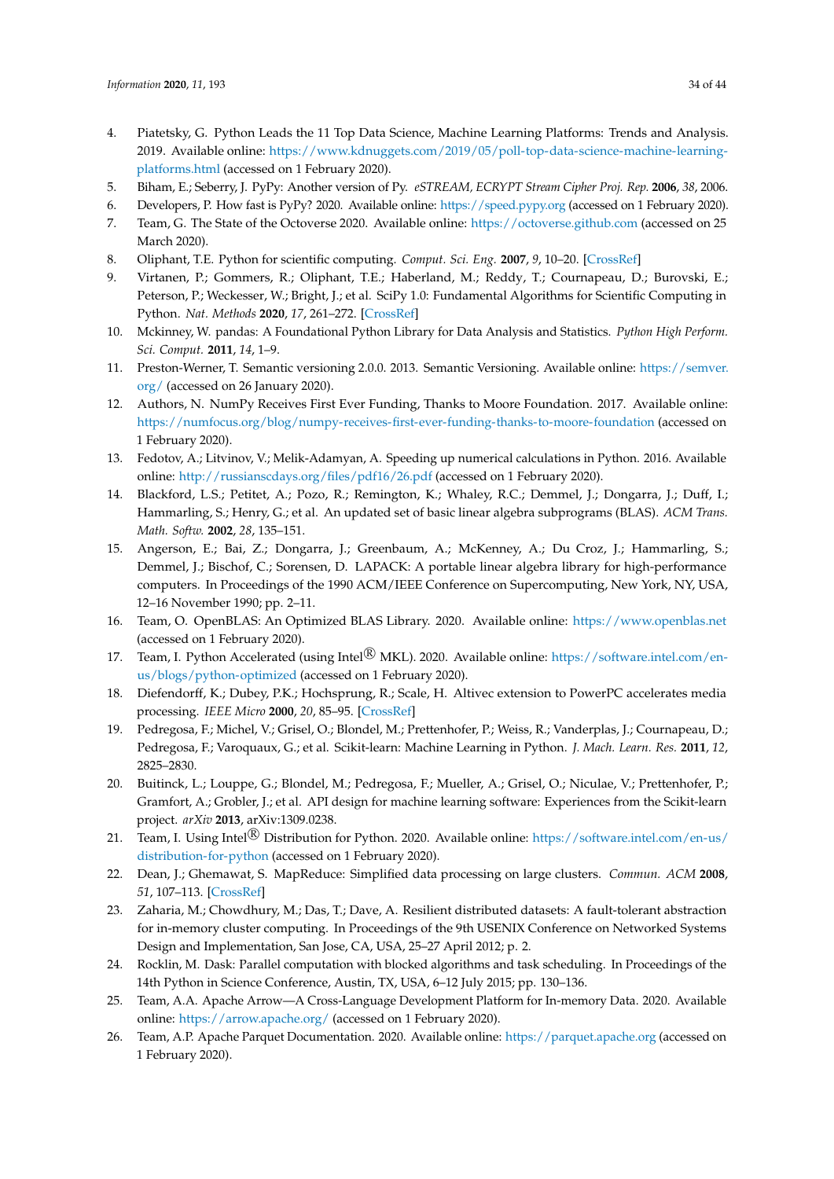4. Piatetsky, G. Python Leads the 11 Top Data Science, Machine Learning Platforms: Trends and Analysis. 2019. Available online: https://www.kdnuggets.com/2019/05/poll-top-data-science-machine-learning-platforms.html (accessed on 1 February 2020).
5. Biham, E.; Seberry, J. PyPy: Another version of Py. *eSTREAM, ECRYPT Stream Cipher Proj. Rep.* **2006**, *38*, 2006.
6. Developers, P. How fast is PyPy? 2020. Available online: https://speed.pypy.org (accessed on 1 February 2020).
7. Team, G. The State of the Octoverse 2020. Available online: https://octoverse.github.com (accessed on 25 March 2020).
8. Oliphant, T.E. Python for scientific computing. *Comput. Sci. Eng.* **2007**, *9*, 10–20. [CrossRef]
9. Virtanen, P.; Gommers, R.; Oliphant, T.E.; Haberland, M.; Reddy, T.; Cournapeau, D.; Burovski, E.; Peterson, P.; Weckesser, W.; Bright, J.; et al. SciPy 1.0: Fundamental Algorithms for Scientific Computing in Python. *Nat. Methods* **2020**, *17*, 261–272. [CrossRef]
10. Mckinney, W. pandas: A Foundational Python Library for Data Analysis and Statistics. *Python High Perform. Sci. Comput.* **2011**, *14*, 1–9.
11. Preston-Werner, T. Semantic versioning 2.0.0. 2013. Semantic Versioning. Available online: https://semver.org/ (accessed on 26 January 2020).
12. Authors, N. NumPy Receives First Ever Funding, Thanks to Moore Foundation. 2017. Available online: https://numfocus.org/blog/numpy-receives-first-ever-funding-thanks-to-moore-foundation (accessed on 1 February 2020).
13. Fedotov, A.; Litvinov, V.; Melik-Adamyan, A. Speeding up numerical calculations in Python. 2016. Available online: http://russianscdays.org/files/pdf16/26.pdf (accessed on 1 February 2020).
14. Blackford, L.S.; Petitet, A.; Pozo, R.; Remington, K.; Whaley, R.C.; Demmel, J.; Dongarra, J.; Duff, I.; Hammarling, S.; Henry, G.; et al. An updated set of basic linear algebra subprograms (BLAS). *ACM Trans. Math. Softw.* **2002**, *28*, 135–151.
15. Angerson, E.; Bai, Z.; Dongarra, J.; Greenbaum, A.; McKenney, A.; Du Croz, J.; Hammarling, S.; Demmel, J.; Bischof, C.; Sorensen, D. LAPACK: A portable linear algebra library for high-performance computers. In Proceedings of the 1990 ACM/IEEE Conference on Supercomputing, New York, NY, USA, 12–16 November 1990; pp. 2–11.
16. Team, O. OpenBLAS: An Optimized BLAS Library. 2020. Available online: https://www.openblas.net (accessed on 1 February 2020).
17. Team, I. Python Accelerated (using Intel® MKL). 2020. Available online: https://software.intel.com/en-us/blogs/python-optimized (accessed on 1 February 2020).
18. Diefendorff, K.; Dubey, P.K.; Hochsprung, R.; Scale, H. Altivec extension to PowerPC accelerates media processing. *IEEE Micro* **2000**, *20*, 85–95. [CrossRef]
19. Pedregosa, F.; Michel, V.; Grisel, O.; Blondel, M.; Prettenhofer, P.; Weiss, R.; Vanderplas, J.; Cournapeau, D.; Pedregosa, F.; Varoquaux, G.; et al. Scikit-learn: Machine Learning in Python. *J. Mach. Learn. Res.* **2011**, *12*, 2825–2830.
20. Buitinck, L.; Louppe, G.; Blondel, M.; Pedregosa, F.; Mueller, A.; Grisel, O.; Niculae, V.; Prettenhofer, P.; Gramfort, A.; Grobler, J.; et al. API design for machine learning software: Experiences from the Scikit-learn project. *arXiv* **2013**, arXiv:1309.0238.
21. Team, I. Using Intel® Distribution for Python. 2020. Available online: https://software.intel.com/en-us/distribution-for-python (accessed on 1 February 2020).
22. Dean, J.; Ghemawat, S. MapReduce: Simplified data processing on large clusters. *Commun. ACM* **2008**, *51*, 107–113. [CrossRef]
23. Zaharia, M.; Chowdhury, M.; Das, T.; Dave, A. Resilient distributed datasets: A fault-tolerant abstraction for in-memory cluster computing. In Proceedings of the 9th USENIX Conference on Networked Systems Design and Implementation, San Jose, CA, USA, 25–27 April 2012; p. 2.
24. Rocklin, M. Dask: Parallel computation with blocked algorithms and task scheduling. In Proceedings of the 14th Python in Science Conference, Austin, TX, USA, 6–12 July 2015; pp. 130–136.
25. Team, A.A. Apache Arrow—A Cross-Language Development Platform for In-memory Data. 2020. Available online: https://arrow.apache.org/ (accessed on 1 February 2020).
26. Team, A.P. Apache Parquet Documentation. 2020. Available online: https://parquet.apache.org (accessed on 1 February 2020).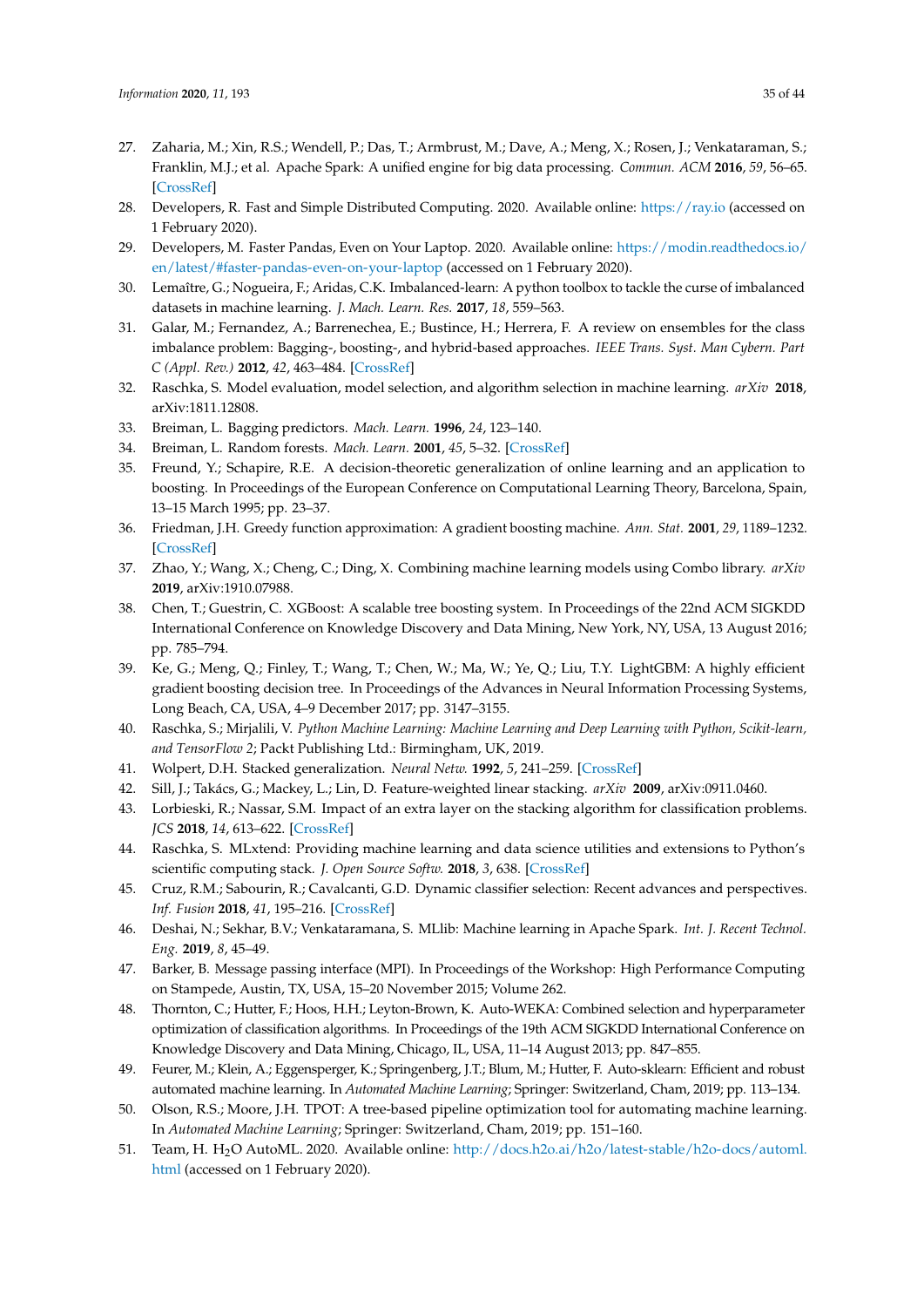27. Zaharia, M.; Xin, R.S.; Wendell, P.; Das, T.; Armbrust, M.; Dave, A.; Meng, X.; Rosen, J.; Venkataraman, S.; Franklin, M.J.; et al. Apache Spark: A unified engine for big data processing. *Commun. ACM* **2016**, *59*, 56–65. [CrossRef]
28. Developers, R. Fast and Simple Distributed Computing. 2020. Available online: https://ray.io (accessed on 1 February 2020).
29. Developers, M. Faster Pandas, Even on Your Laptop. 2020. Available online: https://modin.readthedocs.io/en/latest/#faster-pandas-even-on-your-laptop (accessed on 1 February 2020).
30. Lemaître, G.; Nogueira, F.; Aridas, C.K. Imbalanced-learn: A python toolbox to tackle the curse of imbalanced datasets in machine learning. *J. Mach. Learn. Res.* **2017**, *18*, 559–563.
31. Galar, M.; Fernandez, A.; Barrenechea, E.; Bustince, H.; Herrera, F. A review on ensembles for the class imbalance problem: Bagging-, boosting-, and hybrid-based approaches. *IEEE Trans. Syst. Man Cybern. Part C (Appl. Rev.)* **2012**, *42*, 463–484. [CrossRef]
32. Raschka, S. Model evaluation, model selection, and algorithm selection in machine learning. *arXiv* **2018**, arXiv:1811.12808.
33. Breiman, L. Bagging predictors. *Mach. Learn.* **1996**, *24*, 123–140.
34. Breiman, L. Random forests. *Mach. Learn.* **2001**, *45*, 5–32. [CrossRef]
35. Freund, Y.; Schapire, R.E. A decision-theoretic generalization of online learning and an application to boosting. In Proceedings of the European Conference on Computational Learning Theory, Barcelona, Spain, 13–15 March 1995; pp. 23–37.
36. Friedman, J.H. Greedy function approximation: A gradient boosting machine. *Ann. Stat.* **2001**, *29*, 1189–1232. [CrossRef]
37. Zhao, Y.; Wang, X.; Cheng, C.; Ding, X. Combining machine learning models using Combo library. *arXiv* **2019**, arXiv:1910.07988.
38. Chen, T.; Guestrin, C. XGBoost: A scalable tree boosting system. In Proceedings of the 22nd ACM SIGKDD International Conference on Knowledge Discovery and Data Mining, New York, NY, USA, 13 August 2016; pp. 785–794.
39. Ke, G.; Meng, Q.; Finley, T.; Wang, T.; Chen, W.; Ma, W.; Ye, Q.; Liu, T.Y. LightGBM: A highly efficient gradient boosting decision tree. In Proceedings of the Advances in Neural Information Processing Systems, Long Beach, CA, USA, 4–9 December 2017; pp. 3147–3155.
40. Raschka, S.; Mirjalili, V. *Python Machine Learning: Machine Learning and Deep Learning with Python, Scikit-learn, and TensorFlow 2*; Packt Publishing Ltd.: Birmingham, UK, 2019.
41. Wolpert, D.H. Stacked generalization. *Neural Netw.* **1992**, *5*, 241–259. [CrossRef]
42. Sill, J.; Takács, G.; Mackey, L.; Lin, D. Feature-weighted linear stacking. *arXiv* **2009**, arXiv:0911.0460.
43. Lorbieski, R.; Nassar, S.M. Impact of an extra layer on the stacking algorithm for classification problems. *JCS* **2018**, *14*, 613–622. [CrossRef]
44. Raschka, S. MLxtend: Providing machine learning and data science utilities and extensions to Python's scientific computing stack. *J. Open Source Softw.* **2018**, *3*, 638. [CrossRef]
45. Cruz, R.M.; Sabourin, R.; Cavalcanti, G.D. Dynamic classifier selection: Recent advances and perspectives. *Inf. Fusion* **2018**, *41*, 195–216. [CrossRef]
46. Deshai, N.; Sekhar, B.V.; Venkataramana, S. MLlib: Machine learning in Apache Spark. *Int. J. Recent Technol. Eng.* **2019**, *8*, 45–49.
47. Barker, B. Message passing interface (MPI). In Proceedings of the Workshop: High Performance Computing on Stampede, Austin, TX, USA, 15–20 November 2015; Volume 262.
48. Thornton, C.; Hutter, F.; Hoos, H.H.; Leyton-Brown, K. Auto-WEKA: Combined selection and hyperparameter optimization of classification algorithms. In Proceedings of the 19th ACM SIGKDD International Conference on Knowledge Discovery and Data Mining, Chicago, IL, USA, 11–14 August 2013; pp. 847–855.
49. Feurer, M.; Klein, A.; Eggensperger, K.; Springenberg, J.T.; Blum, M.; Hutter, F. Auto-sklearn: Efficient and robust automated machine learning. In *Automated Machine Learning*; Springer: Switzerland, Cham, 2019; pp. 113–134.
50. Olson, R.S.; Moore, J.H. TPOT: A tree-based pipeline optimization tool for automating machine learning. In *Automated Machine Learning*; Springer: Switzerland, Cham, 2019; pp. 151–160.
51. Team, H. $H_2O$ AutoML. 2020. Available online: http://docs.h2o.ai/h2o/latest-stable/h2o-docs/automl.html (accessed on 1 February 2020).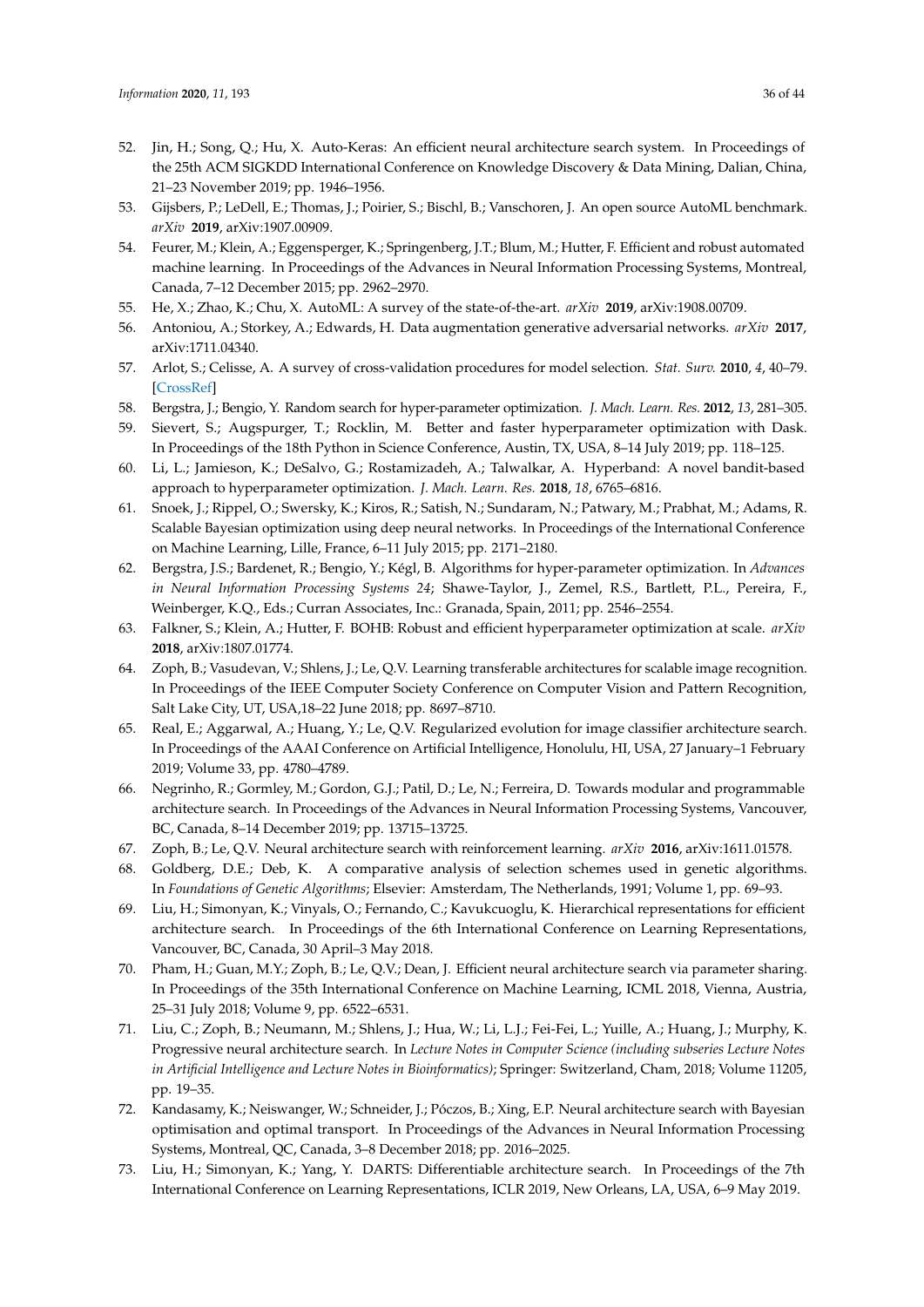52. Jin, H.; Song, Q.; Hu, X. Auto-Keras: An efficient neural architecture search system. In Proceedings of the 25th ACM SIGKDD International Conference on Knowledge Discovery & Data Mining, Dalian, China, 21–23 November 2019; pp. 1946–1956.
53. Gijsbers, P.; LeDell, E.; Thomas, J.; Poirier, S.; Bischl, B.; Vanschoren, J. An open source AutoML benchmark. *arXiv* **2019**, arXiv:1907.00909.
54. Feurer, M.; Klein, A.; Eggensperger, K.; Springenberg, J.T.; Blum, M.; Hutter, F. Efficient and robust automated machine learning. In Proceedings of the Advances in Neural Information Processing Systems, Montreal, Canada, 7–12 December 2015; pp. 2962–2970.
55. He, X.; Zhao, K.; Chu, X. AutoML: A survey of the state-of-the-art. *arXiv* **2019**, arXiv:1908.00709.
56. Antoniou, A.; Storkey, A.; Edwards, H. Data augmentation generative adversarial networks. *arXiv* **2017**, arXiv:1711.04340.
57. Arlot, S.; Celisse, A. A survey of cross-validation procedures for model selection. *Stat. Surv.* **2010**, *4*, 40–79. [CrossRef]
58. Bergstra, J.; Bengio, Y. Random search for hyper-parameter optimization. *J. Mach. Learn. Res.* **2012**, *13*, 281–305.
59. Sievert, S.; Augspurger, T.; Rocklin, M. Better and faster hyperparameter optimization with Dask. In Proceedings of the 18th Python in Science Conference, Austin, TX, USA, 8–14 July 2019; pp. 118–125.
60. Li, L.; Jamieson, K.; DeSalvo, G.; Rostamizadeh, A.; Talwalkar, A. Hyperband: A novel bandit-based approach to hyperparameter optimization. *J. Mach. Learn. Res.* **2018**, *18*, 6765–6816.
61. Snoek, J.; Rippel, O.; Swersky, K.; Kiros, R.; Satish, N.; Sundaram, N.; Patwary, M.; Prabhat, M.; Adams, R. Scalable Bayesian optimization using deep neural networks. In Proceedings of the International Conference on Machine Learning, Lille, France, 6–11 July 2015; pp. 2171–2180.
62. Bergstra, J.S.; Bardenet, R.; Bengio, Y.; Kégl, B. Algorithms for hyper-parameter optimization. In *Advances in Neural Information Processing Systems 24*; Shawe-Taylor, J., Zemel, R.S., Bartlett, P.L., Pereira, F., Weinberger, K.Q., Eds.; Curran Associates, Inc.: Granada, Spain, 2011; pp. 2546–2554.
63. Falkner, S.; Klein, A.; Hutter, F. BOHB: Robust and efficient hyperparameter optimization at scale. *arXiv* **2018**, arXiv:1807.01774.
64. Zoph, B.; Vasudevan, V.; Shlens, J.; Le, Q.V. Learning transferable architectures for scalable image recognition. In Proceedings of the IEEE Computer Society Conference on Computer Vision and Pattern Recognition, Salt Lake City, UT, USA,18–22 June 2018; pp. 8697–8710.
65. Real, E.; Aggarwal, A.; Huang, Y.; Le, Q.V. Regularized evolution for image classifier architecture search. In Proceedings of the AAAI Conference on Artificial Intelligence, Honolulu, HI, USA, 27 January–1 February 2019; Volume 33, pp. 4780–4789.
66. Negrinho, R.; Gormley, M.; Gordon, G.J.; Patil, D.; Le, N.; Ferreira, D. Towards modular and programmable architecture search. In Proceedings of the Advances in Neural Information Processing Systems, Vancouver, BC, Canada, 8–14 December 2019; pp. 13715–13725.
67. Zoph, B.; Le, Q.V. Neural architecture search with reinforcement learning. *arXiv* **2016**, arXiv:1611.01578.
68. Goldberg, D.E.; Deb, K. A comparative analysis of selection schemes used in genetic algorithms. In *Foundations of Genetic Algorithms*; Elsevier: Amsterdam, The Netherlands, 1991; Volume 1, pp. 69–93.
69. Liu, H.; Simonyan, K.; Vinyals, O.; Fernando, C.; Kavukcuoglu, K. Hierarchical representations for efficient architecture search. In Proceedings of the 6th International Conference on Learning Representations, Vancouver, BC, Canada, 30 April–3 May 2018.
70. Pham, H.; Guan, M.Y.; Zoph, B.; Le, Q.V.; Dean, J. Efficient neural architecture search via parameter sharing. In Proceedings of the 35th International Conference on Machine Learning, ICML 2018, Vienna, Austria, 25–31 July 2018; Volume 9, pp. 6522–6531.
71. Liu, C.; Zoph, B.; Neumann, M.; Shlens, J.; Hua, W.; Li, L.J.; Fei-Fei, L.; Yuille, A.; Huang, J.; Murphy, K. Progressive neural architecture search. In *Lecture Notes in Computer Science (including subseries Lecture Notes in Artificial Intelligence and Lecture Notes in Bioinformatics)*; Springer: Switzerland, Cham, 2018; Volume 11205, pp. 19–35.
72. Kandasamy, K.; Neiswanger, W.; Schneider, J.; Póczos, B.; Xing, E.P. Neural architecture search with Bayesian optimisation and optimal transport. In Proceedings of the Advances in Neural Information Processing Systems, Montreal, QC, Canada, 3–8 December 2018; pp. 2016–2025.
73. Liu, H.; Simonyan, K.; Yang, Y. DARTS: Differentiable architecture search. In Proceedings of the 7th International Conference on Learning Representations, ICLR 2019, New Orleans, LA, USA, 6–9 May 2019.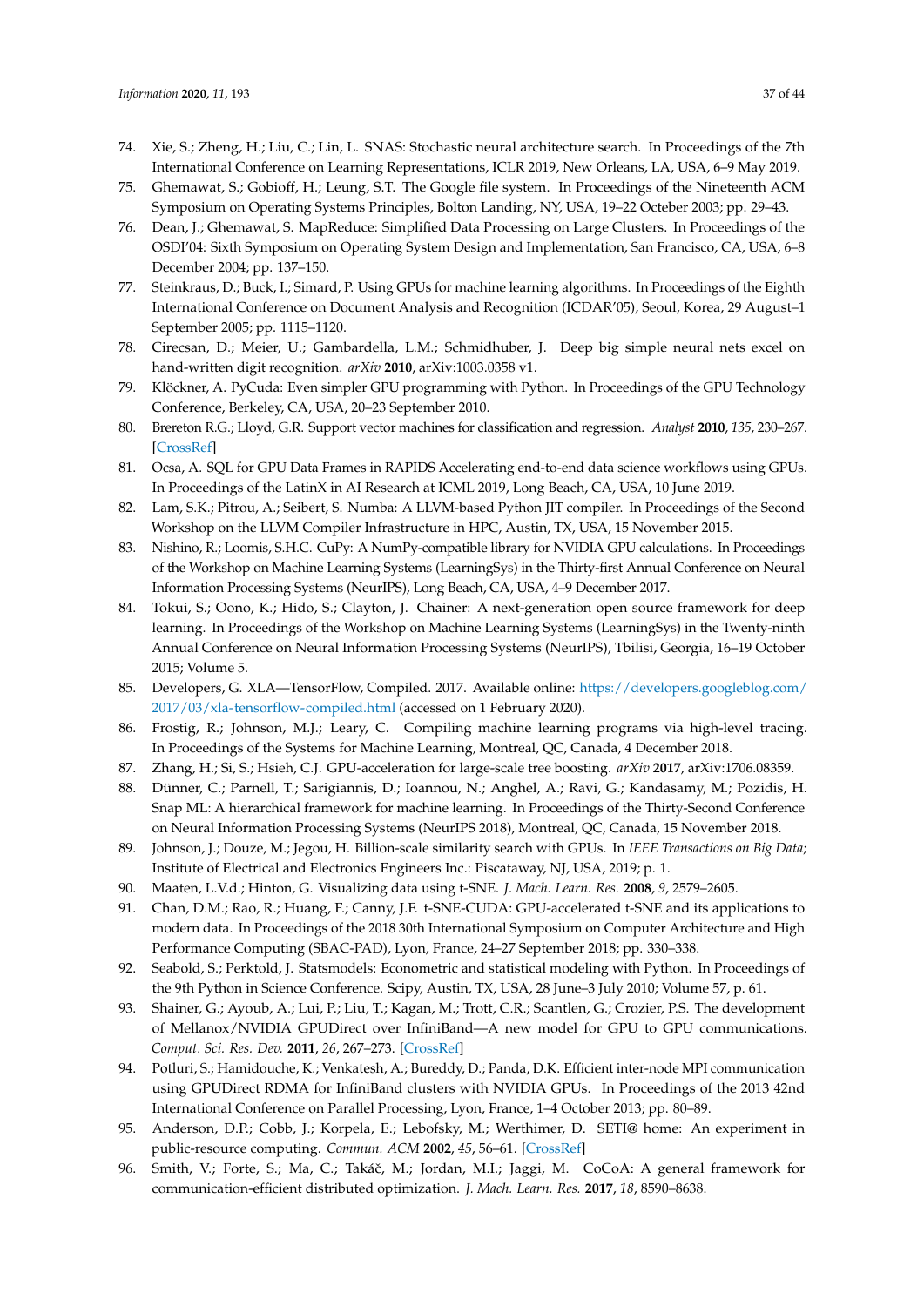74. Xie, S.; Zheng, H.; Liu, C.; Lin, L. SNAS: Stochastic neural architecture search. In Proceedings of the 7th International Conference on Learning Representations, ICLR 2019, New Orleans, LA, USA, 6–9 May 2019.
75. Ghemawat, S.; Gobioff, H.; Leung, S.T. The Google file system. In Proceedings of the Nineteenth ACM Symposium on Operating Systems Principles, Bolton Landing, NY, USA, 19–22 October 2003; pp. 29–43.
76. Dean, J.; Ghemawat, S. MapReduce: Simplified Data Processing on Large Clusters. In Proceedings of the OSDI'04: Sixth Symposium on Operating System Design and Implementation, San Francisco, CA, USA, 6–8 December 2004; pp. 137–150.
77. Steinkraus, D.; Buck, I.; Simard, P. Using GPUs for machine learning algorithms. In Proceedings of the Eighth International Conference on Document Analysis and Recognition (ICDAR'05), Seoul, Korea, 29 August–1 September 2005; pp. 1115–1120.
78. Cirecsan, D.; Meier, U.; Gambardella, L.M.; Schmidhuber, J. Deep big simple neural nets excel on hand-written digit recognition. *arXiv* **2010**, arXiv:1003.0358 v1.
79. Klöckner, A. PyCuda: Even simpler GPU programming with Python. In Proceedings of the GPU Technology Conference, Berkeley, CA, USA, 20–23 September 2010.
80. Brereton R.G.; Lloyd, G.R. Support vector machines for classification and regression. *Analyst* **2010**, *135*, 230–267. [CrossRef]
81. Ocsa, A. SQL for GPU Data Frames in RAPIDS Accelerating end-to-end data science workflows using GPUs. In Proceedings of the LatinX in AI Research at ICML 2019, Long Beach, CA, USA, 10 June 2019.
82. Lam, S.K.; Pitrou, A.; Seibert, S. Numba: A LLVM-based Python JIT compiler. In Proceedings of the Second Workshop on the LLVM Compiler Infrastructure in HPC, Austin, TX, USA, 15 November 2015.
83. Nishino, R.; Loomis, S.H.C. CuPy: A NumPy-compatible library for NVIDIA GPU calculations. In Proceedings of the Workshop on Machine Learning Systems (LearningSys) in the Thirty-first Annual Conference on Neural Information Processing Systems (NeurIPS), Long Beach, CA, USA, 4–9 December 2017.
84. Tokui, S.; Oono, K.; Hido, S.; Clayton, J. Chainer: A next-generation open source framework for deep learning. In Proceedings of the Workshop on Machine Learning Systems (LearningSys) in the Twenty-ninth Annual Conference on Neural Information Processing Systems (NeurIPS), Tbilisi, Georgia, 16–19 October 2015; Volume 5.
85. Developers, G. XLA—TensorFlow, Compiled. 2017. Available online: https://developers.googleblog.com/2017/03/xla-tensorflow-compiled.html (accessed on 1 February 2020).
86. Frostig, R.; Johnson, M.J.; Leary, C. Compiling machine learning programs via high-level tracing. In Proceedings of the Systems for Machine Learning, Montreal, QC, Canada, 4 December 2018.
87. Zhang, H.; Si, S.; Hsieh, C.J. GPU-acceleration for large-scale tree boosting. *arXiv* **2017**, arXiv:1706.08359.
88. Dünner, C.; Parnell, T.; Sarigiannis, D.; Ioannou, N.; Anghel, A.; Ravi, G.; Kandasamy, M.; Pozidis, H. Snap ML: A hierarchical framework for machine learning. In Proceedings of the Thirty-Second Conference on Neural Information Processing Systems (NeurIPS 2018), Montreal, QC, Canada, 15 November 2018.
89. Johnson, J.; Douze, M.; Jegou, H. Billion-scale similarity search with GPUs. In *IEEE Transactions on Big Data*; Institute of Electrical and Electronics Engineers Inc.: Piscataway, NJ, USA, 2019; p. 1.
90. Maaten, L.V.d.; Hinton, G. Visualizing data using t-SNE. *J. Mach. Learn. Res.* **2008**, *9*, 2579–2605.
91. Chan, D.M.; Rao, R.; Huang, F.; Canny, J.F. t-SNE-CUDA: GPU-accelerated t-SNE and its applications to modern data. In Proceedings of the 2018 30th International Symposium on Computer Architecture and High Performance Computing (SBAC-PAD), Lyon, France, 24–27 September 2018; pp. 330–338.
92. Seabold, S.; Perktold, J. Statsmodels: Econometric and statistical modeling with Python. In Proceedings of the 9th Python in Science Conference. Scipy, Austin, TX, USA, 28 June–3 July 2010; Volume 57, p. 61.
93. Shainer, G.; Ayoub, A.; Lui, P.; Liu, T.; Kagan, M.; Trott, C.R.; Scantlen, G.; Crozier, P.S. The development of Mellanox/NVIDIA GPUDirect over InfiniBand—A new model for GPU to GPU communications. *Comput. Sci. Res. Dev.* **2011**, *26*, 267–273. [CrossRef]
94. Potluri, S.; Hamidouche, K.; Venkatesh, A.; Bureddy, D.; Panda, D.K. Efficient inter-node MPI communication using GPUDirect RDMA for InfiniBand clusters with NVIDIA GPUs. In Proceedings of the 2013 42nd International Conference on Parallel Processing, Lyon, France, 1–4 October 2013; pp. 80–89.
95. Anderson, D.P.; Cobb, J.; Korpela, E.; Lebofsky, M.; Werthimer, D. SETI@ home: An experiment in public-resource computing. *Commun. ACM* **2002**, *45*, 56–61. [CrossRef]
96. Smith, V.; Forte, S.; Ma, C.; Takáč, M.; Jordan, M.I.; Jaggi, M. CoCoA: A general framework for communication-efficient distributed optimization. *J. Mach. Learn. Res.* **2017**, *18*, 8590–8638.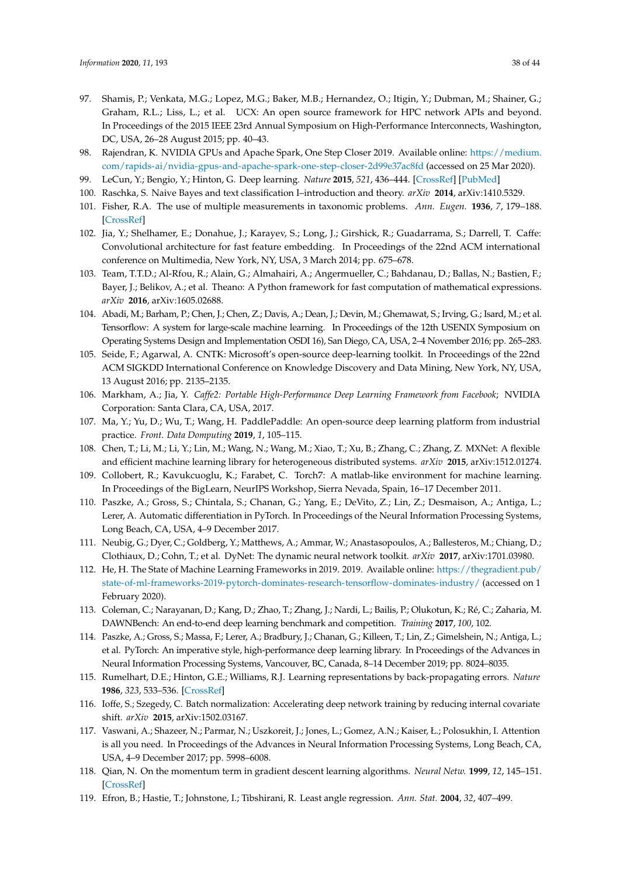97. Shamis, P.; Venkata, M.G.; Lopez, M.G.; Baker, M.B.; Hernandez, O.; Itigin, Y.; Dubman, M.; Shainer, G.; Graham, R.L.; Liss, L.; et al. UCX: An open source framework for HPC network APIs and beyond. In Proceedings of the 2015 IEEE 23rd Annual Symposium on High-Performance Interconnects, Washington, DC, USA, 26–28 August 2015; pp. 40–43.
98. Rajendran, K. NVIDIA GPUs and Apache Spark, One Step Closer 2019. Available online: https://medium.com/rapids-ai/nvidia-gpus-and-apache-spark-one-step-closer-2d99e37ac8fd (accessed on 25 Mar 2020).
99. LeCun, Y.; Bengio, Y.; Hinton, G. Deep learning. *Nature* **2015**, *521*, 436–444. [CrossRef] [PubMed]
100. Raschka, S. Naive Bayes and text classification I–introduction and theory. *arXiv* **2014**, arXiv:1410.5329.
101. Fisher, R.A. The use of multiple measurements in taxonomic problems. *Ann. Eugen.* **1936**, *7*, 179–188. [CrossRef]
102. Jia, Y.; Shelhamer, E.; Donahue, J.; Karayev, S.; Long, J.; Girshick, R.; Guadarrama, S.; Darrell, T. Caffe: Convolutional architecture for fast feature embedding. In Proceedings of the 22nd ACM international conference on Multimedia, New York, NY, USA, 3 March 2014; pp. 675–678.
103. Team, T.T.D.; Al-Rfou, R.; Alain, G.; Almahairi, A.; Angermueller, C.; Bahdanau, D.; Ballas, N.; Bastien, F.; Bayer, J.; Belikov, A.; et al. Theano: A Python framework for fast computation of mathematical expressions. *arXiv* **2016**, arXiv:1605.02688.
104. Abadi, M.; Barham, P.; Chen, J.; Chen, Z.; Davis, A.; Dean, J.; Devin, M.; Ghemawat, S.; Irving, G.; Isard, M.; et al. Tensorflow: A system for large-scale machine learning. In Proceedings of the 12th USENIX Symposium on Operating Systems Design and Implementation OSDI 16), San Diego, CA, USA, 2–4 November 2016; pp. 265–283.
105. Seide, F.; Agarwal, A. CNTK: Microsoft's open-source deep-learning toolkit. In Proceedings of the 22nd ACM SIGKDD International Conference on Knowledge Discovery and Data Mining, New York, NY, USA, 13 August 2016; pp. 2135–2135.
106. Markham, A.; Jia, Y. *Caffe2: Portable High-Performance Deep Learning Framework from Facebook*; NVIDIA Corporation: Santa Clara, CA, USA, 2017.
107. Ma, Y.; Yu, D.; Wu, T.; Wang, H. PaddlePaddle: An open-source deep learning platform from industrial practice. *Front. Data Domputing* **2019**, *1*, 105–115.
108. Chen, T.; Li, M.; Li, Y.; Lin, M.; Wang, N.; Wang, M.; Xiao, T.; Xu, B.; Zhang, C.; Zhang, Z. MXNet: A flexible and efficient machine learning library for heterogeneous distributed systems. *arXiv* **2015**, arXiv:1512.01274.
109. Collobert, R.; Kavukcuoglu, K.; Farabet, C. Torch7: A matlab-like environment for machine learning. In Proceedings of the BigLearn, NeurIPS Workshop, Sierra Nevada, Spain, 16–17 December 2011.
110. Paszke, A.; Gross, S.; Chintala, S.; Chanan, G.; Yang, E.; DeVito, Z.; Lin, Z.; Desmaison, A.; Antiga, L.; Lerer, A. Automatic differentiation in PyTorch. In Proceedings of the Neural Information Processing Systems, Long Beach, CA, USA, 4–9 December 2017.
111. Neubig, G.; Dyer, C.; Goldberg, Y.; Matthews, A.; Ammar, W.; Anastasopoulos, A.; Ballesteros, M.; Chiang, D.; Clothiaux, D.; Cohn, T.; et al. DyNet: The dynamic neural network toolkit. *arXiv* **2017**, arXiv:1701.03980.
112. He, H. The State of Machine Learning Frameworks in 2019. 2019. Available online: https://thegradient.pub/state-of-ml-frameworks-2019-pytorch-dominates-research-tensorflow-dominates-industry/ (accessed on 1 February 2020).
113. Coleman, C.; Narayanan, D.; Kang, D.; Zhao, T.; Zhang, J.; Nardi, L.; Bailis, P.; Olukotun, K.; Ré, C.; Zaharia, M. DAWNBench: An end-to-end deep learning benchmark and competition. *Training* **2017**, *100*, 102.
114. Paszke, A.; Gross, S.; Massa, F.; Lerer, A.; Bradbury, J.; Chanan, G.; Killeen, T.; Lin, Z.; Gimelshein, N.; Antiga, L.; et al. PyTorch: An imperative style, high-performance deep learning library. In Proceedings of the Advances in Neural Information Processing Systems, Vancouver, BC, Canada, 8–14 December 2019; pp. 8024–8035.
115. Rumelhart, D.E.; Hinton, G.E.; Williams, R.J. Learning representations by back-propagating errors. *Nature* **1986**, *323*, 533–536. [CrossRef]
116. Ioffe, S.; Szegedy, C. Batch normalization: Accelerating deep network training by reducing internal covariate shift. *arXiv* **2015**, arXiv:1502.03167.
117. Vaswani, A.; Shazeer, N.; Parmar, N.; Uszkoreit, J.; Jones, L.; Gomez, A.N.; Kaiser, Ł.; Polosukhin, I. Attention is all you need. In Proceedings of the Advances in Neural Information Processing Systems, Long Beach, CA, USA, 4–9 December 2017; pp. 5998–6008.
118. Qian, N. On the momentum term in gradient descent learning algorithms. *Neural Netw.* **1999**, *12*, 145–151. [CrossRef]
119. Efron, B.; Hastie, T.; Johnstone, I.; Tibshirani, R. Least angle regression. *Ann. Stat.* **2004**, *32*, 407–499.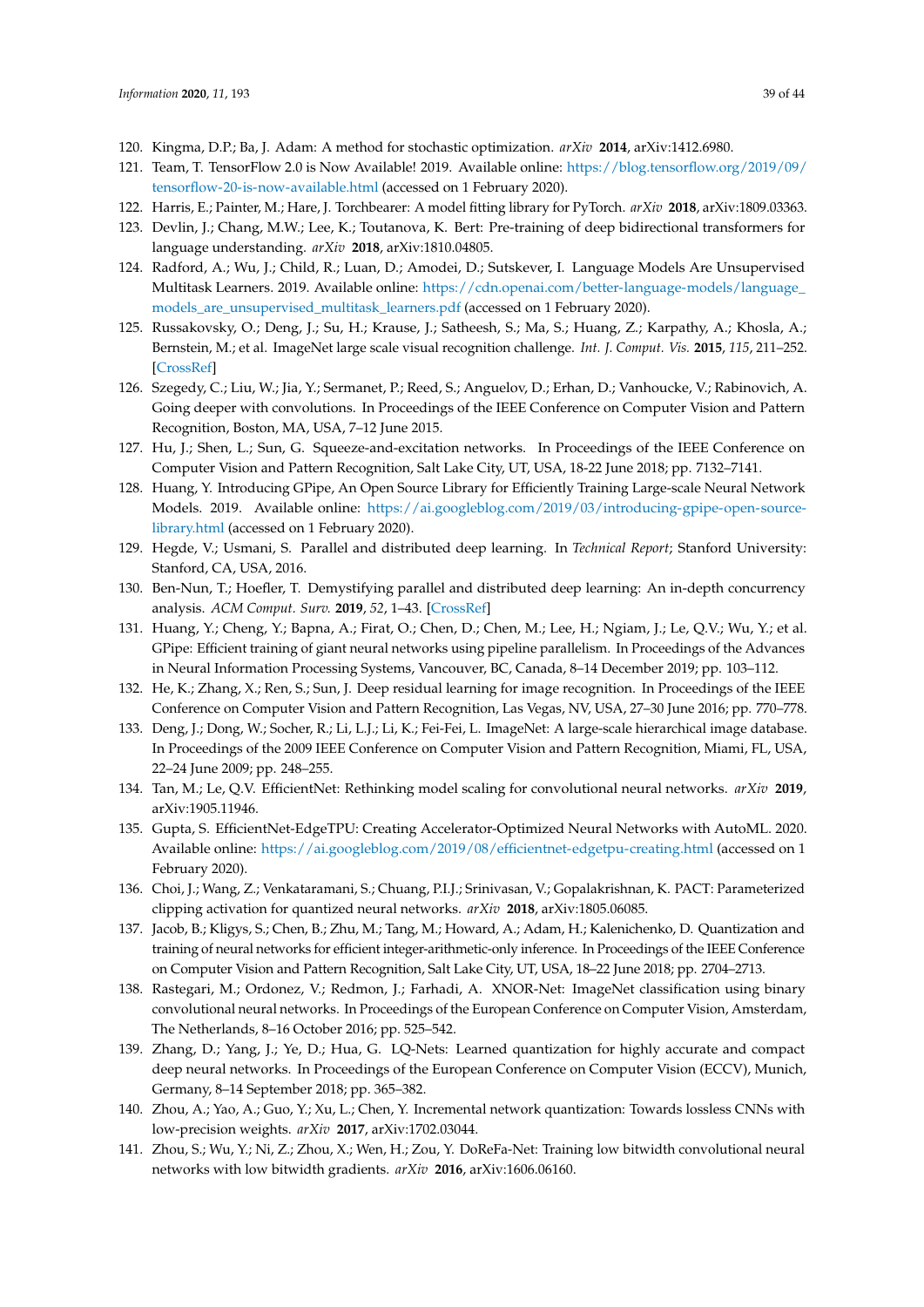120. Kingma, D.P.; Ba, J. Adam: A method for stochastic optimization. *arXiv* **2014**, arXiv:1412.6980.
121. Team, T. TensorFlow 2.0 is Now Available! 2019. Available online: https://blog.tensorflow.org/2019/09/tensorflow-20-is-now-available.html (accessed on 1 February 2020).
122. Harris, E.; Painter, M.; Hare, J. Torchbearer: A model fitting library for PyTorch. *arXiv* **2018**, arXiv:1809.03363.
123. Devlin, J.; Chang, M.W.; Lee, K.; Toutanova, K. Bert: Pre-training of deep bidirectional transformers for language understanding. *arXiv* **2018**, arXiv:1810.04805.
124. Radford, A.; Wu, J.; Child, R.; Luan, D.; Amodei, D.; Sutskever, I. Language Models Are Unsupervised Multitask Learners. 2019. Available online: https://cdn.openai.com/better-language-models/language_models_are_unsupervised_multitask_learners.pdf (accessed on 1 February 2020).
125. Russakovsky, O.; Deng, J.; Su, H.; Krause, J.; Satheesh, S.; Ma, S.; Huang, Z.; Karpathy, A.; Khosla, A.; Bernstein, M.; et al. ImageNet large scale visual recognition challenge. *Int. J. Comput. Vis.* **2015**, *115*, 211–252. [CrossRef]
126. Szegedy, C.; Liu, W.; Jia, Y.; Sermanet, P.; Reed, S.; Anguelov, D.; Erhan, D.; Vanhoucke, V.; Rabinovich, A. Going deeper with convolutions. In Proceedings of the IEEE Conference on Computer Vision and Pattern Recognition, Boston, MA, USA, 7–12 June 2015.
127. Hu, J.; Shen, L.; Sun, G. Squeeze-and-excitation networks. In Proceedings of the IEEE Conference on Computer Vision and Pattern Recognition, Salt Lake City, UT, USA, 18-22 June 2018; pp. 7132–7141.
128. Huang, Y. Introducing GPipe, An Open Source Library for Efficiently Training Large-scale Neural Network Models. 2019. Available online: https://ai.googleblog.com/2019/03/introducing-gpipe-open-source-library.html (accessed on 1 February 2020).
129. Hegde, V.; Usmani, S. Parallel and distributed deep learning. In *Technical Report*; Stanford University: Stanford, CA, USA, 2016.
130. Ben-Nun, T.; Hoefler, T. Demystifying parallel and distributed deep learning: An in-depth concurrency analysis. *ACM Comput. Surv.* **2019**, *52*, 1–43. [CrossRef]
131. Huang, Y.; Cheng, Y.; Bapna, A.; Firat, O.; Chen, D.; Chen, M.; Lee, H.; Ngiam, J.; Le, Q.V.; Wu, Y.; et al. GPipe: Efficient training of giant neural networks using pipeline parallelism. In Proceedings of the Advances in Neural Information Processing Systems, Vancouver, BC, Canada, 8–14 December 2019; pp. 103–112.
132. He, K.; Zhang, X.; Ren, S.; Sun, J. Deep residual learning for image recognition. In Proceedings of the IEEE Conference on Computer Vision and Pattern Recognition, Las Vegas, NV, USA, 27–30 June 2016; pp. 770–778.
133. Deng, J.; Dong, W.; Socher, R.; Li, L.J.; Li, K.; Fei-Fei, L. ImageNet: A large-scale hierarchical image database. In Proceedings of the 2009 IEEE Conference on Computer Vision and Pattern Recognition, Miami, FL, USA, 22–24 June 2009; pp. 248–255.
134. Tan, M.; Le, Q.V. EfficientNet: Rethinking model scaling for convolutional neural networks. *arXiv* **2019**, arXiv:1905.11946.
135. Gupta, S. EfficientNet-EdgeTPU: Creating Accelerator-Optimized Neural Networks with AutoML. 2020. Available online: https://ai.googleblog.com/2019/08/efficientnet-edgetpu-creating.html (accessed on 1 February 2020).
136. Choi, J.; Wang, Z.; Venkataramani, S.; Chuang, P.I.J.; Srinivasan, V.; Gopalakrishnan, K. PACT: Parameterized clipping activation for quantized neural networks. *arXiv* **2018**, arXiv:1805.06085.
137. Jacob, B.; Kligys, S.; Chen, B.; Zhu, M.; Tang, M.; Howard, A.; Adam, H.; Kalenichenko, D. Quantization and training of neural networks for efficient integer-arithmetic-only inference. In Proceedings of the IEEE Conference on Computer Vision and Pattern Recognition, Salt Lake City, UT, USA, 18–22 June 2018; pp. 2704–2713.
138. Rastegari, M.; Ordonez, V.; Redmon, J.; Farhadi, A. XNOR-Net: ImageNet classification using binary convolutional neural networks. In Proceedings of the European Conference on Computer Vision, Amsterdam, The Netherlands, 8–16 October 2016; pp. 525–542.
139. Zhang, D.; Yang, J.; Ye, D.; Hua, G. LQ-Nets: Learned quantization for highly accurate and compact deep neural networks. In Proceedings of the European Conference on Computer Vision (ECCV), Munich, Germany, 8–14 September 2018; pp. 365–382.
140. Zhou, A.; Yao, A.; Guo, Y.; Xu, L.; Chen, Y. Incremental network quantization: Towards lossless CNNs with low-precision weights. *arXiv* **2017**, arXiv:1702.03044.
141. Zhou, S.; Wu, Y.; Ni, Z.; Zhou, X.; Wen, H.; Zou, Y. DoReFa-Net: Training low bitwidth convolutional neural networks with low bitwidth gradients. *arXiv* **2016**, arXiv:1606.06160.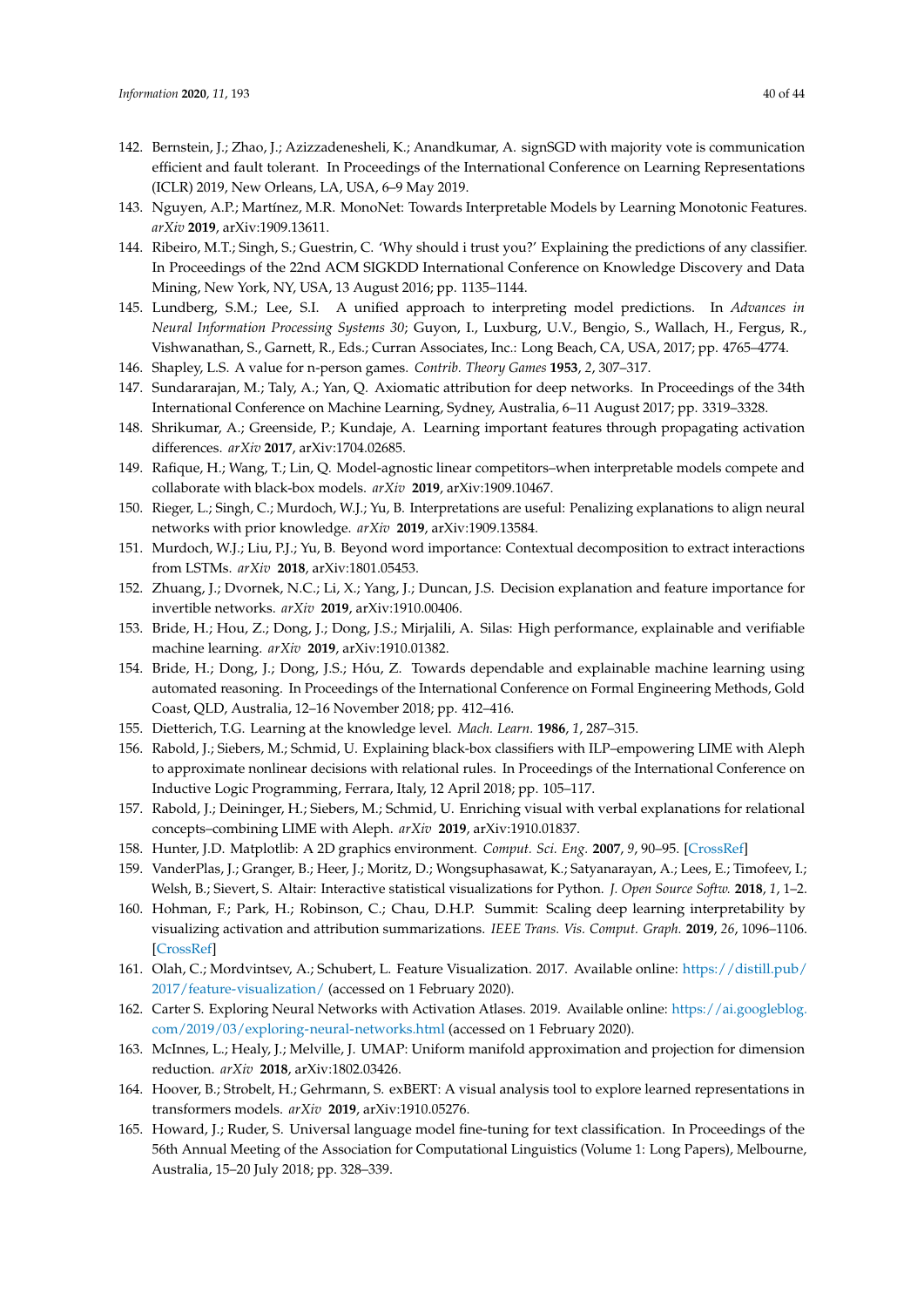142. Bernstein, J.; Zhao, J.; Azizzadenesheli, K.; Anandkumar, A. signSGD with majority vote is communication efficient and fault tolerant. In Proceedings of the International Conference on Learning Representations (ICLR) 2019, New Orleans, LA, USA, 6–9 May 2019.
143. Nguyen, A.P.; Martínez, M.R. MonoNet: Towards Interpretable Models by Learning Monotonic Features. *arXiv* **2019**, arXiv:1909.13611.
144. Ribeiro, M.T.; Singh, S.; Guestrin, C. 'Why should i trust you?' Explaining the predictions of any classifier. In Proceedings of the 22nd ACM SIGKDD International Conference on Knowledge Discovery and Data Mining, New York, NY, USA, 13 August 2016; pp. 1135–1144.
145. Lundberg, S.M.; Lee, S.I. A unified approach to interpreting model predictions. In *Advances in Neural Information Processing Systems 30*; Guyon, I., Luxburg, U.V., Bengio, S., Wallach, H., Fergus, R., Vishwanathan, S., Garnett, R., Eds.; Curran Associates, Inc.: Long Beach, CA, USA, 2017; pp. 4765–4774.
146. Shapley, L.S. A value for n-person games. *Contrib. Theory Games* **1953**, *2*, 307–317.
147. Sundararajan, M.; Taly, A.; Yan, Q. Axiomatic attribution for deep networks. In Proceedings of the 34th International Conference on Machine Learning, Sydney, Australia, 6–11 August 2017; pp. 3319–3328.
148. Shrikumar, A.; Greenside, P.; Kundaje, A. Learning important features through propagating activation differences. *arXiv* **2017**, arXiv:1704.02685.
149. Rafique, H.; Wang, T.; Lin, Q. Model-agnostic linear competitors–when interpretable models compete and collaborate with black-box models. *arXiv* **2019**, arXiv:1909.10467.
150. Rieger, L.; Singh, C.; Murdoch, W.J.; Yu, B. Interpretations are useful: Penalizing explanations to align neural networks with prior knowledge. *arXiv* **2019**, arXiv:1909.13584.
151. Murdoch, W.J.; Liu, P.J.; Yu, B. Beyond word importance: Contextual decomposition to extract interactions from LSTMs. *arXiv* **2018**, arXiv:1801.05453.
152. Zhuang, J.; Dvornek, N.C.; Li, X.; Yang, J.; Duncan, J.S. Decision explanation and feature importance for invertible networks. *arXiv* **2019**, arXiv:1910.00406.
153. Bride, H.; Hou, Z.; Dong, J.; Dong, J.S.; Mirjalili, A. Silas: High performance, explainable and verifiable machine learning. *arXiv* **2019**, arXiv:1910.01382.
154. Bride, H.; Dong, J.; Dong, J.S.; Hóu, Z. Towards dependable and explainable machine learning using automated reasoning. In Proceedings of the International Conference on Formal Engineering Methods, Gold Coast, QLD, Australia, 12–16 November 2018; pp. 412–416.
155. Dietterich, T.G. Learning at the knowledge level. *Mach. Learn.* **1986**, *1*, 287–315.
156. Rabold, J.; Siebers, M.; Schmid, U. Explaining black-box classifiers with ILP–empowering LIME with Aleph to approximate nonlinear decisions with relational rules. In Proceedings of the International Conference on Inductive Logic Programming, Ferrara, Italy, 12 April 2018; pp. 105–117.
157. Rabold, J.; Deininger, H.; Siebers, M.; Schmid, U. Enriching visual with verbal explanations for relational concepts–combining LIME with Aleph. *arXiv* **2019**, arXiv:1910.01837.
158. Hunter, J.D. Matplotlib: A 2D graphics environment. *Comput. Sci. Eng.* **2007**, *9*, 90–95. [CrossRef]
159. VanderPlas, J.; Granger, B.; Heer, J.; Moritz, D.; Wongsuphasawat, K.; Satyanarayan, A.; Lees, E.; Timofeev, I.; Welsh, B.; Sievert, S. Altair: Interactive statistical visualizations for Python. *J. Open Source Softw.* **2018**, *1*, 1–2.
160. Hohman, F.; Park, H.; Robinson, C.; Chau, D.H.P. Summit: Scaling deep learning interpretability by visualizing activation and attribution summarizations. *IEEE Trans. Vis. Comput. Graph.* **2019**, *26*, 1096–1106. [CrossRef]
161. Olah, C.; Mordvintsev, A.; Schubert, L. Feature Visualization. 2017. Available online: https://distill.pub/2017/feature-visualization/ (accessed on 1 February 2020).
162. Carter S. Exploring Neural Networks with Activation Atlases. 2019. Available online: https://ai.googleblog.com/2019/03/exploring-neural-networks.html (accessed on 1 February 2020).
163. McInnes, L.; Healy, J.; Melville, J. UMAP: Uniform manifold approximation and projection for dimension reduction. *arXiv* **2018**, arXiv:1802.03426.
164. Hoover, B.; Strobelt, H.; Gehrmann, S. exBERT: A visual analysis tool to explore learned representations in transformers models. *arXiv* **2019**, arXiv:1910.05276.
165. Howard, J.; Ruder, S. Universal language model fine-tuning for text classification. In Proceedings of the 56th Annual Meeting of the Association for Computational Linguistics (Volume 1: Long Papers), Melbourne, Australia, 15–20 July 2018; pp. 328–339.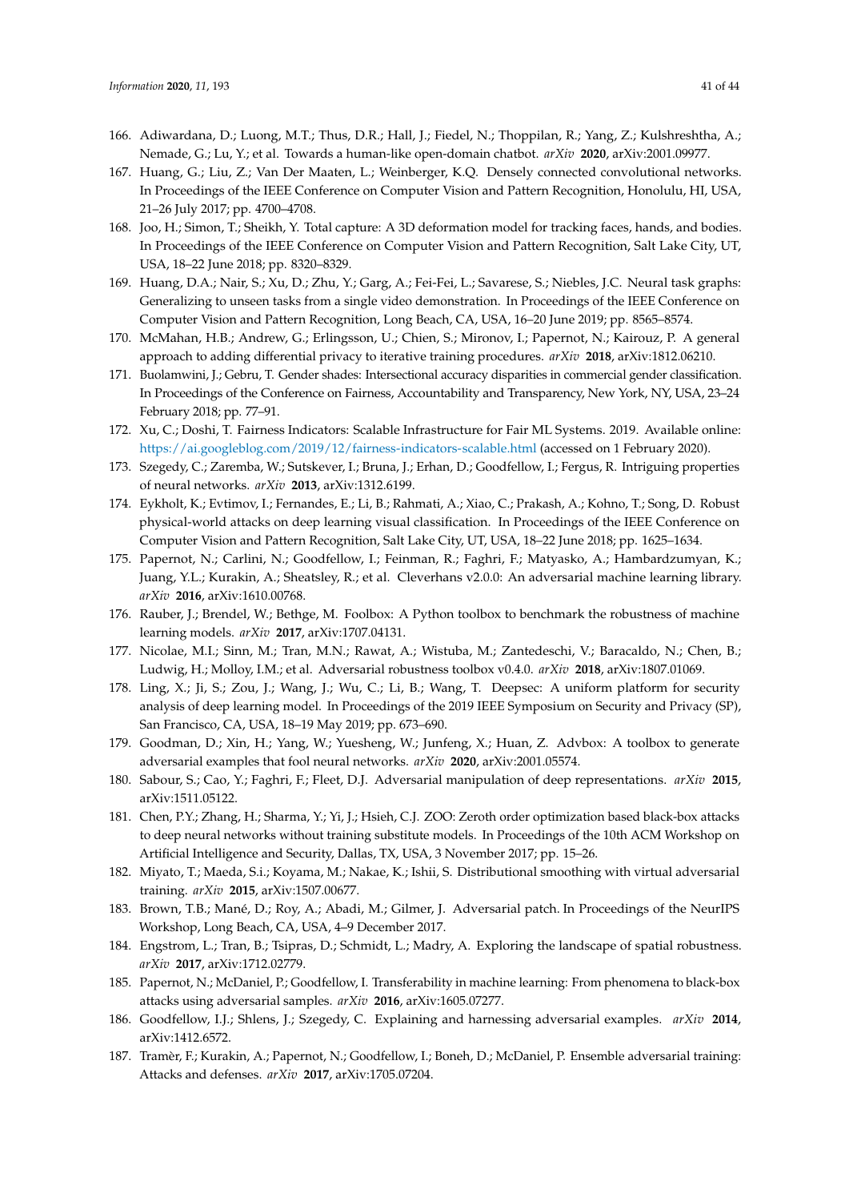166. Adiwardana, D.; Luong, M.T.; Thus, D.R.; Hall, J.; Fiedel, N.; Thoppilan, R.; Yang, Z.; Kulshreshtha, A.; Nemade, G.; Lu, Y.; et al. Towards a human-like open-domain chatbot. *arXiv* **2020**, arXiv:2001.09977.
167. Huang, G.; Liu, Z.; Van Der Maaten, L.; Weinberger, K.Q. Densely connected convolutional networks. In Proceedings of the IEEE Conference on Computer Vision and Pattern Recognition, Honolulu, HI, USA, 21–26 July 2017; pp. 4700–4708.
168. Joo, H.; Simon, T.; Sheikh, Y. Total capture: A 3D deformation model for tracking faces, hands, and bodies. In Proceedings of the IEEE Conference on Computer Vision and Pattern Recognition, Salt Lake City, UT, USA, 18–22 June 2018; pp. 8320–8329.
169. Huang, D.A.; Nair, S.; Xu, D.; Zhu, Y.; Garg, A.; Fei-Fei, L.; Savarese, S.; Niebles, J.C. Neural task graphs: Generalizing to unseen tasks from a single video demonstration. In Proceedings of the IEEE Conference on Computer Vision and Pattern Recognition, Long Beach, CA, USA, 16–20 June 2019; pp. 8565–8574.
170. McMahan, H.B.; Andrew, G.; Erlingsson, U.; Chien, S.; Mironov, I.; Papernot, N.; Kairouz, P. A general approach to adding differential privacy to iterative training procedures. *arXiv* **2018**, arXiv:1812.06210.
171. Buolamwini, J.; Gebru, T. Gender shades: Intersectional accuracy disparities in commercial gender classification. In Proceedings of the Conference on Fairness, Accountability and Transparency, New York, NY, USA, 23–24 February 2018; pp. 77–91.
172. Xu, C.; Doshi, T. Fairness Indicators: Scalable Infrastructure for Fair ML Systems. 2019. Available online: https://ai.googleblog.com/2019/12/fairness-indicators-scalable.html (accessed on 1 February 2020).
173. Szegedy, C.; Zaremba, W.; Sutskever, I.; Bruna, J.; Erhan, D.; Goodfellow, I.; Fergus, R. Intriguing properties of neural networks. *arXiv* **2013**, arXiv:1312.6199.
174. Eykholt, K.; Evtimov, I.; Fernandes, E.; Li, B.; Rahmati, A.; Xiao, C.; Prakash, A.; Kohno, T.; Song, D. Robust physical-world attacks on deep learning visual classification. In Proceedings of the IEEE Conference on Computer Vision and Pattern Recognition, Salt Lake City, UT, USA, 18–22 June 2018; pp. 1625–1634.
175. Papernot, N.; Carlini, N.; Goodfellow, I.; Feinman, R.; Faghri, F.; Matyasko, A.; Hambardzumyan, K.; Juang, Y.L.; Kurakin, A.; Sheatsley, R.; et al. Cleverhans v2.0.0: An adversarial machine learning library. *arXiv* **2016**, arXiv:1610.00768.
176. Rauber, J.; Brendel, W.; Bethge, M. Foolbox: A Python toolbox to benchmark the robustness of machine learning models. *arXiv* **2017**, arXiv:1707.04131.
177. Nicolae, M.I.; Sinn, M.; Tran, M.N.; Rawat, A.; Wistuba, M.; Zantedeschi, V.; Baracaldo, N.; Chen, B.; Ludwig, H.; Molloy, I.M.; et al. Adversarial robustness toolbox v0.4.0. *arXiv* **2018**, arXiv:1807.01069.
178. Ling, X.; Ji, S.; Zou, J.; Wang, J.; Wu, C.; Li, B.; Wang, T. Deepsec: A uniform platform for security analysis of deep learning model. In Proceedings of the 2019 IEEE Symposium on Security and Privacy (SP), San Francisco, CA, USA, 18–19 May 2019; pp. 673–690.
179. Goodman, D.; Xin, H.; Yang, W.; Yuesheng, W.; Junfeng, X.; Huan, Z. Advbox: A toolbox to generate adversarial examples that fool neural networks. *arXiv* **2020**, arXiv:2001.05574.
180. Sabour, S.; Cao, Y.; Faghri, F.; Fleet, D.J. Adversarial manipulation of deep representations. *arXiv* **2015**, arXiv:1511.05122.
181. Chen, P.Y.; Zhang, H.; Sharma, Y.; Yi, J.; Hsieh, C.J. ZOO: Zeroth order optimization based black-box attacks to deep neural networks without training substitute models. In Proceedings of the 10th ACM Workshop on Artificial Intelligence and Security, Dallas, TX, USA, 3 November 2017; pp. 15–26.
182. Miyato, T.; Maeda, S.i.; Koyama, M.; Nakae, K.; Ishii, S. Distributional smoothing with virtual adversarial training. *arXiv* **2015**, arXiv:1507.00677.
183. Brown, T.B.; Mané, D.; Roy, A.; Abadi, M.; Gilmer, J. Adversarial patch. In Proceedings of the NeurIPS Workshop, Long Beach, CA, USA, 4–9 December 2017.
184. Engstrom, L.; Tran, B.; Tsipras, D.; Schmidt, L.; Madry, A. Exploring the landscape of spatial robustness. *arXiv* **2017**, arXiv:1712.02779.
185. Papernot, N.; McDaniel, P.; Goodfellow, I. Transferability in machine learning: From phenomena to black-box attacks using adversarial samples. *arXiv* **2016**, arXiv:1605.07277.
186. Goodfellow, I.J.; Shlens, J.; Szegedy, C. Explaining and harnessing adversarial examples. *arXiv* **2014**, arXiv:1412.6572.
187. Tramèr, F.; Kurakin, A.; Papernot, N.; Goodfellow, I.; Boneh, D.; McDaniel, P. Ensemble adversarial training: Attacks and defenses. *arXiv* **2017**, arXiv:1705.07204.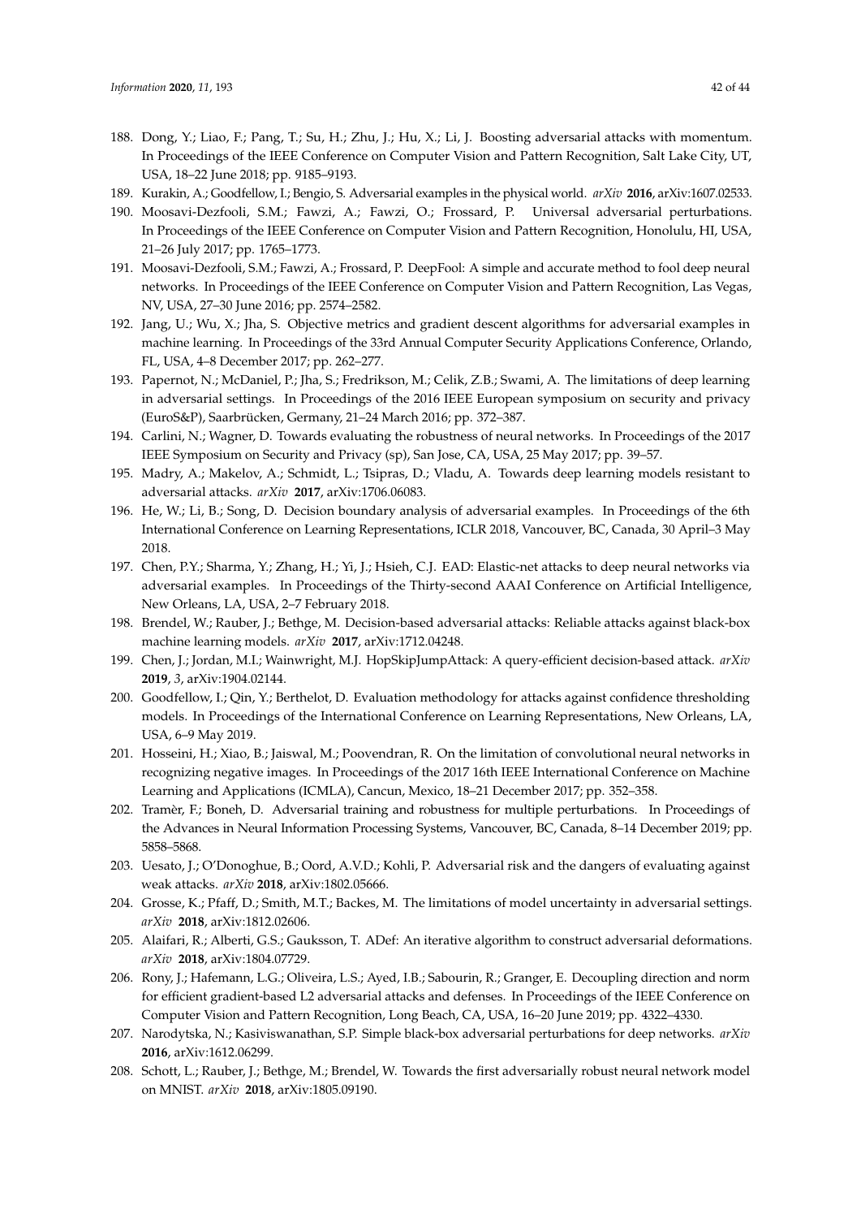188. Dong, Y.; Liao, F.; Pang, T.; Su, H.; Zhu, J.; Hu, X.; Li, J. Boosting adversarial attacks with momentum. In Proceedings of the IEEE Conference on Computer Vision and Pattern Recognition, Salt Lake City, UT, USA, 18–22 June 2018; pp. 9185–9193.
189. Kurakin, A.; Goodfellow, I.; Bengio, S. Adversarial examples in the physical world. *arXiv* **2016**, arXiv:1607.02533.
190. Moosavi-Dezfooli, S.M.; Fawzi, A.; Fawzi, O.; Frossard, P. Universal adversarial perturbations. In Proceedings of the IEEE Conference on Computer Vision and Pattern Recognition, Honolulu, HI, USA, 21–26 July 2017; pp. 1765–1773.
191. Moosavi-Dezfooli, S.M.; Fawzi, A.; Frossard, P. DeepFool: A simple and accurate method to fool deep neural networks. In Proceedings of the IEEE Conference on Computer Vision and Pattern Recognition, Las Vegas, NV, USA, 27–30 June 2016; pp. 2574–2582.
192. Jang, U.; Wu, X.; Jha, S. Objective metrics and gradient descent algorithms for adversarial examples in machine learning. In Proceedings of the 33rd Annual Computer Security Applications Conference, Orlando, FL, USA, 4–8 December 2017; pp. 262–277.
193. Papernot, N.; McDaniel, P.; Jha, S.; Fredrikson, M.; Celik, Z.B.; Swami, A. The limitations of deep learning in adversarial settings. In Proceedings of the 2016 IEEE European symposium on security and privacy (EuroS&P), Saarbrücken, Germany, 21–24 March 2016; pp. 372–387.
194. Carlini, N.; Wagner, D. Towards evaluating the robustness of neural networks. In Proceedings of the 2017 IEEE Symposium on Security and Privacy (sp), San Jose, CA, USA, 25 May 2017; pp. 39–57.
195. Madry, A.; Makelov, A.; Schmidt, L.; Tsipras, D.; Vladu, A. Towards deep learning models resistant to adversarial attacks. *arXiv* **2017**, arXiv:1706.06083.
196. He, W.; Li, B.; Song, D. Decision boundary analysis of adversarial examples. In Proceedings of the 6th International Conference on Learning Representations, ICLR 2018, Vancouver, BC, Canada, 30 April–3 May 2018.
197. Chen, P.Y.; Sharma, Y.; Zhang, H.; Yi, J.; Hsieh, C.J. EAD: Elastic-net attacks to deep neural networks via adversarial examples. In Proceedings of the Thirty-second AAAI Conference on Artificial Intelligence, New Orleans, LA, USA, 2–7 February 2018.
198. Brendel, W.; Rauber, J.; Bethge, M. Decision-based adversarial attacks: Reliable attacks against black-box machine learning models. *arXiv* **2017**, arXiv:1712.04248.
199. Chen, J.; Jordan, M.I.; Wainwright, M.J. HopSkipJumpAttack: A query-efficient decision-based attack. *arXiv* **2019**, *3*, arXiv:1904.02144.
200. Goodfellow, I.; Qin, Y.; Berthelot, D. Evaluation methodology for attacks against confidence thresholding models. In Proceedings of the International Conference on Learning Representations, New Orleans, LA, USA, 6–9 May 2019.
201. Hosseini, H.; Xiao, B.; Jaiswal, M.; Poovendran, R. On the limitation of convolutional neural networks in recognizing negative images. In Proceedings of the 2017 16th IEEE International Conference on Machine Learning and Applications (ICMLA), Cancun, Mexico, 18–21 December 2017; pp. 352–358.
202. Tramèr, F.; Boneh, D. Adversarial training and robustness for multiple perturbations. In Proceedings of the Advances in Neural Information Processing Systems, Vancouver, BC, Canada, 8–14 December 2019; pp. 5858–5868.
203. Uesato, J.; O'Donoghue, B.; Oord, A.V.D.; Kohli, P. Adversarial risk and the dangers of evaluating against weak attacks. *arXiv* **2018**, arXiv:1802.05666.
204. Grosse, K.; Pfaff, D.; Smith, M.T.; Backes, M. The limitations of model uncertainty in adversarial settings. *arXiv* **2018**, arXiv:1812.02606.
205. Alaifari, R.; Alberti, G.S.; Gauksson, T. ADef: An iterative algorithm to construct adversarial deformations. *arXiv* **2018**, arXiv:1804.07729.
206. Rony, J.; Hafemann, L.G.; Oliveira, L.S.; Ayed, I.B.; Sabourin, R.; Granger, E. Decoupling direction and norm for efficient gradient-based L2 adversarial attacks and defenses. In Proceedings of the IEEE Conference on Computer Vision and Pattern Recognition, Long Beach, CA, USA, 16–20 June 2019; pp. 4322–4330.
207. Narodytska, N.; Kasiviswanathan, S.P. Simple black-box adversarial perturbations for deep networks. *arXiv* **2016**, arXiv:1612.06299.
208. Schott, L.; Rauber, J.; Bethge, M.; Brendel, W. Towards the first adversarially robust neural network model on MNIST. *arXiv* **2018**, arXiv:1805.09190.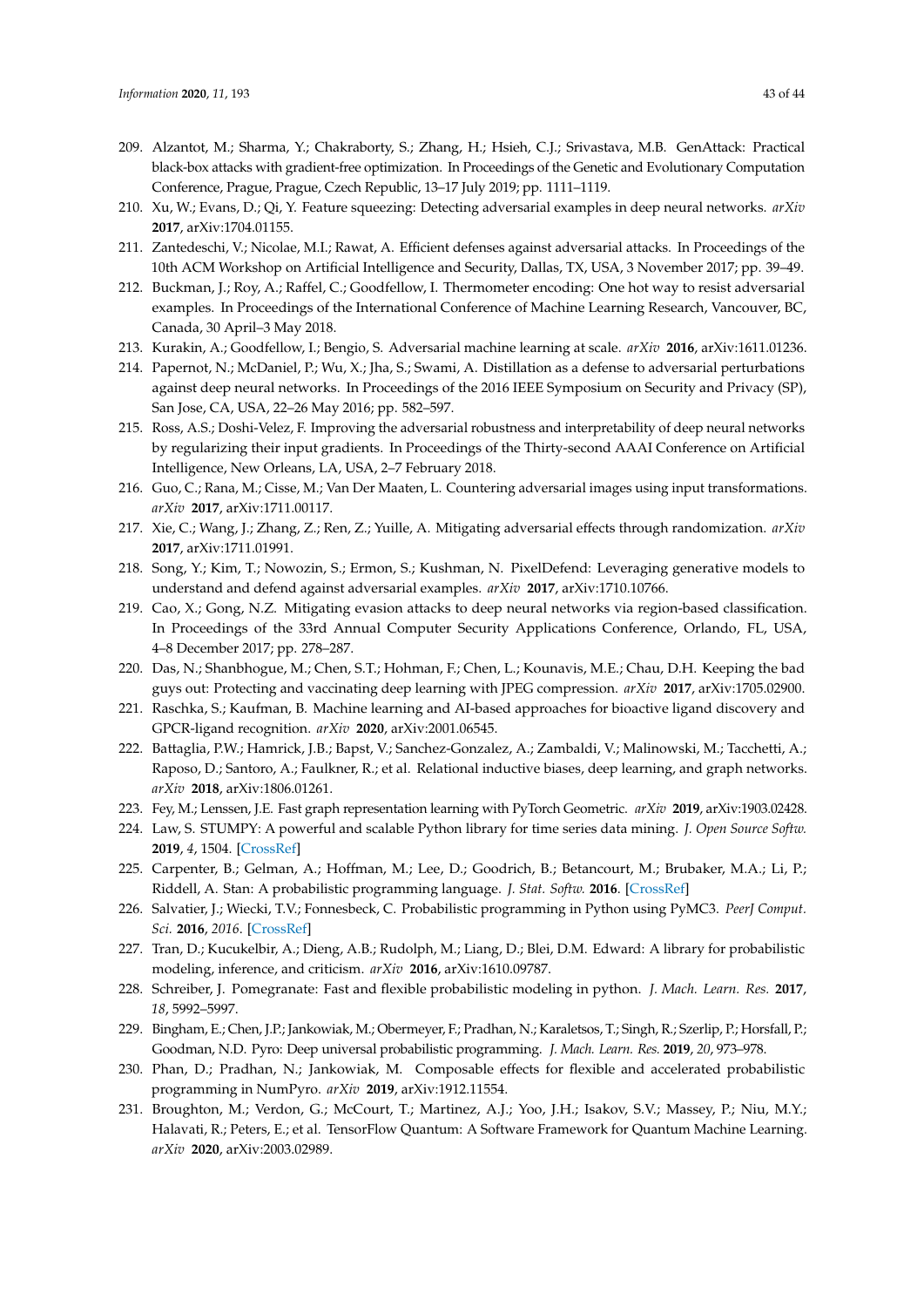209. Alzantot, M.; Sharma, Y.; Chakraborty, S.; Zhang, H.; Hsieh, C.J.; Srivastava, M.B. GenAttack: Practical black-box attacks with gradient-free optimization. In Proceedings of the Genetic and Evolutionary Computation Conference, Prague, Prague, Czech Republic, 13–17 July 2019; pp. 1111–1119.
210. Xu, W.; Evans, D.; Qi, Y. Feature squeezing: Detecting adversarial examples in deep neural networks. *arXiv* **2017**, arXiv:1704.01155.
211. Zantedeschi, V.; Nicolae, M.I.; Rawat, A. Efficient defenses against adversarial attacks. In Proceedings of the 10th ACM Workshop on Artificial Intelligence and Security, Dallas, TX, USA, 3 November 2017; pp. 39–49.
212. Buckman, J.; Roy, A.; Raffel, C.; Goodfellow, I. Thermometer encoding: One hot way to resist adversarial examples. In Proceedings of the International Conference of Machine Learning Research, Vancouver, BC, Canada, 30 April–3 May 2018.
213. Kurakin, A.; Goodfellow, I.; Bengio, S. Adversarial machine learning at scale. *arXiv* **2016**, arXiv:1611.01236.
214. Papernot, N.; McDaniel, P.; Wu, X.; Jha, S.; Swami, A. Distillation as a defense to adversarial perturbations against deep neural networks. In Proceedings of the 2016 IEEE Symposium on Security and Privacy (SP), San Jose, CA, USA, 22–26 May 2016; pp. 582–597.
215. Ross, A.S.; Doshi-Velez, F. Improving the adversarial robustness and interpretability of deep neural networks by regularizing their input gradients. In Proceedings of the Thirty-second AAAI Conference on Artificial Intelligence, New Orleans, LA, USA, 2–7 February 2018.
216. Guo, C.; Rana, M.; Cisse, M.; Van Der Maaten, L. Countering adversarial images using input transformations. *arXiv* **2017**, arXiv:1711.00117.
217. Xie, C.; Wang, J.; Zhang, Z.; Ren, Z.; Yuille, A. Mitigating adversarial effects through randomization. *arXiv* **2017**, arXiv:1711.01991.
218. Song, Y.; Kim, T.; Nowozin, S.; Ermon, S.; Kushman, N. PixelDefend: Leveraging generative models to understand and defend against adversarial examples. *arXiv* **2017**, arXiv:1710.10766.
219. Cao, X.; Gong, N.Z. Mitigating evasion attacks to deep neural networks via region-based classification. In Proceedings of the 33rd Annual Computer Security Applications Conference, Orlando, FL, USA, 4–8 December 2017; pp. 278–287.
220. Das, N.; Shanbhogue, M.; Chen, S.T.; Hohman, F.; Chen, L.; Kounavis, M.E.; Chau, D.H. Keeping the bad guys out: Protecting and vaccinating deep learning with JPEG compression. *arXiv* **2017**, arXiv:1705.02900.
221. Raschka, S.; Kaufman, B. Machine learning and AI-based approaches for bioactive ligand discovery and GPCR-ligand recognition. *arXiv* **2020**, arXiv:2001.06545.
222. Battaglia, P.W.; Hamrick, J.B.; Bapst, V.; Sanchez-Gonzalez, A.; Zambaldi, V.; Malinowski, M.; Tacchetti, A.; Raposo, D.; Santoro, A.; Faulkner, R.; et al. Relational inductive biases, deep learning, and graph networks. *arXiv* **2018**, arXiv:1806.01261.
223. Fey, M.; Lenssen, J.E. Fast graph representation learning with PyTorch Geometric. *arXiv* **2019**, arXiv:1903.02428.
224. Law, S. STUMPY: A powerful and scalable Python library for time series data mining. *J. Open Source Softw.* **2019**, *4*, 1504. [CrossRef]
225. Carpenter, B.; Gelman, A.; Hoffman, M.; Lee, D.; Goodrich, B.; Betancourt, M.; Brubaker, M.A.; Li, P.; Riddell, A. Stan: A probabilistic programming language. *J. Stat. Softw.* **2016**. [CrossRef]
226. Salvatier, J.; Wiecki, T.V.; Fonnesbeck, C. Probabilistic programming in Python using PyMC3. *PeerJ Comput. Sci.* **2016**, *2016*. [CrossRef]
227. Tran, D.; Kucukelbir, A.; Dieng, A.B.; Rudolph, M.; Liang, D.; Blei, D.M. Edward: A library for probabilistic modeling, inference, and criticism. *arXiv* **2016**, arXiv:1610.09787.
228. Schreiber, J. Pomegranate: Fast and flexible probabilistic modeling in python. *J. Mach. Learn. Res.* **2017**, *18*, 5992–5997.
229. Bingham, E.; Chen, J.P.; Jankowiak, M.; Obermeyer, F.; Pradhan, N.; Karaletsos, T.; Singh, R.; Szerlip, P.; Horsfall, P.; Goodman, N.D. Pyro: Deep universal probabilistic programming. *J. Mach. Learn. Res.* **2019**, *20*, 973–978.
230. Phan, D.; Pradhan, N.; Jankowiak, M. Composable effects for flexible and accelerated probabilistic programming in NumPyro. *arXiv* **2019**, arXiv:1912.11554.
231. Broughton, M.; Verdon, G.; McCourt, T.; Martinez, A.J.; Yoo, J.H.; Isakov, S.V.; Massey, P.; Niu, M.Y.; Halavati, R.; Peters, E.; et al. TensorFlow Quantum: A Software Framework for Quantum Machine Learning. *arXiv* **2020**, arXiv:2003.02989.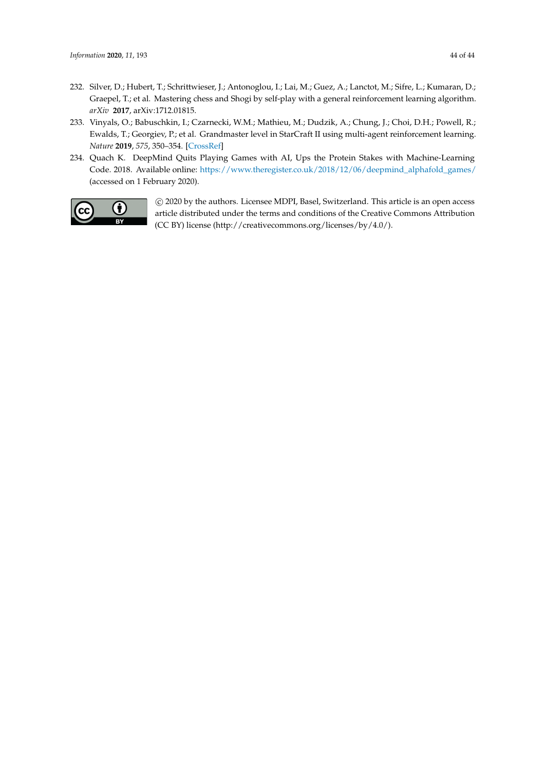232. Silver, D.; Hubert, T.; Schrittwieser, J.; Antonoglou, I.; Lai, M.; Guez, A.; Lanctot, M.; Sifre, L.; Kumaran, D.; Graepel, T.; et al. Mastering chess and Shogi by self-play with a general reinforcement learning algorithm. *arXiv* **2017**, arXiv:1712.01815.
233. Vinyals, O.; Babuschkin, I.; Czarnecki, W.M.; Mathieu, M.; Dudzik, A.; Chung, J.; Choi, D.H.; Powell, R.; Ewalds, T.; Georgiev, P.; et al. Grandmaster level in StarCraft II using multi-agent reinforcement learning. *Nature* **2019**, *575*, 350–354. [CrossRef]
234. Quach K. DeepMind Quits Playing Games with AI, Ups the Protein Stakes with Machine-Learning Code. 2018. Available online: https://www.theregister.co.uk/2018/12/06/deepmind_alphafold_games/ (accessed on 1 February 2020).

© 2020 by the authors. Licensee MDPI, Basel, Switzerland. This article is an open access article distributed under the terms and conditions of the Creative Commons Attribution (CC BY) license (http://creativecommons.org/licenses/by/4.0/).